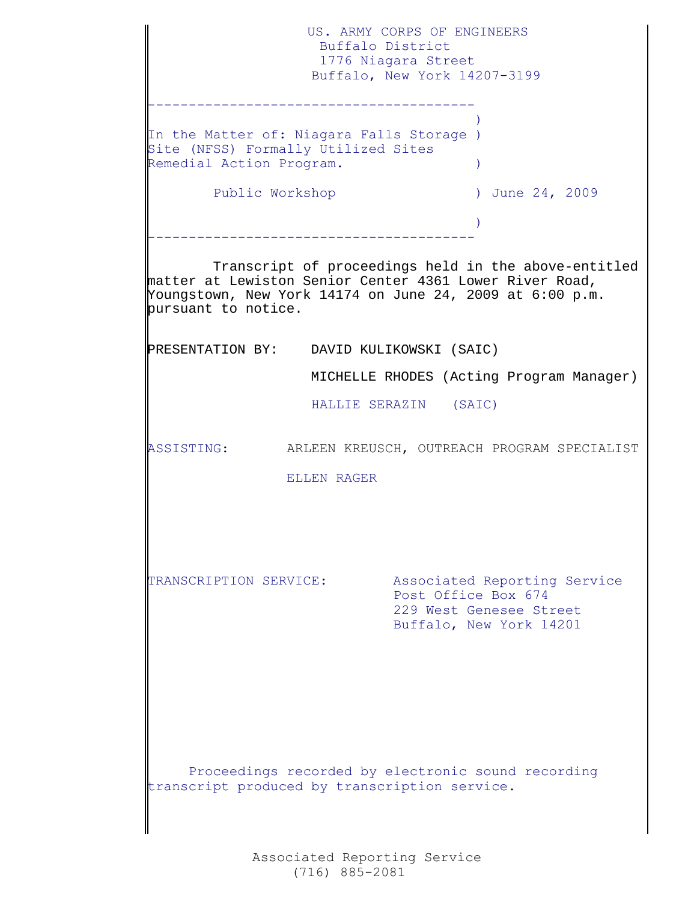US. ARMY CORPS OF ENGINEERS
Buffalo District
1776 Niagara Street
Buffalo, New York 14207-3199

---

In the Matter of: Niagara Falls Storage Site (NFSS) Formally Utilized Sites Remedial Action Program.

Public Workshop — June 24, 2009

---

Transcript of proceedings held in the above-entitled matter at Lewiston Senior Center 4361 Lower River Road, Youngstown, New York 14174 on June 24, 2009 at 6:00 p.m. pursuant to notice.

PRESENTATION BY: DAVID KULIKOWSKI (SAIC)

MICHELLE RHODES (Acting Program Manager)

HALLIE SERAZIN (SAIC)

ASSISTING: ARLEEN KREUSCH, OUTREACH PROGRAM SPECIALIST

ELLEN RAGER

TRANSCRIPTION SERVICE: Associated Reporting Service
Post Office Box 674
229 West Genesee Street
Buffalo, New York 14201

Proceedings recorded by electronic sound recording transcript produced by transcription service.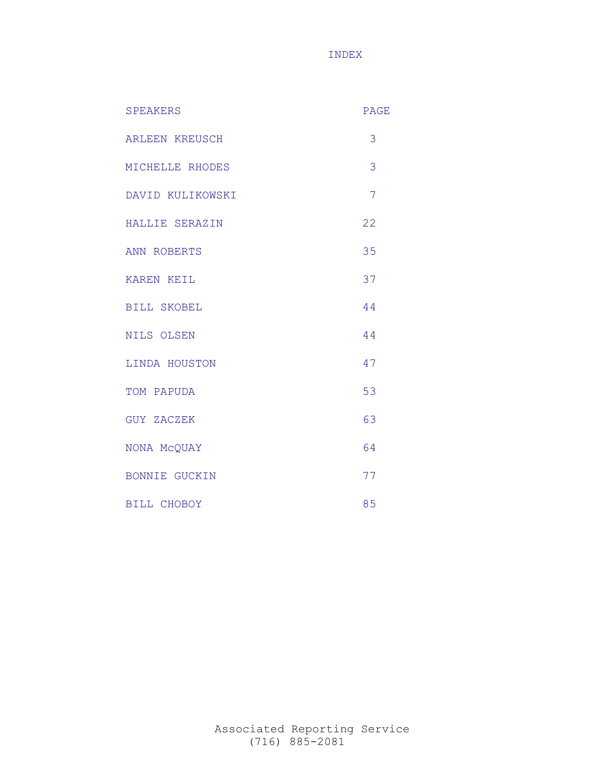# INDEX

| SPEAKERS | PAGE |
| --- | --- |
| ARLEEN KREUSCH | 3 |
| MICHELLE RHODES | 3 |
| DAVID KULIKOWSKI | 7 |
| HALLIE SERAZIN | 22 |
| ANN ROBERTS | 35 |
| KAREN KEIL | 37 |
| BILL SKOBEL | 44 |
| NILS OLSEN | 44 |
| LINDA HOUSTON | 47 |
| TOM PAPUDA | 53 |
| GUY ZACZEK | 63 |
| NONA McQUAY | 64 |
| BONNIE GUCKIN | 77 |
| BILL CHOBOY | 85 |

Associated Reporting Service
(716) 885-2081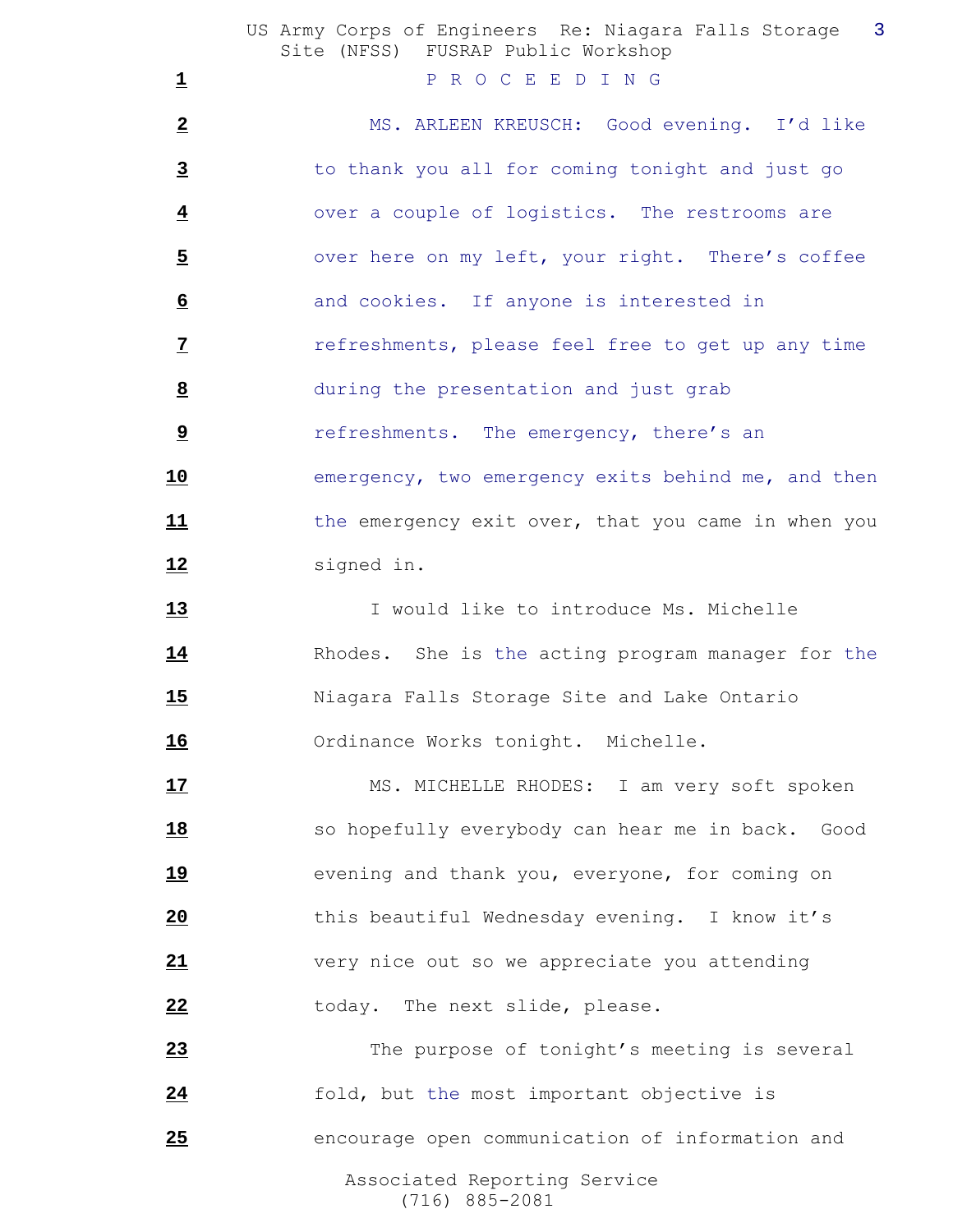P R O C E E D I N G

MS. ARLEEN KREUSCH: Good evening. I'd like to thank you all for coming tonight and just go over a couple of logistics. The restrooms are over here on my left, your right. There's coffee and cookies. If anyone is interested in refreshments, please feel free to get up any time during the presentation and just grab refreshments. The emergency, there's an emergency, two emergency exits behind me, and then the emergency exit over, that you came in when you signed in.

I would like to introduce Ms. Michelle Rhodes. She is the acting program manager for the Niagara Falls Storage Site and Lake Ontario Ordinance Works tonight. Michelle.

MS. MICHELLE RHODES: I am very soft spoken so hopefully everybody can hear me in back. Good evening and thank you, everyone, for coming on this beautiful Wednesday evening. I know it's very nice out so we appreciate you attending today. The next slide, please.

The purpose of tonight's meeting is several fold, but the most important objective is encourage open communication of information and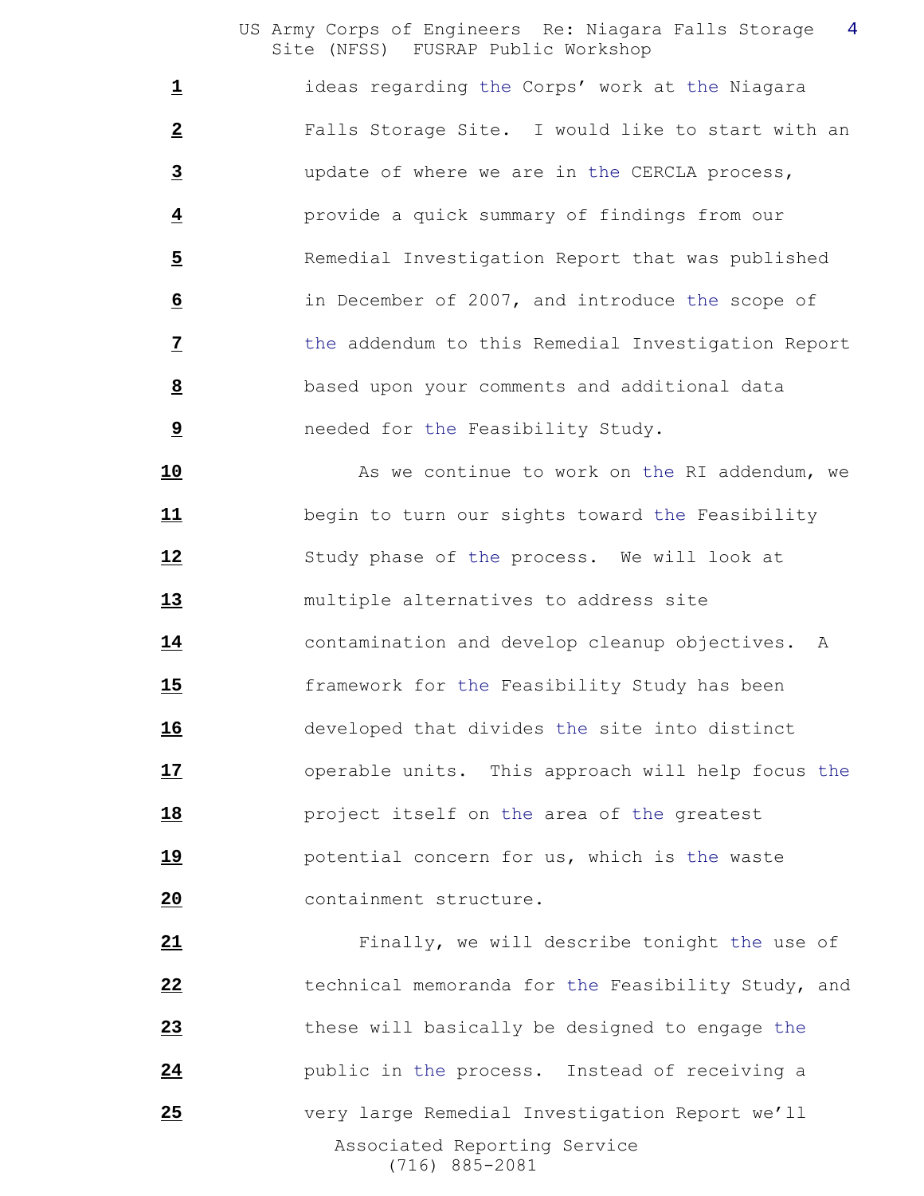ideas regarding the Corps' work at the Niagara Falls Storage Site. I would like to start with an update of where we are in the CERCLA process, provide a quick summary of findings from our Remedial Investigation Report that was published in December of 2007, and introduce the scope of the addendum to this Remedial Investigation Report based upon your comments and additional data needed for the Feasibility Study.

As we continue to work on the RI addendum, we begin to turn our sights toward the Feasibility Study phase of the process. We will look at multiple alternatives to address site contamination and develop cleanup objectives. A framework for the Feasibility Study has been developed that divides the site into distinct operable units. This approach will help focus the project itself on the area of the greatest potential concern for us, which is the waste containment structure.

Finally, we will describe tonight the use of technical memoranda for the Feasibility Study, and these will basically be designed to engage the public in the process. Instead of receiving a very large Remedial Investigation Report we'll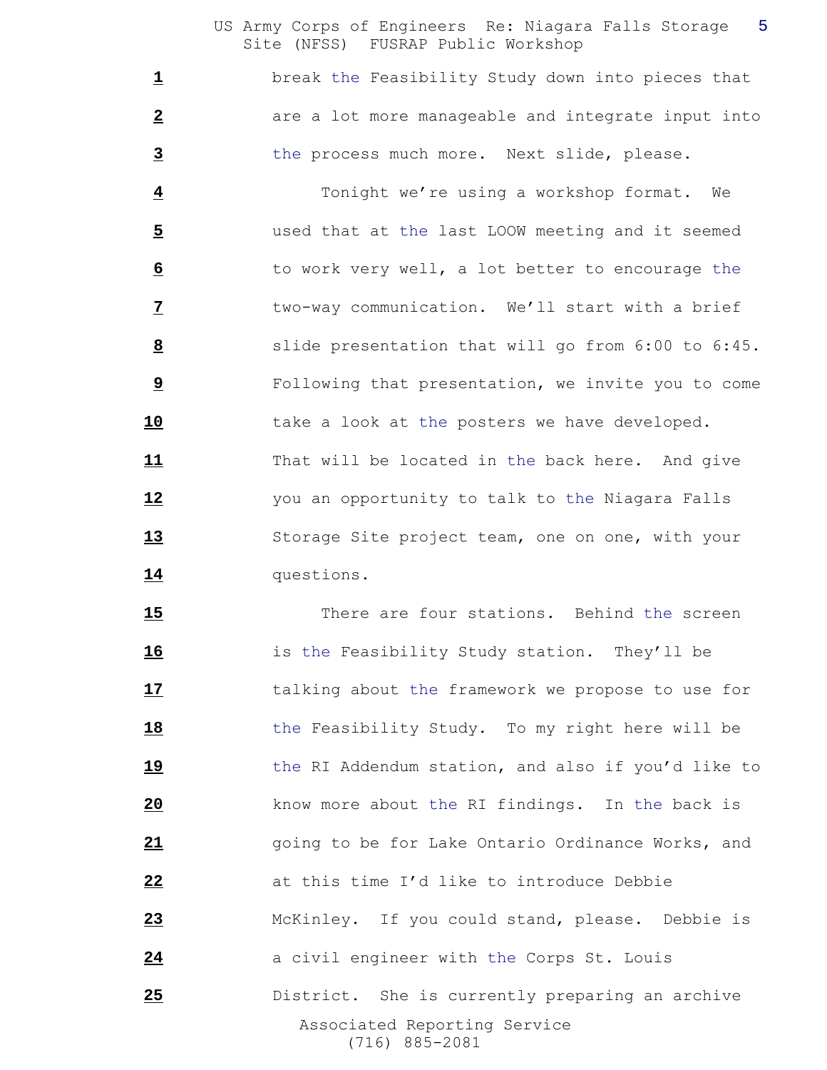1 break the Feasibility Study down into pieces that

2 are a lot more manageable and integrate input into

3 the process much more. Next slide, please.

4 Tonight we're using a workshop format. We

5 used that at the last LOOW meeting and it seemed

6 to work very well, a lot better to encourage the

7 two-way communication. We'll start with a brief

8 slide presentation that will go from 6:00 to 6:45.

9 Following that presentation, we invite you to come

10 take a look at the posters we have developed.

11 That will be located in the back here. And give

12 you an opportunity to talk to the Niagara Falls

13 Storage Site project team, one on one, with your

14 questions.

15 There are four stations. Behind the screen

16 is the Feasibility Study station. They'll be

17 talking about the framework we propose to use for

18 the Feasibility Study. To my right here will be

19 the RI Addendum station, and also if you'd like to

20 know more about the RI findings. In the back is

21 going to be for Lake Ontario Ordinance Works, and

22 at this time I'd like to introduce Debbie

23 McKinley. If you could stand, please. Debbie is

24 a civil engineer with the Corps St. Louis

25 District. She is currently preparing an archive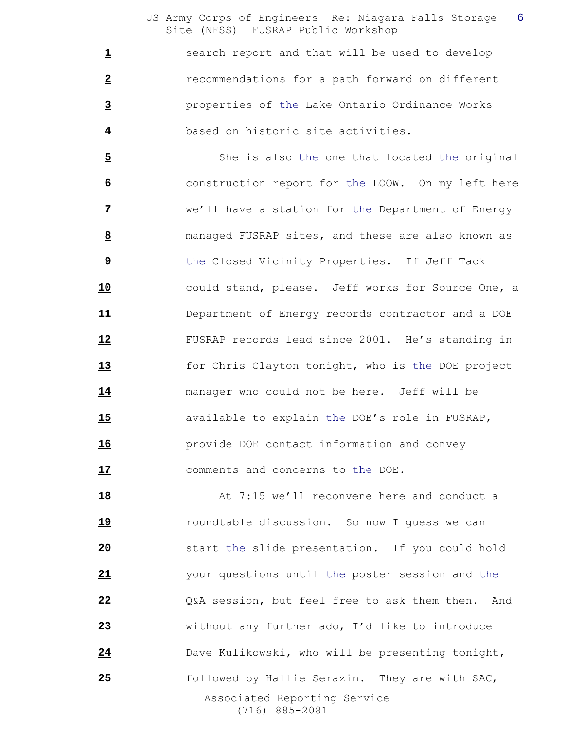search report and that will be used to develop recommendations for a path forward on different properties of the Lake Ontario Ordinance Works based on historic site activities.

She is also the one that located the original construction report for the LOOW. On my left here we'll have a station for the Department of Energy managed FUSRAP sites, and these are also known as the Closed Vicinity Properties. If Jeff Tack could stand, please. Jeff works for Source One, a Department of Energy records contractor and a DOE FUSRAP records lead since 2001. He's standing in for Chris Clayton tonight, who is the DOE project manager who could not be here. Jeff will be available to explain the DOE's role in FUSRAP, provide DOE contact information and convey comments and concerns to the DOE.

At 7:15 we'll reconvene here and conduct a roundtable discussion. So now I guess we can start the slide presentation. If you could hold your questions until the poster session and the Q&A session, but feel free to ask them then. And without any further ado, I'd like to introduce Dave Kulikowski, who will be presenting tonight, followed by Hallie Serazin. They are with SAC,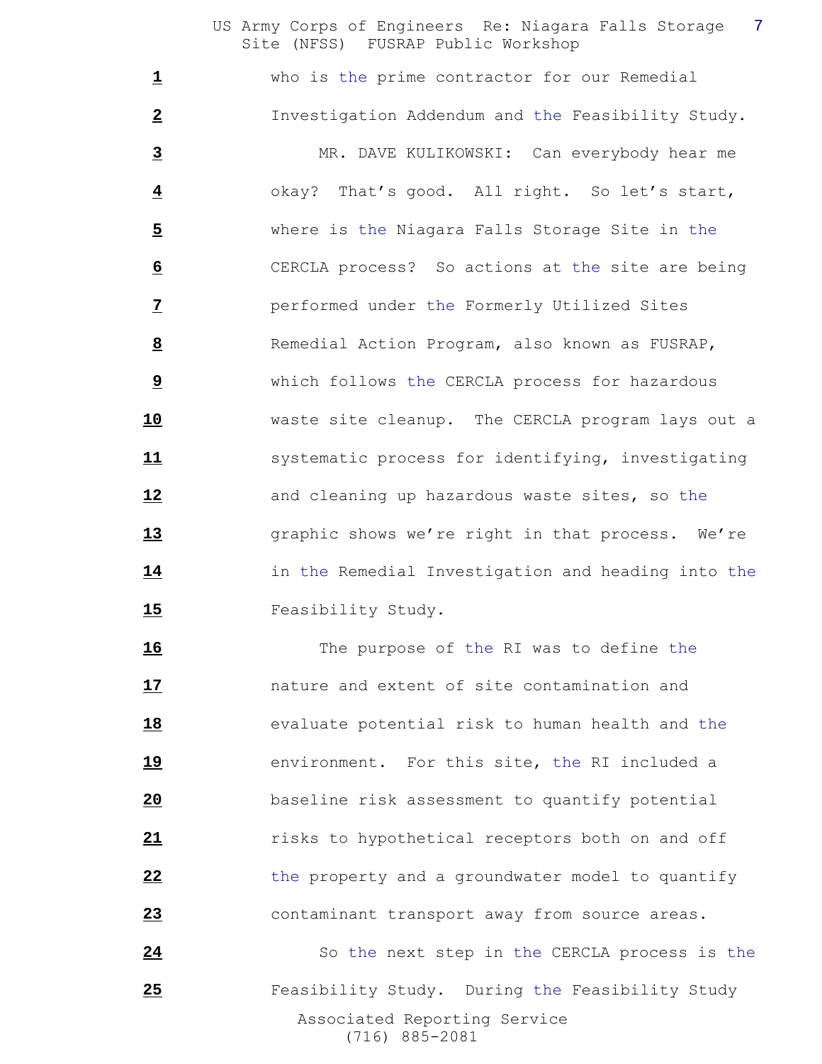who is the prime contractor for our Remedial Investigation Addendum and the Feasibility Study.

MR. DAVE KULIKOWSKI: Can everybody hear me okay? That's good. All right. So let's start, where is the Niagara Falls Storage Site in the CERCLA process? So actions at the site are being performed under the Formerly Utilized Sites Remedial Action Program, also known as FUSRAP, which follows the CERCLA process for hazardous waste site cleanup. The CERCLA program lays out a systematic process for identifying, investigating and cleaning up hazardous waste sites, so the graphic shows we're right in that process. We're in the Remedial Investigation and heading into the Feasibility Study.

The purpose of the RI was to define the nature and extent of site contamination and evaluate potential risk to human health and the environment. For this site, the RI included a baseline risk assessment to quantify potential risks to hypothetical receptors both on and off the property and a groundwater model to quantify contaminant transport away from source areas.

So the next step in the CERCLA process is the Feasibility Study. During the Feasibility Study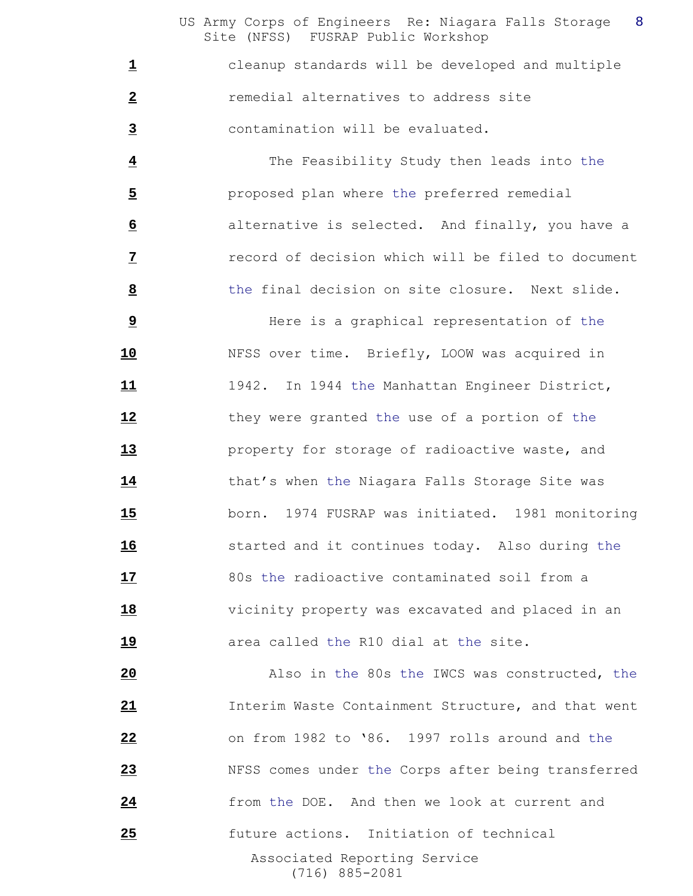1 cleanup standards will be developed and multiple

2 remedial alternatives to address site

3 contamination will be evaluated.

4 The Feasibility Study then leads into the

5 proposed plan where the preferred remedial

6 alternative is selected. And finally, you have a

7 record of decision which will be filed to document

8 the final decision on site closure. Next slide.

9 Here is a graphical representation of the

10 NFSS over time. Briefly, LOOW was acquired in

11 1942. In 1944 the Manhattan Engineer District,

12 they were granted the use of a portion of the

13 property for storage of radioactive waste, and

14 that's when the Niagara Falls Storage Site was

15 born. 1974 FUSRAP was initiated. 1981 monitoring

16 started and it continues today. Also during the

17 80s the radioactive contaminated soil from a

18 vicinity property was excavated and placed in an

19 area called the R10 dial at the site.

20 Also in the 80s the IWCS was constructed, the

21 Interim Waste Containment Structure, and that went

22 on from 1982 to '86. 1997 rolls around and the

23 NFSS comes under the Corps after being transferred

24 from the DOE. And then we look at current and

25 future actions. Initiation of technical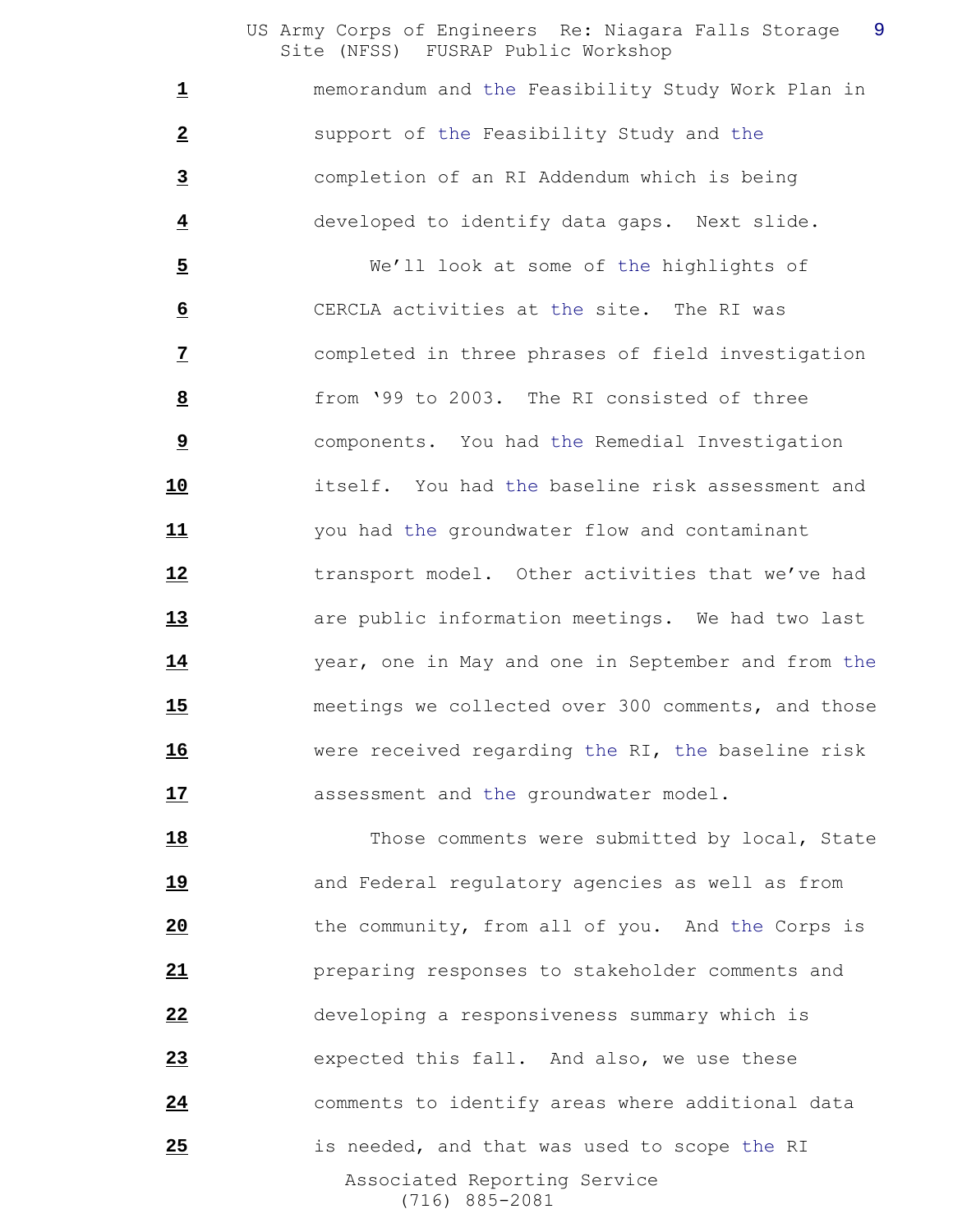memorandum and the Feasibility Study Work Plan in support of the Feasibility Study and the completion of an RI Addendum which is being developed to identify data gaps. Next slide.

We'll look at some of the highlights of CERCLA activities at the site. The RI was completed in three phrases of field investigation from '99 to 2003. The RI consisted of three components. You had the Remedial Investigation itself. You had the baseline risk assessment and you had the groundwater flow and contaminant transport model. Other activities that we've had are public information meetings. We had two last year, one in May and one in September and from the meetings we collected over 300 comments, and those were received regarding the RI, the baseline risk assessment and the groundwater model.

Those comments were submitted by local, State and Federal regulatory agencies as well as from the community, from all of you. And the Corps is preparing responses to stakeholder comments and developing a responsiveness summary which is expected this fall. And also, we use these comments to identify areas where additional data is needed, and that was used to scope the RI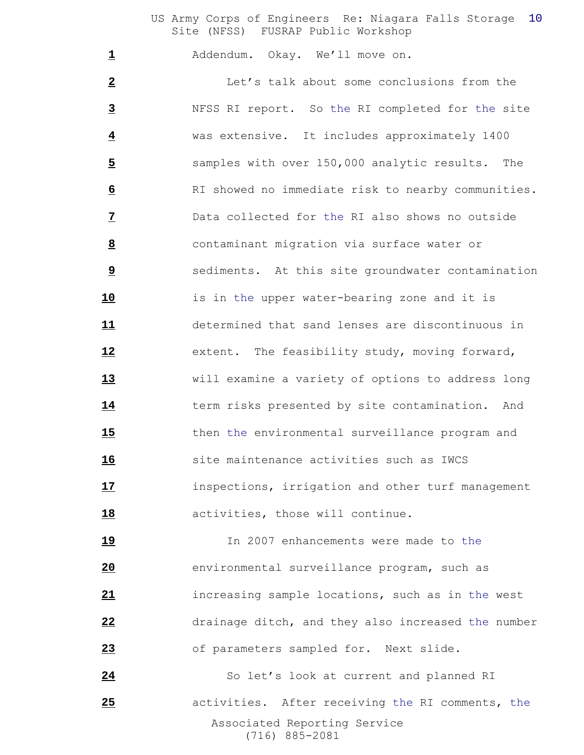Addendum. Okay. We'll move on.

Let's talk about some conclusions from the NFSS RI report. So the RI completed for the site was extensive. It includes approximately 1400 samples with over 150,000 analytic results. The RI showed no immediate risk to nearby communities. Data collected for the RI also shows no outside contaminant migration via surface water or sediments. At this site groundwater contamination is in the upper water-bearing zone and it is determined that sand lenses are discontinuous in extent. The feasibility study, moving forward, will examine a variety of options to address long term risks presented by site contamination. And then the environmental surveillance program and site maintenance activities such as IWCS inspections, irrigation and other turf management activities, those will continue.

In 2007 enhancements were made to the environmental surveillance program, such as increasing sample locations, such as in the west drainage ditch, and they also increased the number of parameters sampled for. Next slide.

So let's look at current and planned RI activities. After receiving the RI comments, the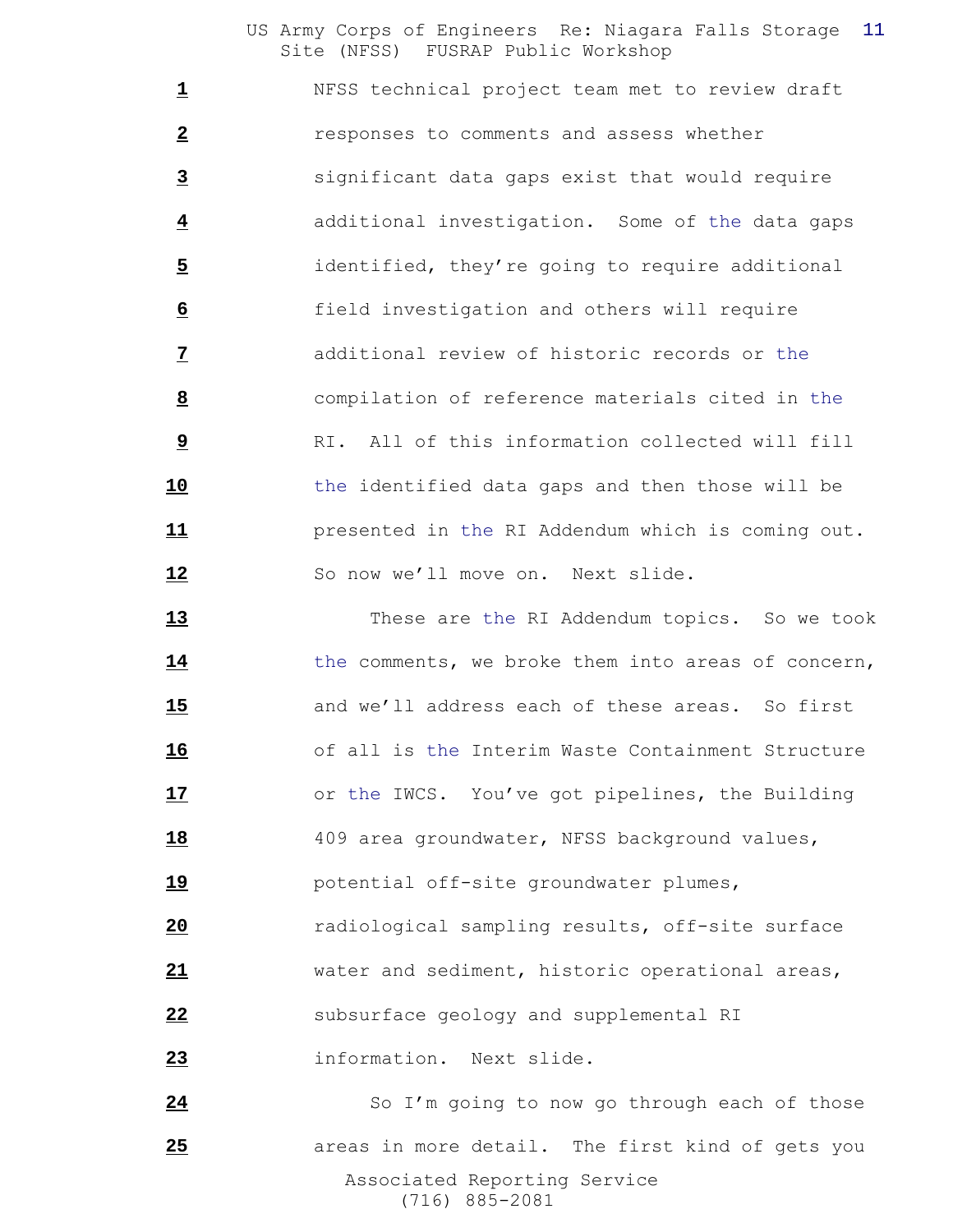NFSS technical project team met to review draft responses to comments and assess whether significant data gaps exist that would require additional investigation. Some of the data gaps identified, they're going to require additional field investigation and others will require additional review of historic records or the compilation of reference materials cited in the RI. All of this information collected will fill the identified data gaps and then those will be presented in the RI Addendum which is coming out. So now we'll move on. Next slide.

These are the RI Addendum topics. So we took the comments, we broke them into areas of concern, and we'll address each of these areas. So first of all is the Interim Waste Containment Structure or the IWCS. You've got pipelines, the Building 409 area groundwater, NFSS background values, potential off-site groundwater plumes, radiological sampling results, off-site surface water and sediment, historic operational areas, subsurface geology and supplemental RI information. Next slide.

So I'm going to now go through each of those areas in more detail. The first kind of gets you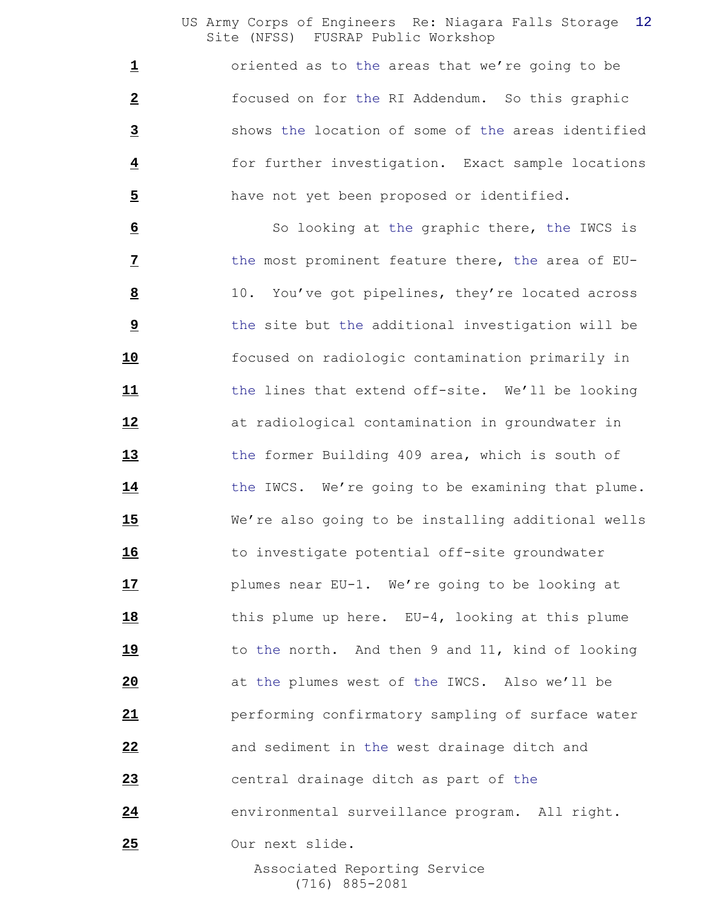1 oriented as to the areas that we're going to be

2 focused on for the RI Addendum. So this graphic

3 shows the location of some of the areas identified

4 for further investigation. Exact sample locations

5 have not yet been proposed or identified.

6 So looking at the graphic there, the IWCS is

7 the most prominent feature there, the area of EU-

8 10. You've got pipelines, they're located across

9 the site but the additional investigation will be

10 focused on radiologic contamination primarily in

11 the lines that extend off-site. We'll be looking

12 at radiological contamination in groundwater in

13 the former Building 409 area, which is south of

14 the IWCS. We're going to be examining that plume.

15 We're also going to be installing additional wells

16 to investigate potential off-site groundwater

17 plumes near EU-1. We're going to be looking at

18 this plume up here. EU-4, looking at this plume

19 to the north. And then 9 and 11, kind of looking

20 at the plumes west of the IWCS. Also we'll be

21 performing confirmatory sampling of surface water

22 and sediment in the west drainage ditch and

23 central drainage ditch as part of the

24 environmental surveillance program. All right.

25 Our next slide.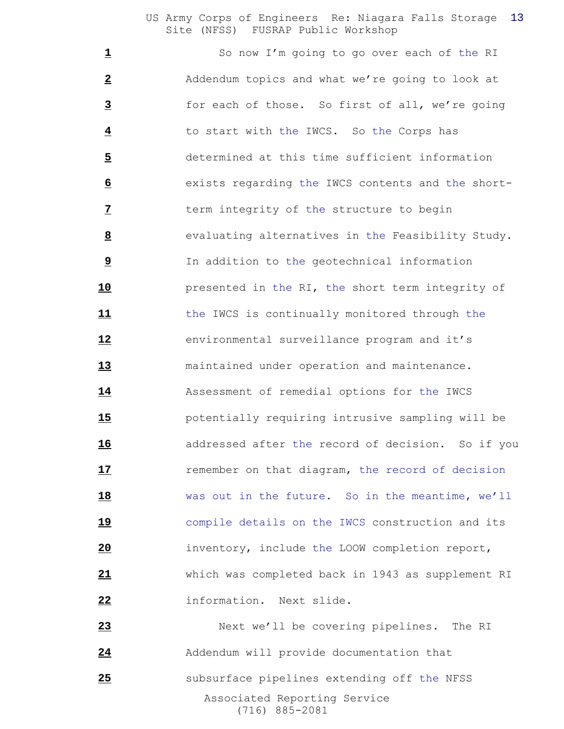So now I'm going to go over each of the RI Addendum topics and what we're going to look at for each of those. So first of all, we're going to start with the IWCS. So the Corps has determined at this time sufficient information exists regarding the IWCS contents and the short-term integrity of the structure to begin evaluating alternatives in the Feasibility Study. In addition to the geotechnical information presented in the RI, the short term integrity of the IWCS is continually monitored through the environmental surveillance program and it's maintained under operation and maintenance. Assessment of remedial options for the IWCS potentially requiring intrusive sampling will be addressed after the record of decision. So if you remember on that diagram, the record of decision was out in the future. So in the meantime, we'll compile details on the IWCS construction and its inventory, include the LOOW completion report, which was completed back in 1943 as supplement RI information. Next slide.

Next we'll be covering pipelines. The RI Addendum will provide documentation that subsurface pipelines extending off the NFSS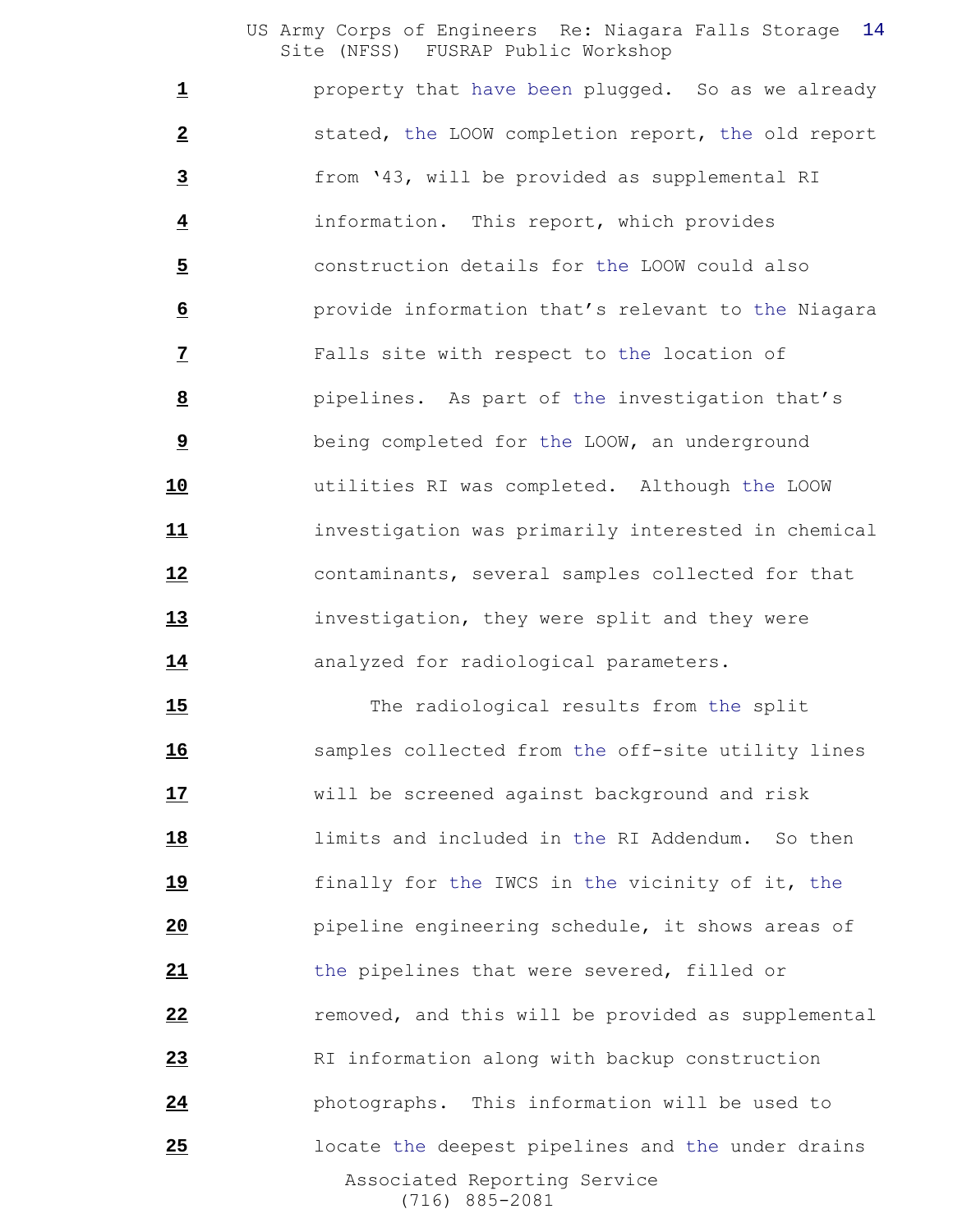property that have been plugged. So as we already stated, the LOOW completion report, the old report from '43, will be provided as supplemental RI information. This report, which provides construction details for the LOOW could also provide information that's relevant to the Niagara Falls site with respect to the location of pipelines. As part of the investigation that's being completed for the LOOW, an underground utilities RI was completed. Although the LOOW investigation was primarily interested in chemical contaminants, several samples collected for that investigation, they were split and they were analyzed for radiological parameters.

The radiological results from the split samples collected from the off-site utility lines will be screened against background and risk limits and included in the RI Addendum. So then finally for the IWCS in the vicinity of it, the pipeline engineering schedule, it shows areas of the pipelines that were severed, filled or removed, and this will be provided as supplemental RI information along with backup construction photographs. This information will be used to locate the deepest pipelines and the under drains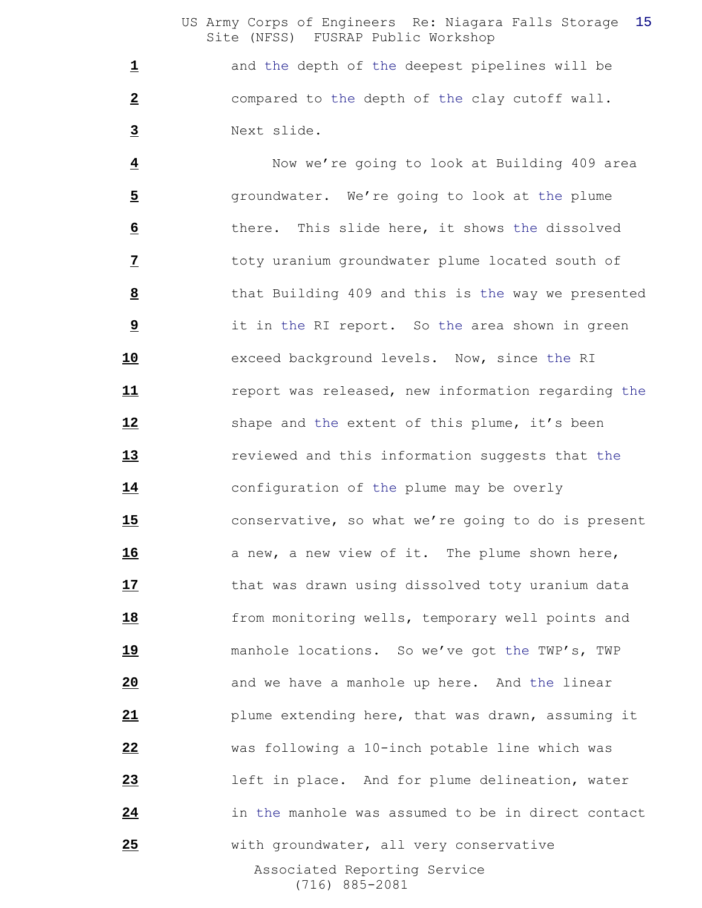1 and the depth of the deepest pipelines will be

2 compared to the depth of the clay cutoff wall.

3 Next slide.

4 Now we're going to look at Building 409 area

5 groundwater. We're going to look at the plume

6 there. This slide here, it shows the dissolved

7 toty uranium groundwater plume located south of

8 that Building 409 and this is the way we presented

9 it in the RI report. So the area shown in green

10 exceed background levels. Now, since the RI

11 report was released, new information regarding the

12 shape and the extent of this plume, it's been

13 reviewed and this information suggests that the

14 configuration of the plume may be overly

15 conservative, so what we're going to do is present

16 a new, a new view of it. The plume shown here,

17 that was drawn using dissolved toty uranium data

18 from monitoring wells, temporary well points and

19 manhole locations. So we've got the TWP's, TWP

20 and we have a manhole up here. And the linear

21 plume extending here, that was drawn, assuming it

22 was following a 10-inch potable line which was

23 left in place. And for plume delineation, water

24 in the manhole was assumed to be in direct contact

25 with groundwater, all very conservative

Associated Reporting Service
(716) 885-2081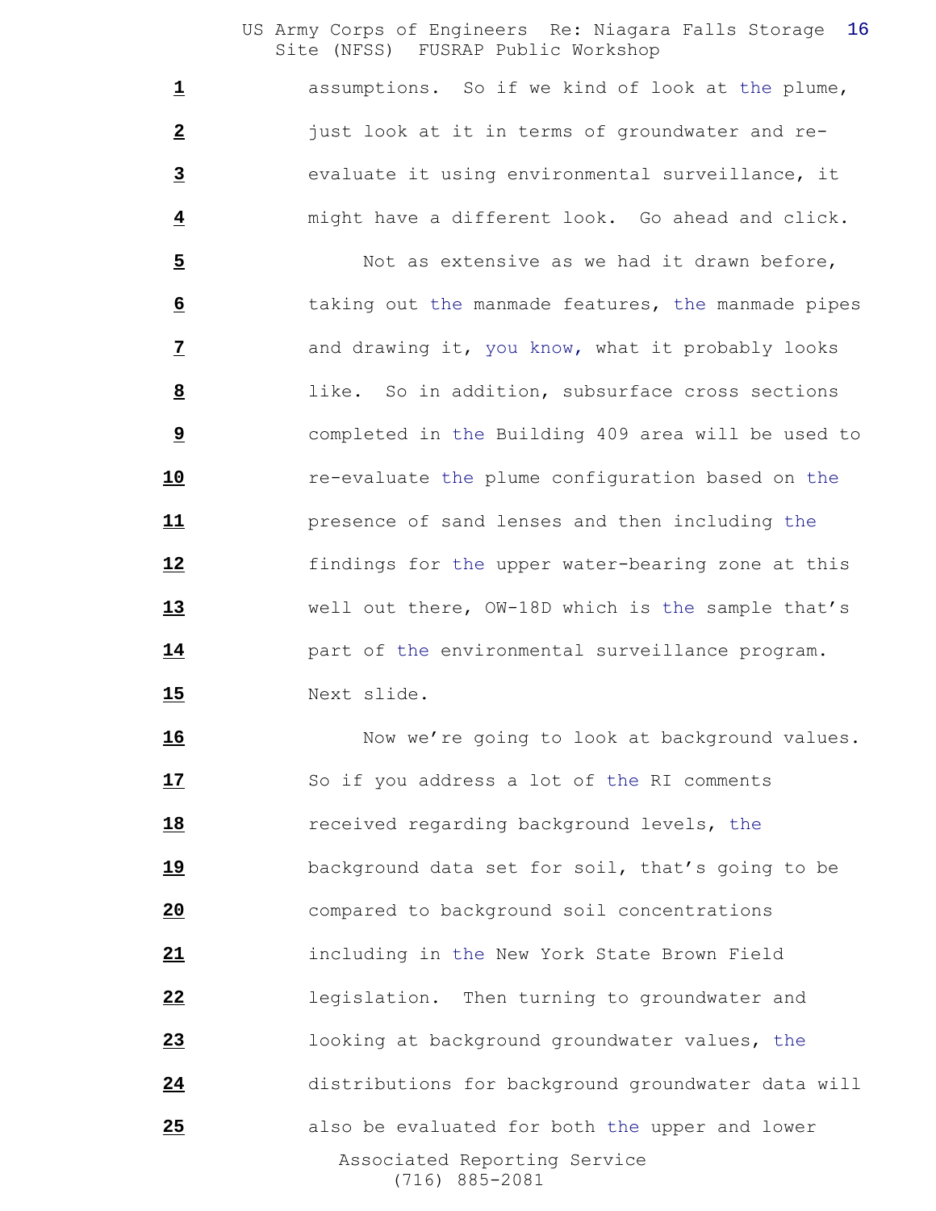1 assumptions. So if we kind of look at the plume,
2 just look at it in terms of groundwater and re-
3 evaluate it using environmental surveillance, it
4 might have a different look. Go ahead and click.
5 Not as extensive as we had it drawn before,
6 taking out the manmade features, the manmade pipes
7 and drawing it, you know, what it probably looks
8 like. So in addition, subsurface cross sections
9 completed in the Building 409 area will be used to
10 re-evaluate the plume configuration based on the
11 presence of sand lenses and then including the
12 findings for the upper water-bearing zone at this
13 well out there, OW-18D which is the sample that's
14 part of the environmental surveillance program.
15 Next slide.
16 Now we're going to look at background values.
17 So if you address a lot of the RI comments
18 received regarding background levels, the
19 background data set for soil, that's going to be
20 compared to background soil concentrations
21 including in the New York State Brown Field
22 legislation. Then turning to groundwater and
23 looking at background groundwater values, the
24 distributions for background groundwater data will
25 also be evaluated for both the upper and lower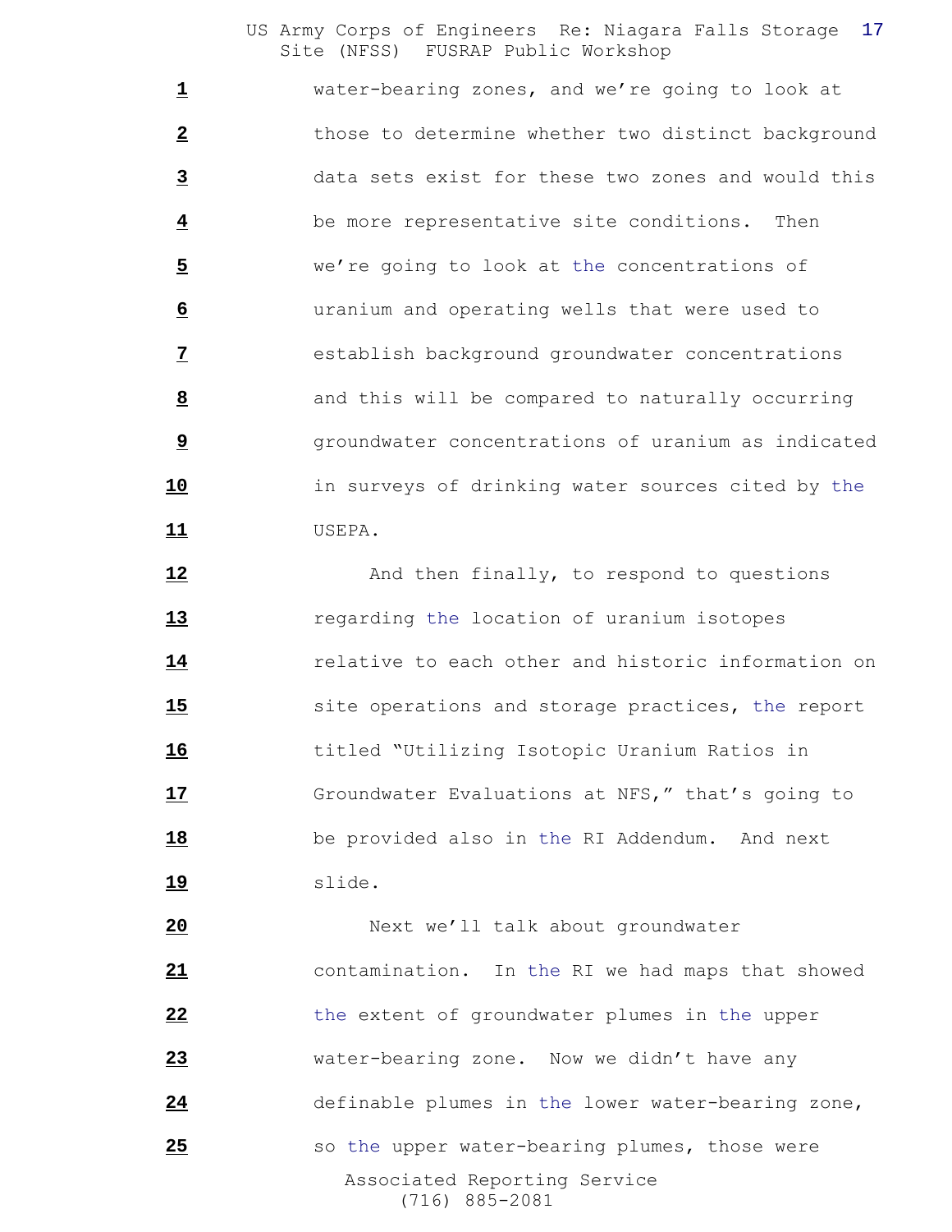1 water-bearing zones, and we're going to look at
2 those to determine whether two distinct background
3 data sets exist for these two zones and would this
4 be more representative site conditions. Then
5 we're going to look at the concentrations of
6 uranium and operating wells that were used to
7 establish background groundwater concentrations
8 and this will be compared to naturally occurring
9 groundwater concentrations of uranium as indicated
10 in surveys of drinking water sources cited by the
11 USEPA.
12 And then finally, to respond to questions
13 regarding the location of uranium isotopes
14 relative to each other and historic information on
15 site operations and storage practices, the report
16 titled "Utilizing Isotopic Uranium Ratios in
17 Groundwater Evaluations at NFS," that's going to
18 be provided also in the RI Addendum. And next
19 slide.
20 Next we'll talk about groundwater
21 contamination. In the RI we had maps that showed
22 the extent of groundwater plumes in the upper
23 water-bearing zone. Now we didn't have any
24 definable plumes in the lower water-bearing zone,
25 so the upper water-bearing plumes, those were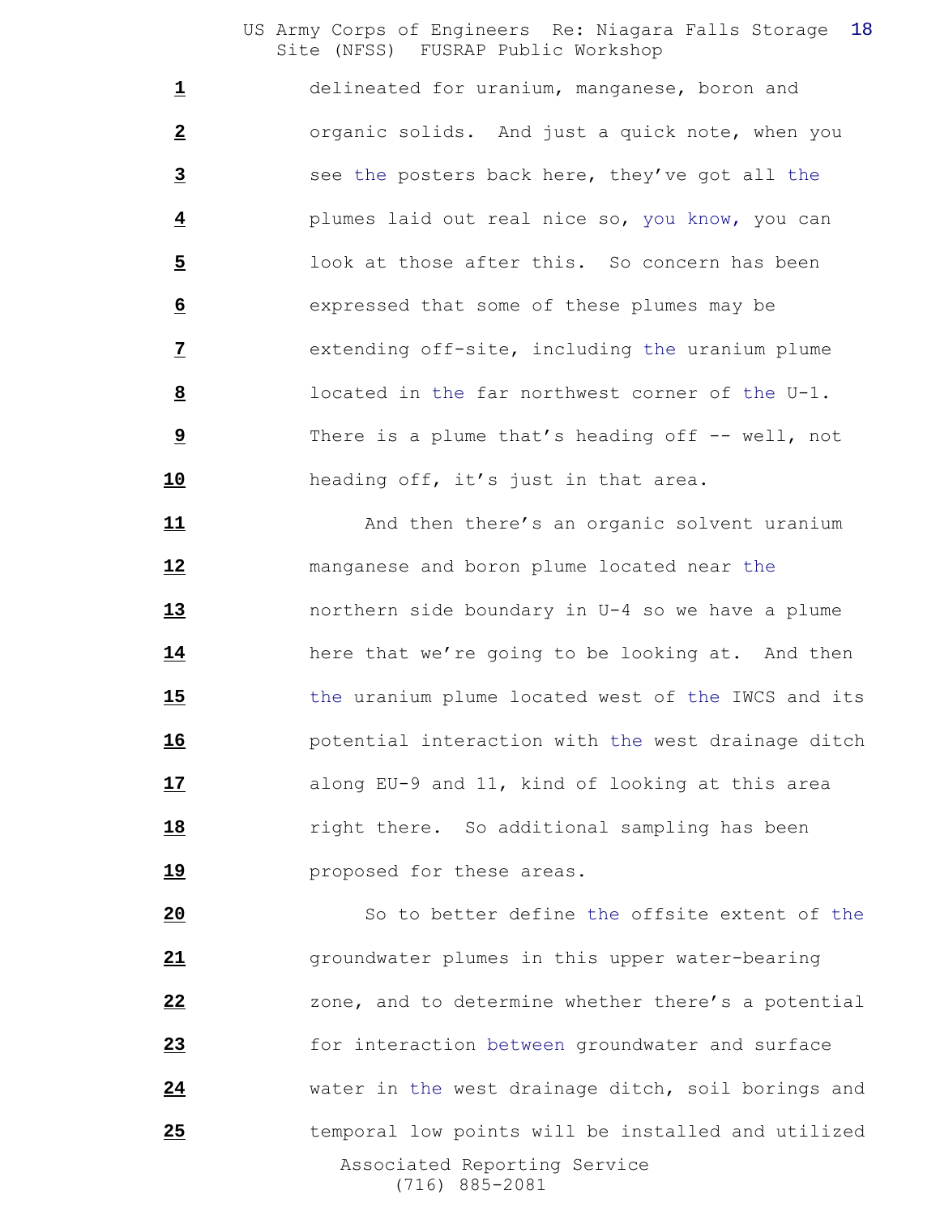delineated for uranium, manganese, boron and organic solids. And just a quick note, when you see the posters back here, they've got all the plumes laid out real nice so, you know, you can look at those after this. So concern has been expressed that some of these plumes may be extending off-site, including the uranium plume located in the far northwest corner of the U-1. There is a plume that's heading off -- well, not heading off, it's just in that area.

And then there's an organic solvent uranium manganese and boron plume located near the northern side boundary in U-4 so we have a plume here that we're going to be looking at. And then the uranium plume located west of the IWCS and its potential interaction with the west drainage ditch along EU-9 and 11, kind of looking at this area right there. So additional sampling has been proposed for these areas.

So to better define the offsite extent of the groundwater plumes in this upper water-bearing zone, and to determine whether there's a potential for interaction between groundwater and surface water in the west drainage ditch, soil borings and temporal low points will be installed and utilized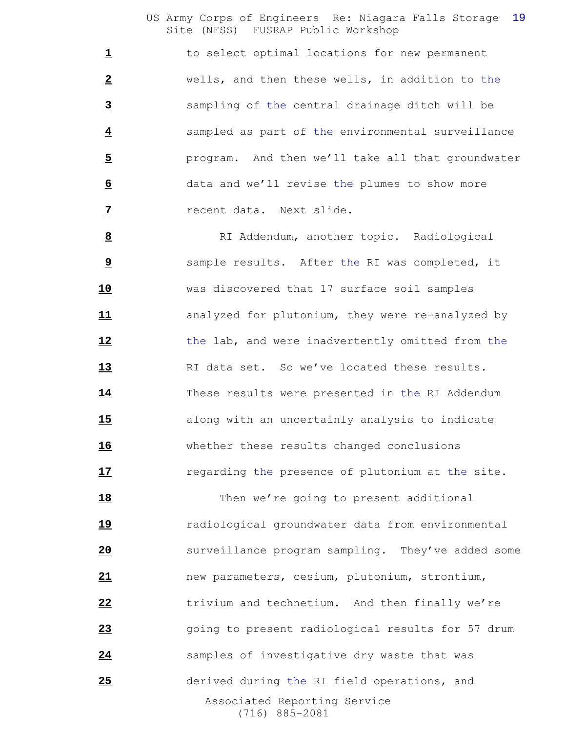1 to select optimal locations for new permanent

2 wells, and then these wells, in addition to the

3 sampling of the central drainage ditch will be

4 sampled as part of the environmental surveillance

5 program. And then we'll take all that groundwater

6 data and we'll revise the plumes to show more

7 recent data. Next slide.

8 RI Addendum, another topic. Radiological

9 sample results. After the RI was completed, it

10 was discovered that 17 surface soil samples

11 analyzed for plutonium, they were re-analyzed by

12 the lab, and were inadvertently omitted from the

13 RI data set. So we've located these results.

14 These results were presented in the RI Addendum

15 along with an uncertainly analysis to indicate

16 whether these results changed conclusions

17 regarding the presence of plutonium at the site.

18 Then we're going to present additional

19 radiological groundwater data from environmental

20 surveillance program sampling. They've added some

21 new parameters, cesium, plutonium, strontium,

22 trivium and technetium. And then finally we're

23 going to present radiological results for 57 drum

24 samples of investigative dry waste that was

25 derived during the RI field operations, and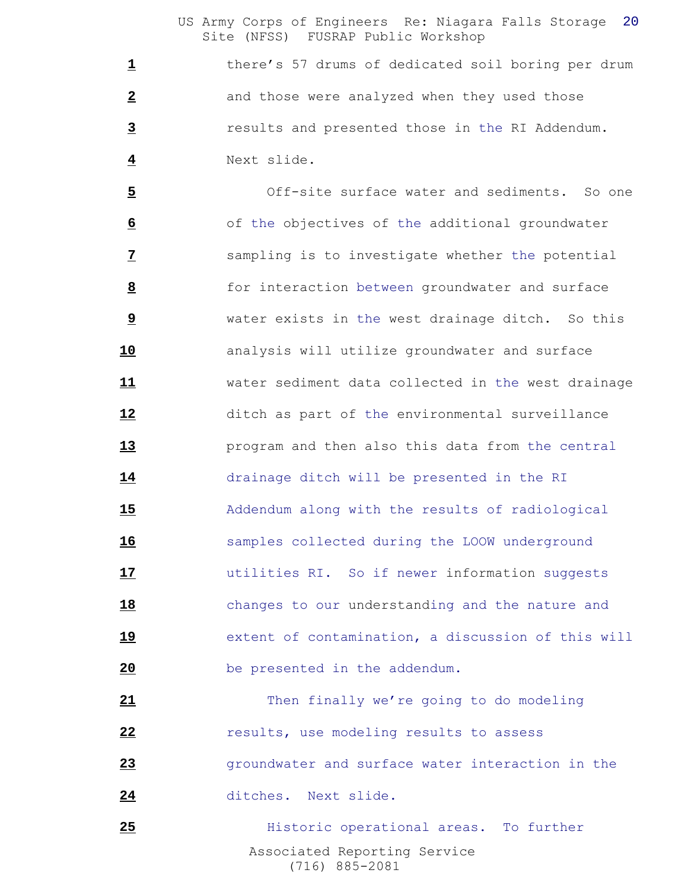there's 57 drums of dedicated soil boring per drum and those were analyzed when they used those results and presented those in the RI Addendum. Next slide.

Off-site surface water and sediments. So one of the objectives of the additional groundwater sampling is to investigate whether the potential for interaction between groundwater and surface water exists in the west drainage ditch. So this analysis will utilize groundwater and surface water sediment data collected in the west drainage ditch as part of the environmental surveillance program and then also this data from the central drainage ditch will be presented in the RI Addendum along with the results of radiological samples collected during the LOOW underground utilities RI. So if newer information suggests changes to our understanding and the nature and extent of contamination, a discussion of this will be presented in the addendum.

Then finally we're going to do modeling results, use modeling results to assess groundwater and surface water interaction in the ditches. Next slide.

Historic operational areas. To further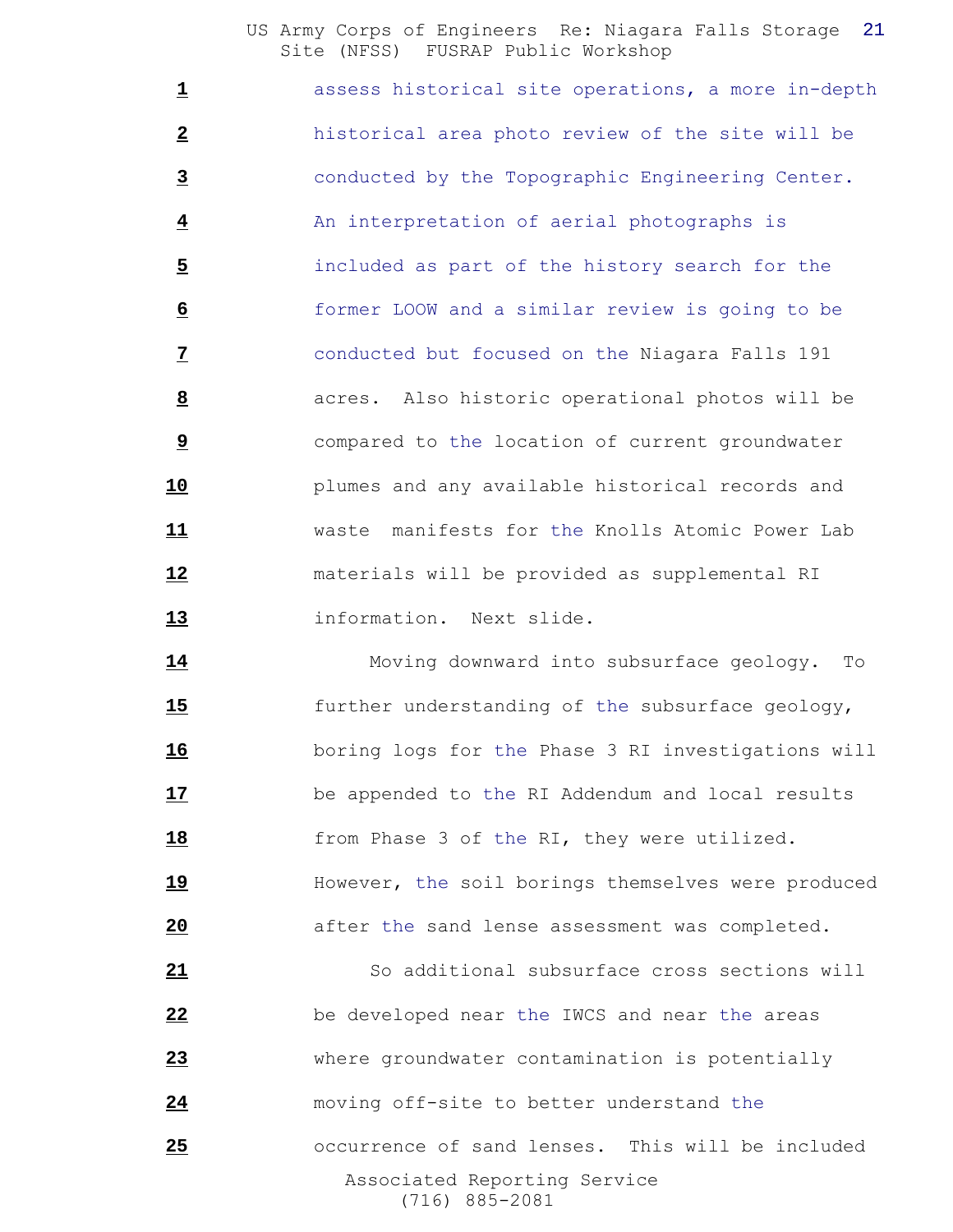assess historical site operations, a more in-depth historical area photo review of the site will be conducted by the Topographic Engineering Center. An interpretation of aerial photographs is included as part of the history search for the former LOOW and a similar review is going to be conducted but focused on the Niagara Falls 191 acres. Also historic operational photos will be compared to the location of current groundwater plumes and any available historical records and waste manifests for the Knolls Atomic Power Lab materials will be provided as supplemental RI information. Next slide.

Moving downward into subsurface geology. To further understanding of the subsurface geology, boring logs for the Phase 3 RI investigations will be appended to the RI Addendum and local results from Phase 3 of the RI, they were utilized. However, the soil borings themselves were produced after the sand lense assessment was completed.

So additional subsurface cross sections will be developed near the IWCS and near the areas where groundwater contamination is potentially moving off-site to better understand the occurrence of sand lenses. This will be included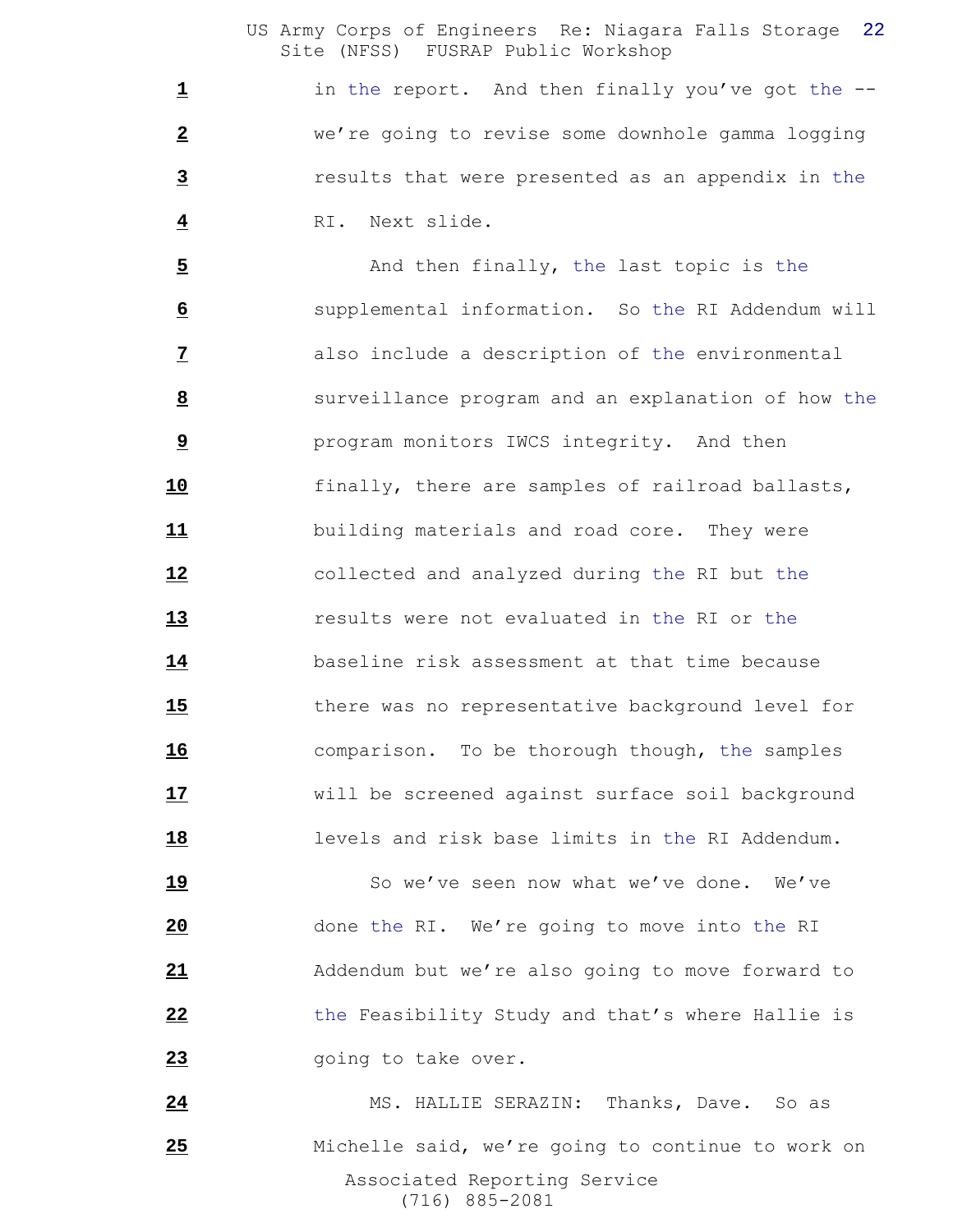in the report. And then finally you've got the -- we're going to revise some downhole gamma logging results that were presented as an appendix in the RI. Next slide.

And then finally, the last topic is the supplemental information. So the RI Addendum will also include a description of the environmental surveillance program and an explanation of how the program monitors IWCS integrity. And then finally, there are samples of railroad ballasts, building materials and road core. They were collected and analyzed during the RI but the results were not evaluated in the RI or the baseline risk assessment at that time because there was no representative background level for comparison. To be thorough though, the samples will be screened against surface soil background levels and risk base limits in the RI Addendum.

So we've seen now what we've done. We've done the RI. We're going to move into the RI Addendum but we're also going to move forward to the Feasibility Study and that's where Hallie is going to take over.

MS. HALLIE SERAZIN: Thanks, Dave. So as Michelle said, we're going to continue to work on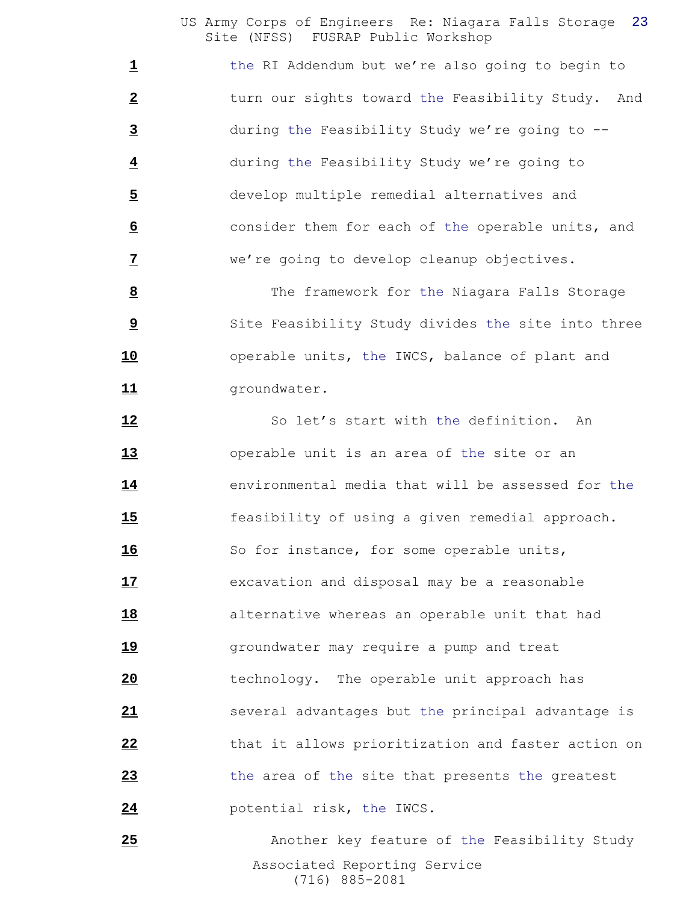the RI Addendum but we're also going to begin to turn our sights toward the Feasibility Study. And during the Feasibility Study we're going to -- during the Feasibility Study we're going to develop multiple remedial alternatives and consider them for each of the operable units, and we're going to develop cleanup objectives.

The framework for the Niagara Falls Storage Site Feasibility Study divides the site into three operable units, the IWCS, balance of plant and groundwater.

So let's start with the definition. An operable unit is an area of the site or an environmental media that will be assessed for the feasibility of using a given remedial approach. So for instance, for some operable units, excavation and disposal may be a reasonable alternative whereas an operable unit that had groundwater may require a pump and treat technology. The operable unit approach has several advantages but the principal advantage is that it allows prioritization and faster action on the area of the site that presents the greatest potential risk, the IWCS.

Another key feature of the Feasibility Study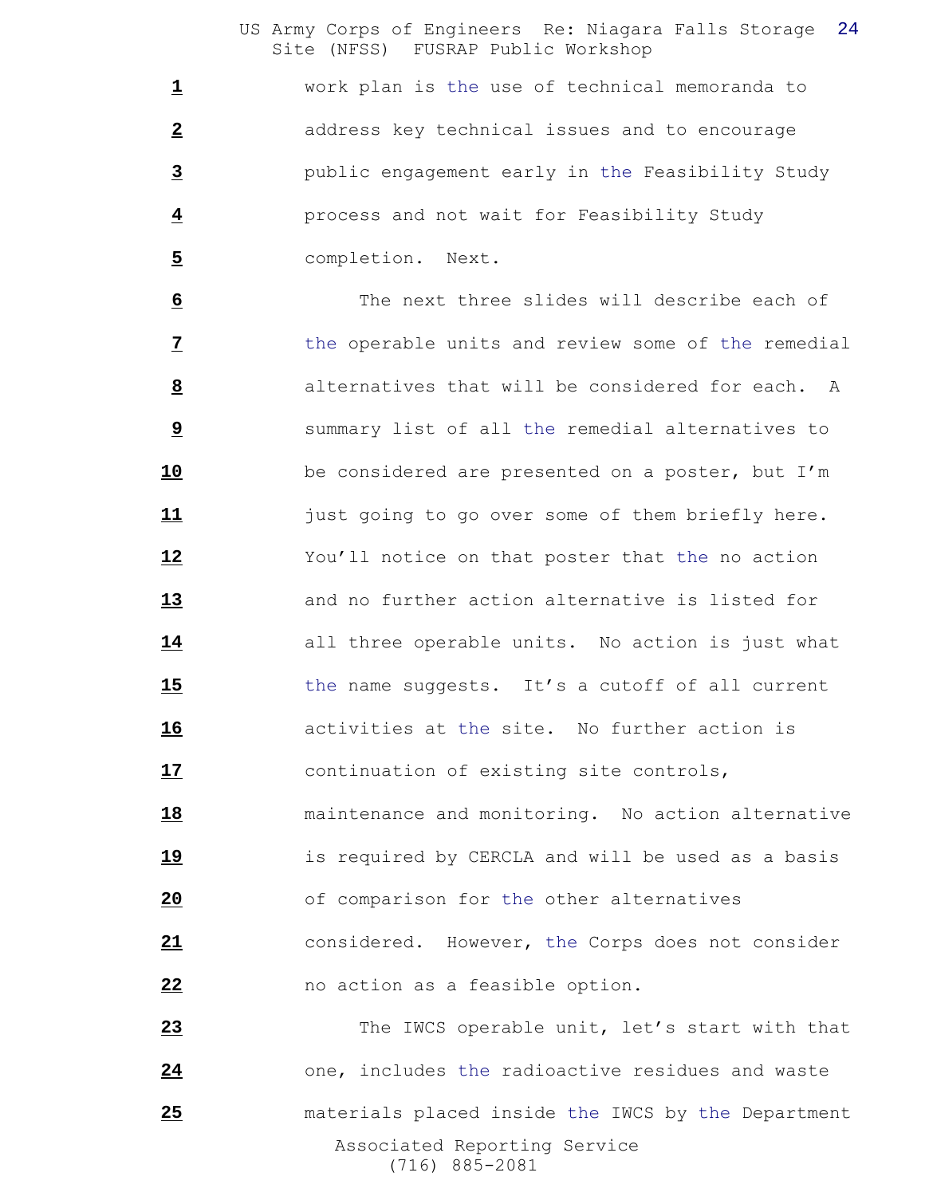work plan is the use of technical memoranda to address key technical issues and to encourage public engagement early in the Feasibility Study process and not wait for Feasibility Study completion. Next.

The next three slides will describe each of the operable units and review some of the remedial alternatives that will be considered for each. A summary list of all the remedial alternatives to be considered are presented on a poster, but I'm just going to go over some of them briefly here. You'll notice on that poster that the no action and no further action alternative is listed for all three operable units. No action is just what the name suggests. It's a cutoff of all current activities at the site. No further action is continuation of existing site controls, maintenance and monitoring. No action alternative is required by CERCLA and will be used as a basis of comparison for the other alternatives considered. However, the Corps does not consider no action as a feasible option.

The IWCS operable unit, let's start with that one, includes the radioactive residues and waste materials placed inside the IWCS by the Department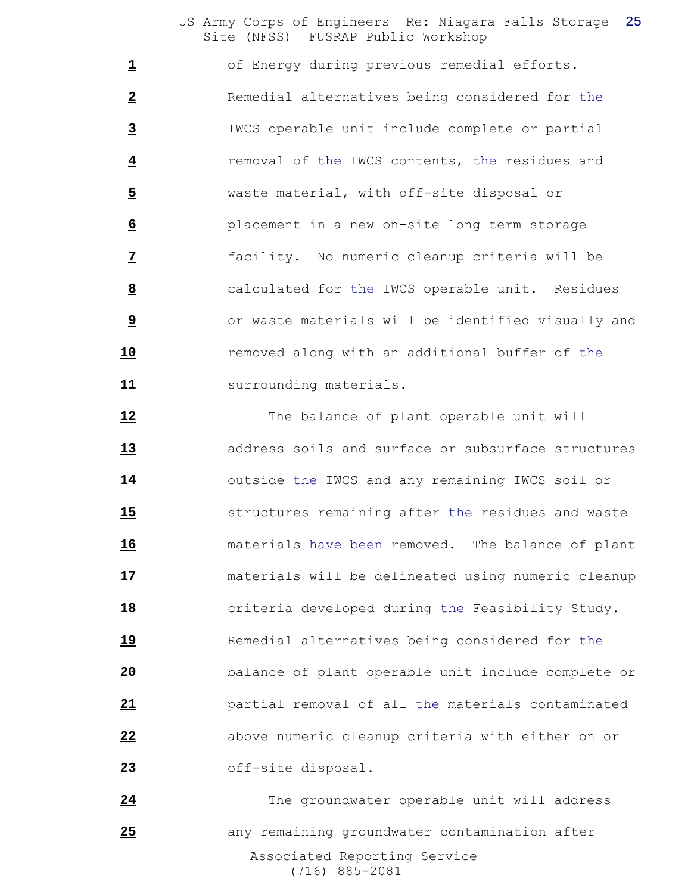of Energy during previous remedial efforts. Remedial alternatives being considered for the IWCS operable unit include complete or partial removal of the IWCS contents, the residues and waste material, with off-site disposal or placement in a new on-site long term storage facility. No numeric cleanup criteria will be calculated for the IWCS operable unit. Residues or waste materials will be identified visually and removed along with an additional buffer of the surrounding materials.

The balance of plant operable unit will address soils and surface or subsurface structures outside the IWCS and any remaining IWCS soil or structures remaining after the residues and waste materials have been removed. The balance of plant materials will be delineated using numeric cleanup criteria developed during the Feasibility Study. Remedial alternatives being considered for the balance of plant operable unit include complete or partial removal of all the materials contaminated above numeric cleanup criteria with either on or off-site disposal.

The groundwater operable unit will address any remaining groundwater contamination after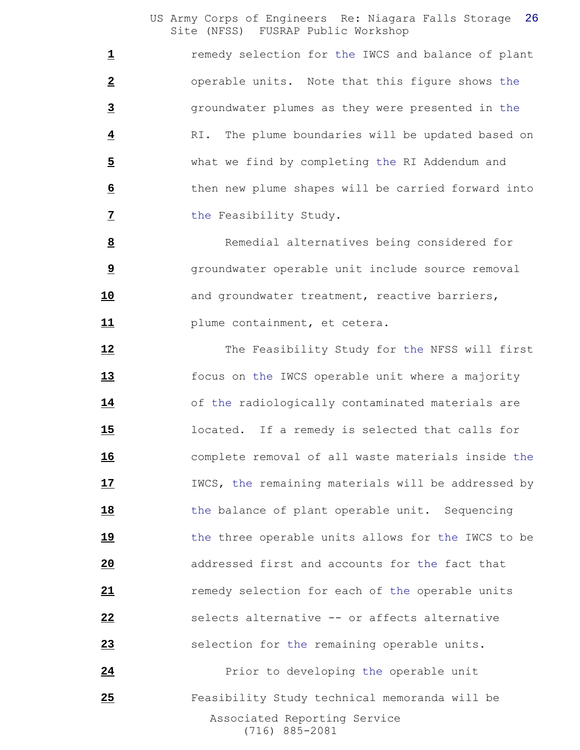remedy selection for the IWCS and balance of plant operable units. Note that this figure shows the groundwater plumes as they were presented in the RI. The plume boundaries will be updated based on what we find by completing the RI Addendum and then new plume shapes will be carried forward into the Feasibility Study.

Remedial alternatives being considered for groundwater operable unit include source removal and groundwater treatment, reactive barriers, plume containment, et cetera.

The Feasibility Study for the NFSS will first focus on the IWCS operable unit where a majority of the radiologically contaminated materials are located. If a remedy is selected that calls for complete removal of all waste materials inside the IWCS, the remaining materials will be addressed by the balance of plant operable unit. Sequencing the three operable units allows for the IWCS to be addressed first and accounts for the fact that remedy selection for each of the operable units selects alternative -- or affects alternative selection for the remaining operable units.

Prior to developing the operable unit Feasibility Study technical memoranda will be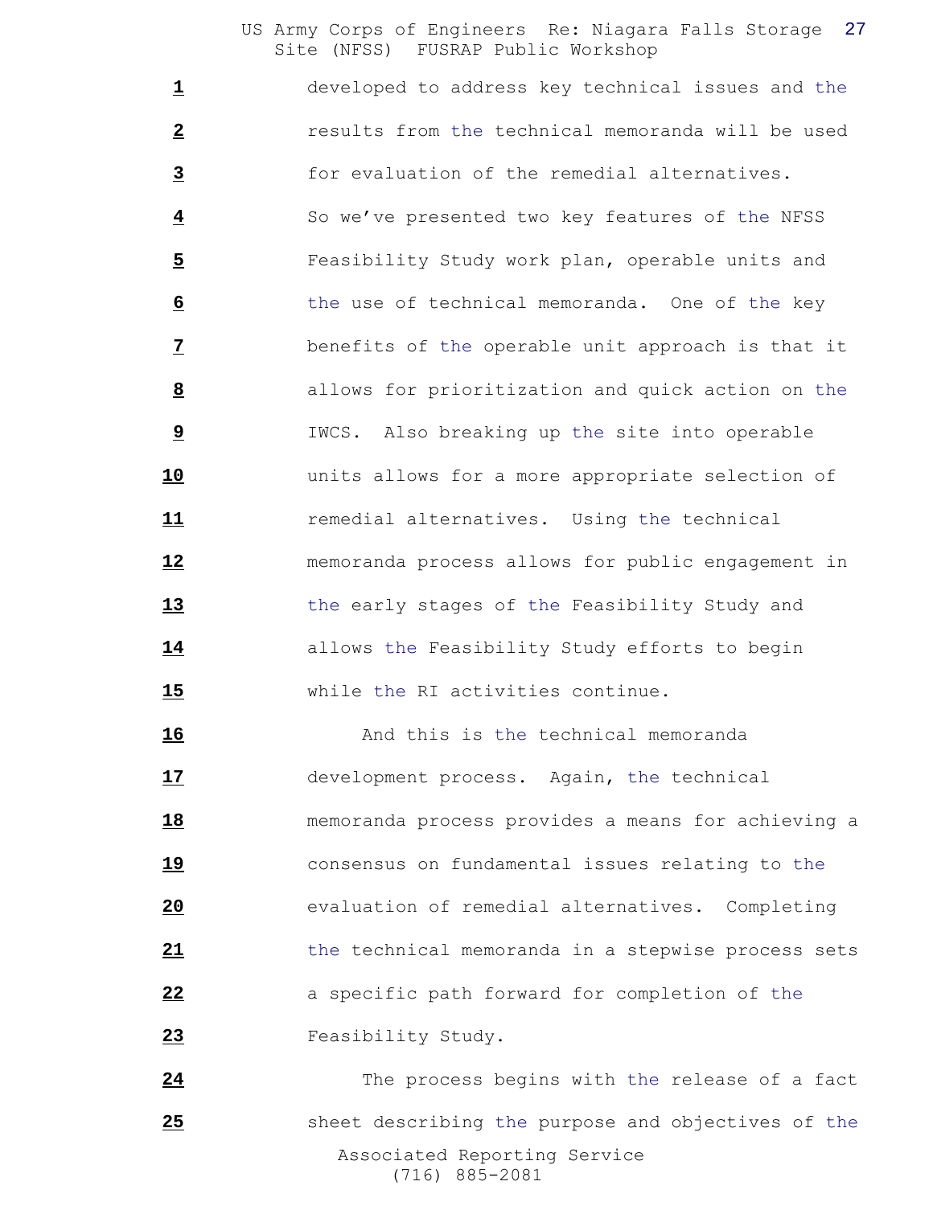developed to address key technical issues and the results from the technical memoranda will be used for evaluation of the remedial alternatives. So we've presented two key features of the NFSS Feasibility Study work plan, operable units and the use of technical memoranda. One of the key benefits of the operable unit approach is that it allows for prioritization and quick action on the IWCS. Also breaking up the site into operable units allows for a more appropriate selection of remedial alternatives. Using the technical memoranda process allows for public engagement in the early stages of the Feasibility Study and allows the Feasibility Study efforts to begin while the RI activities continue.

And this is the technical memoranda development process. Again, the technical memoranda process provides a means for achieving a consensus on fundamental issues relating to the evaluation of remedial alternatives. Completing the technical memoranda in a stepwise process sets a specific path forward for completion of the Feasibility Study.

The process begins with the release of a fact sheet describing the purpose and objectives of the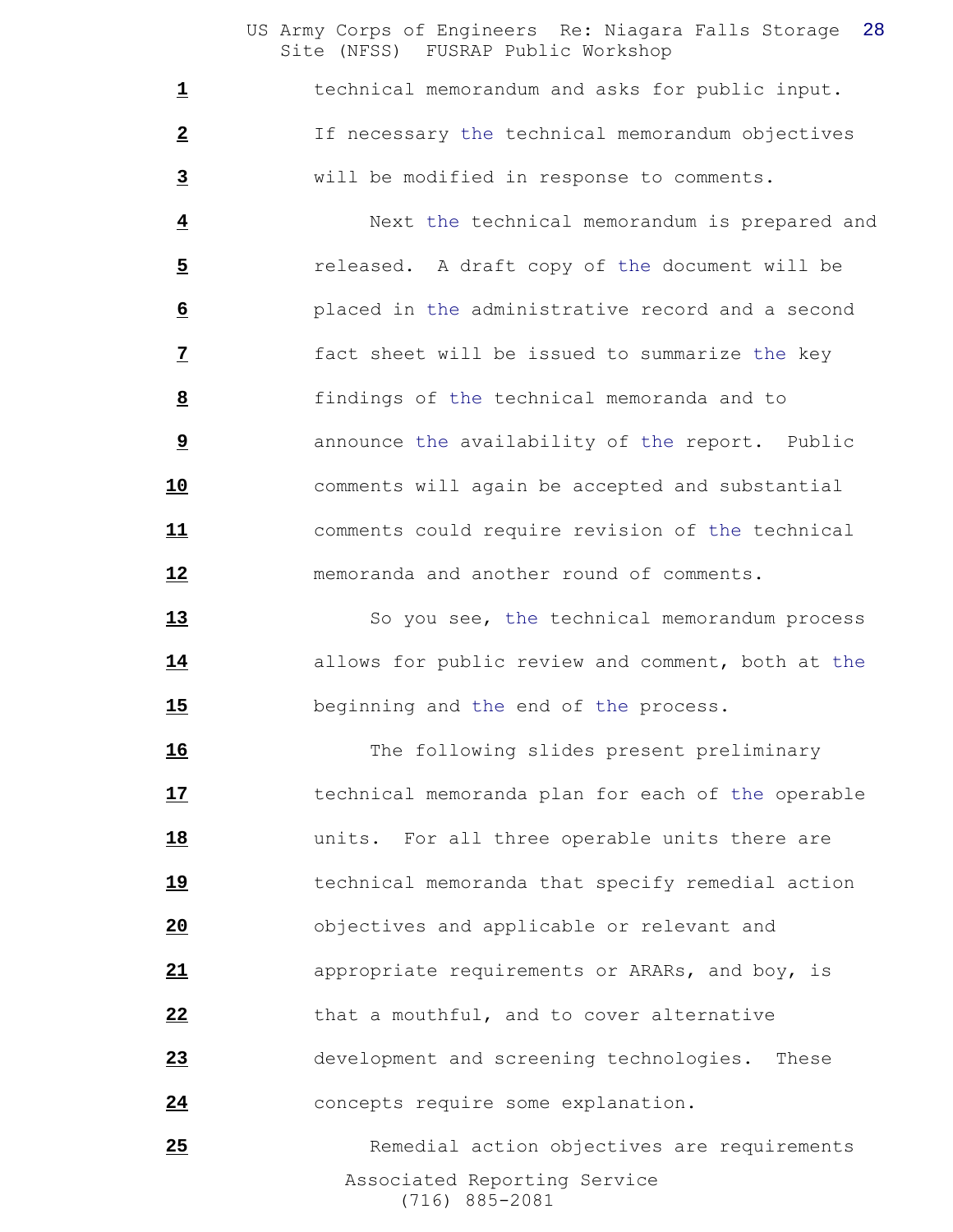technical memorandum and asks for public input. If necessary the technical memorandum objectives will be modified in response to comments.

Next the technical memorandum is prepared and released. A draft copy of the document will be placed in the administrative record and a second fact sheet will be issued to summarize the key findings of the technical memoranda and to announce the availability of the report. Public comments will again be accepted and substantial comments could require revision of the technical memoranda and another round of comments.

So you see, the technical memorandum process allows for public review and comment, both at the beginning and the end of the process.

The following slides present preliminary technical memoranda plan for each of the operable units. For all three operable units there are technical memoranda that specify remedial action objectives and applicable or relevant and appropriate requirements or ARARs, and boy, is that a mouthful, and to cover alternative development and screening technologies. These concepts require some explanation.

Remedial action objectives are requirements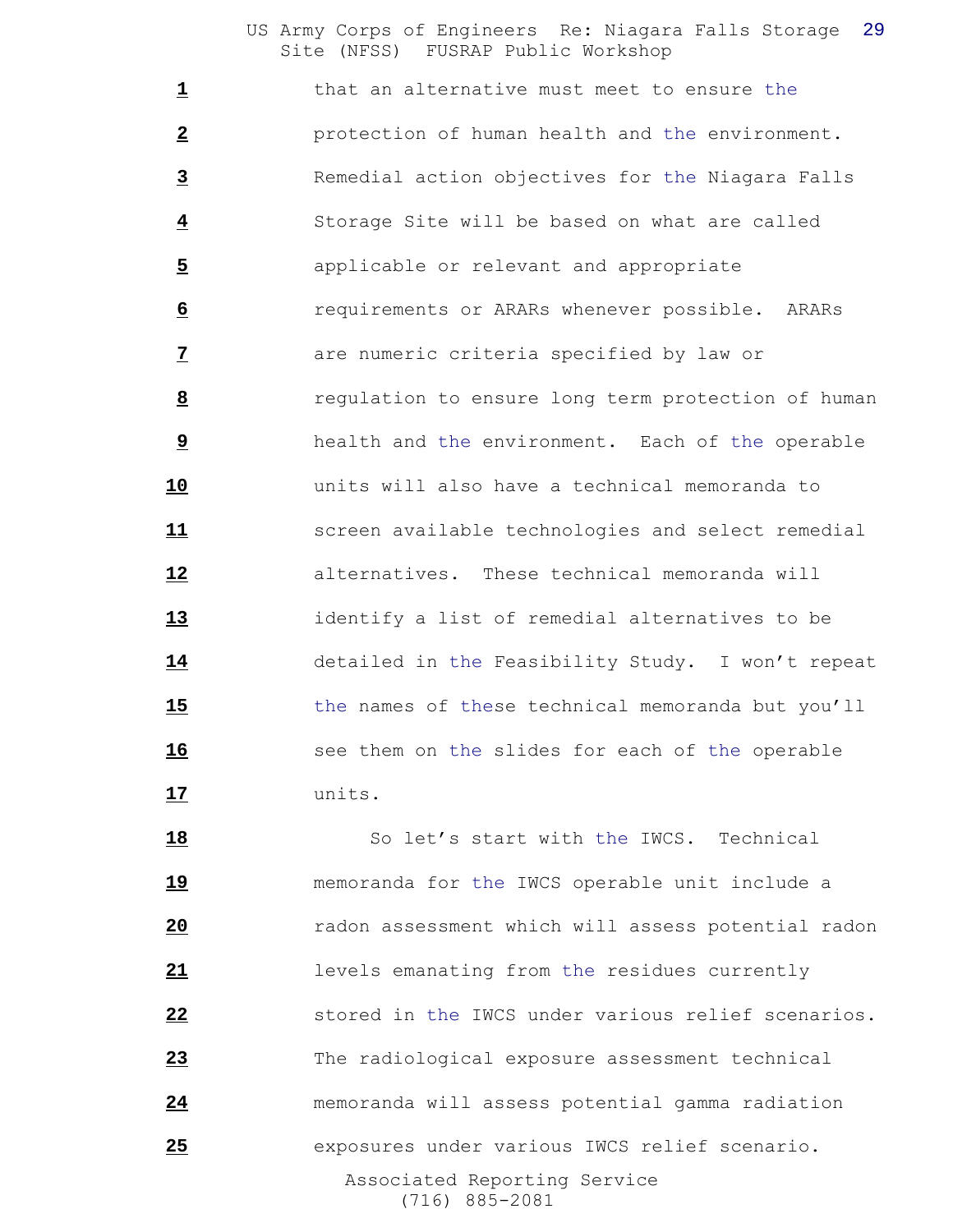1 that an alternative must meet to ensure the
2 protection of human health and the environment.
3 Remedial action objectives for the Niagara Falls
4 Storage Site will be based on what are called
5 applicable or relevant and appropriate
6 requirements or ARARs whenever possible. ARARs
7 are numeric criteria specified by law or
8 regulation to ensure long term protection of human
9 health and the environment. Each of the operable
10 units will also have a technical memoranda to
11 screen available technologies and select remedial
12 alternatives. These technical memoranda will
13 identify a list of remedial alternatives to be
14 detailed in the Feasibility Study. I won't repeat
15 the names of these technical memoranda but you'll
16 see them on the slides for each of the operable
17 units.
18 So let's start with the IWCS. Technical
19 memoranda for the IWCS operable unit include a
20 radon assessment which will assess potential radon
21 levels emanating from the residues currently
22 stored in the IWCS under various relief scenarios.
23 The radiological exposure assessment technical
24 memoranda will assess potential gamma radiation
25 exposures under various IWCS relief scenario.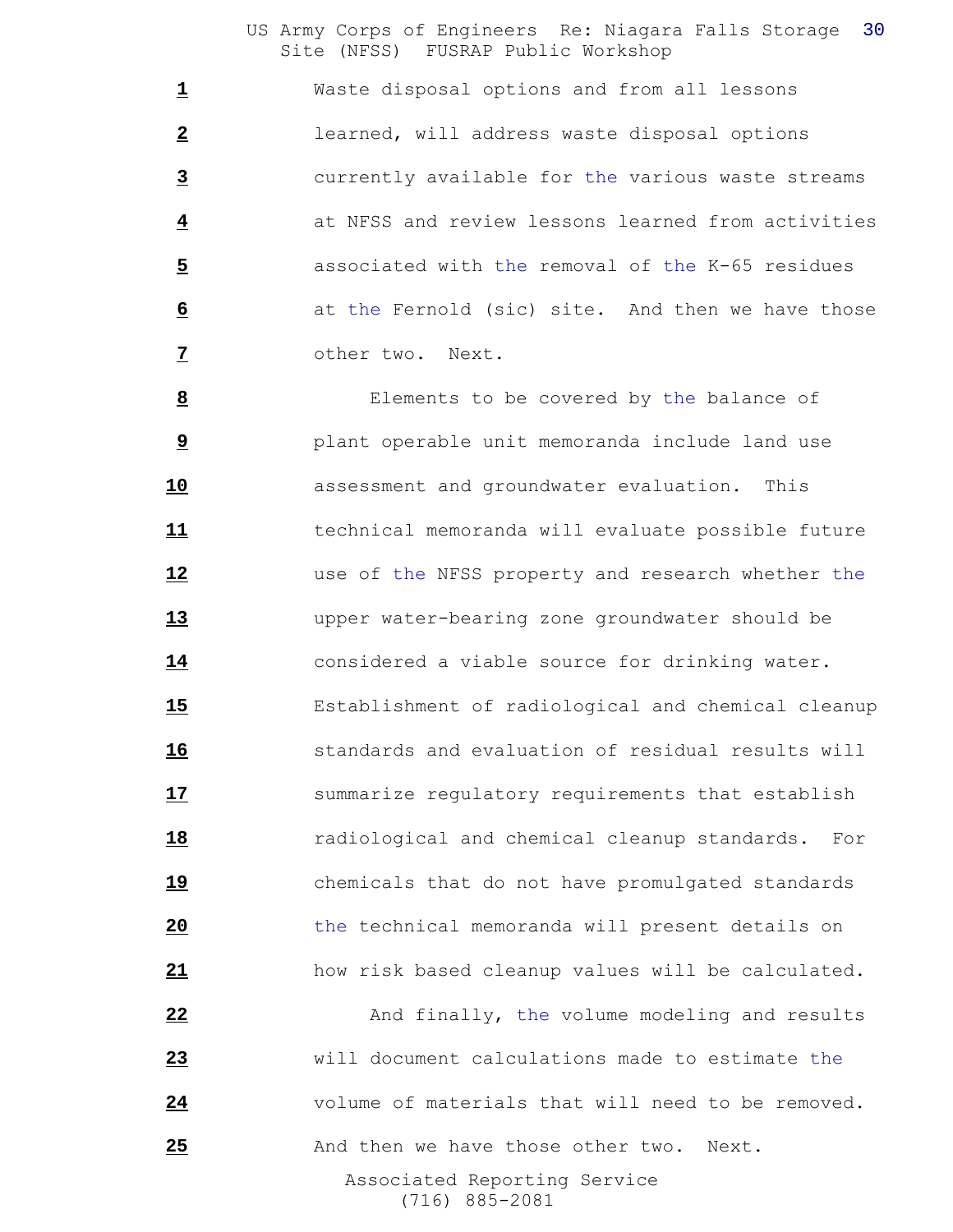1 Waste disposal options and from all lessons
2 learned, will address waste disposal options
3 currently available for the various waste streams
4 at NFSS and review lessons learned from activities
5 associated with the removal of the K-65 residues
6 at the Fernold (sic) site. And then we have those
7 other two. Next.

8 Elements to be covered by the balance of
9 plant operable unit memoranda include land use
10 assessment and groundwater evaluation. This
11 technical memoranda will evaluate possible future
12 use of the NFSS property and research whether the
13 upper water-bearing zone groundwater should be
14 considered a viable source for drinking water.
15 Establishment of radiological and chemical cleanup
16 standards and evaluation of residual results will
17 summarize regulatory requirements that establish
18 radiological and chemical cleanup standards. For
19 chemicals that do not have promulgated standards
20 the technical memoranda will present details on
21 how risk based cleanup values will be calculated.

22 And finally, the volume modeling and results
23 will document calculations made to estimate the
24 volume of materials that will need to be removed.
25 And then we have those other two. Next.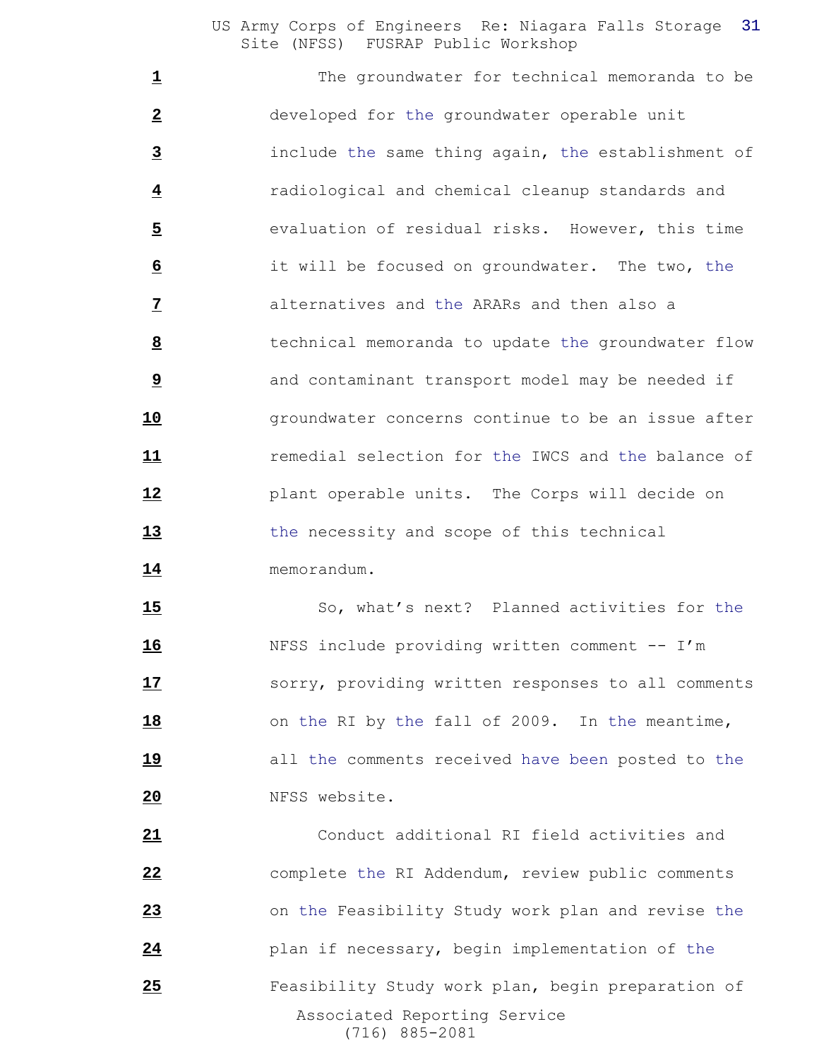The groundwater for technical memoranda to be developed for the groundwater operable unit include the same thing again, the establishment of radiological and chemical cleanup standards and evaluation of residual risks. However, this time it will be focused on groundwater. The two, the alternatives and the ARARs and then also a technical memoranda to update the groundwater flow and contaminant transport model may be needed if groundwater concerns continue to be an issue after remedial selection for the IWCS and the balance of plant operable units. The Corps will decide on the necessity and scope of this technical memorandum.

So, what's next? Planned activities for the NFSS include providing written comment -- I'm sorry, providing written responses to all comments on the RI by the fall of 2009. In the meantime, all the comments received have been posted to the NFSS website.

Conduct additional RI field activities and complete the RI Addendum, review public comments on the Feasibility Study work plan and revise the plan if necessary, begin implementation of the Feasibility Study work plan, begin preparation of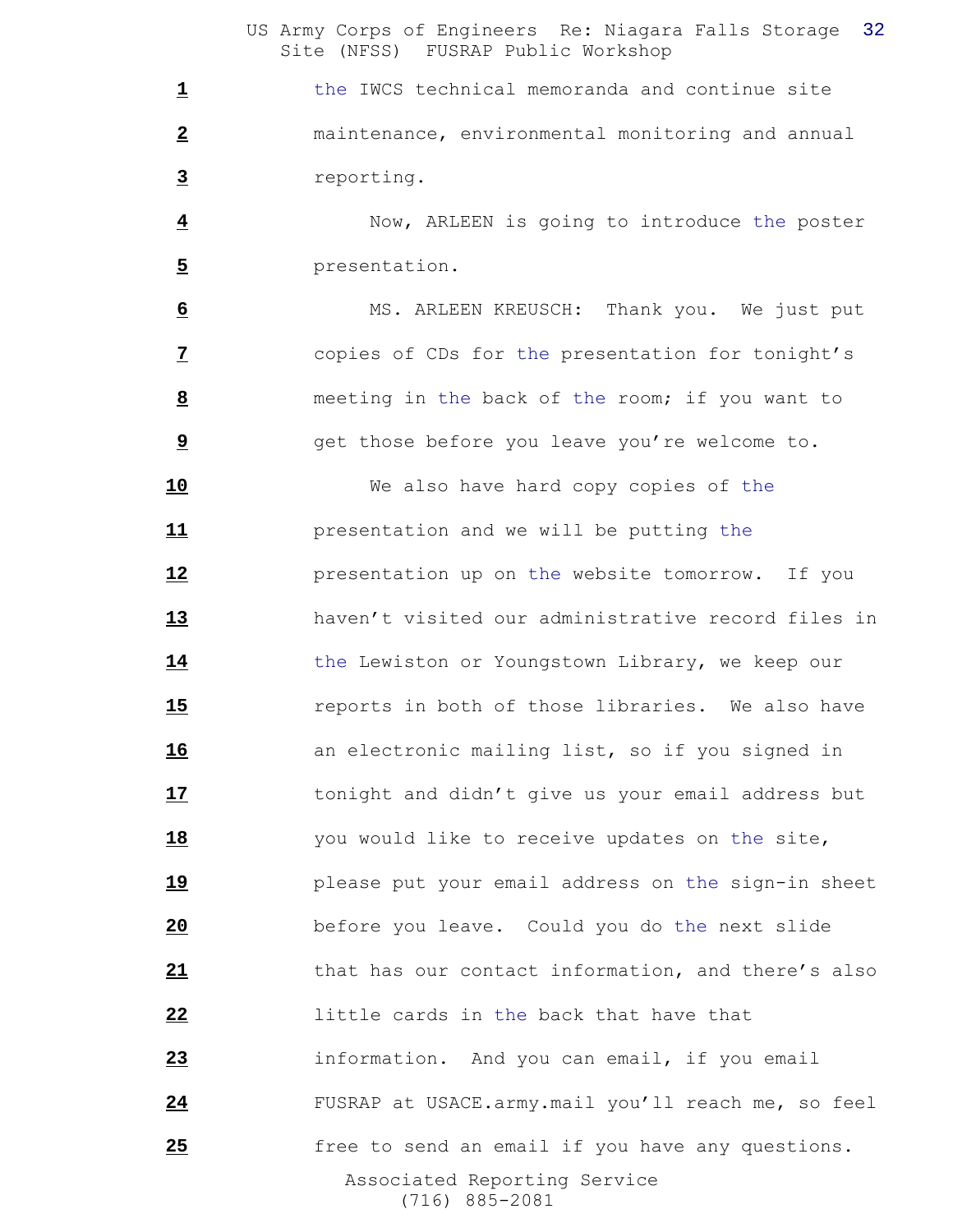the IWCS technical memoranda and continue site maintenance, environmental monitoring and annual reporting.

Now, ARLEEN is going to introduce the poster presentation.

MS. ARLEEN KREUSCH: Thank you. We just put copies of CDs for the presentation for tonight's meeting in the back of the room; if you want to get those before you leave you're welcome to.

We also have hard copy copies of the presentation and we will be putting the presentation up on the website tomorrow. If you haven't visited our administrative record files in the Lewiston or Youngstown Library, we keep our reports in both of those libraries. We also have an electronic mailing list, so if you signed in tonight and didn't give us your email address but you would like to receive updates on the site, please put your email address on the sign-in sheet before you leave. Could you do the next slide that has our contact information, and there's also little cards in the back that have that information. And you can email, if you email FUSRAP at USACE.army.mail you'll reach me, so feel free to send an email if you have any questions.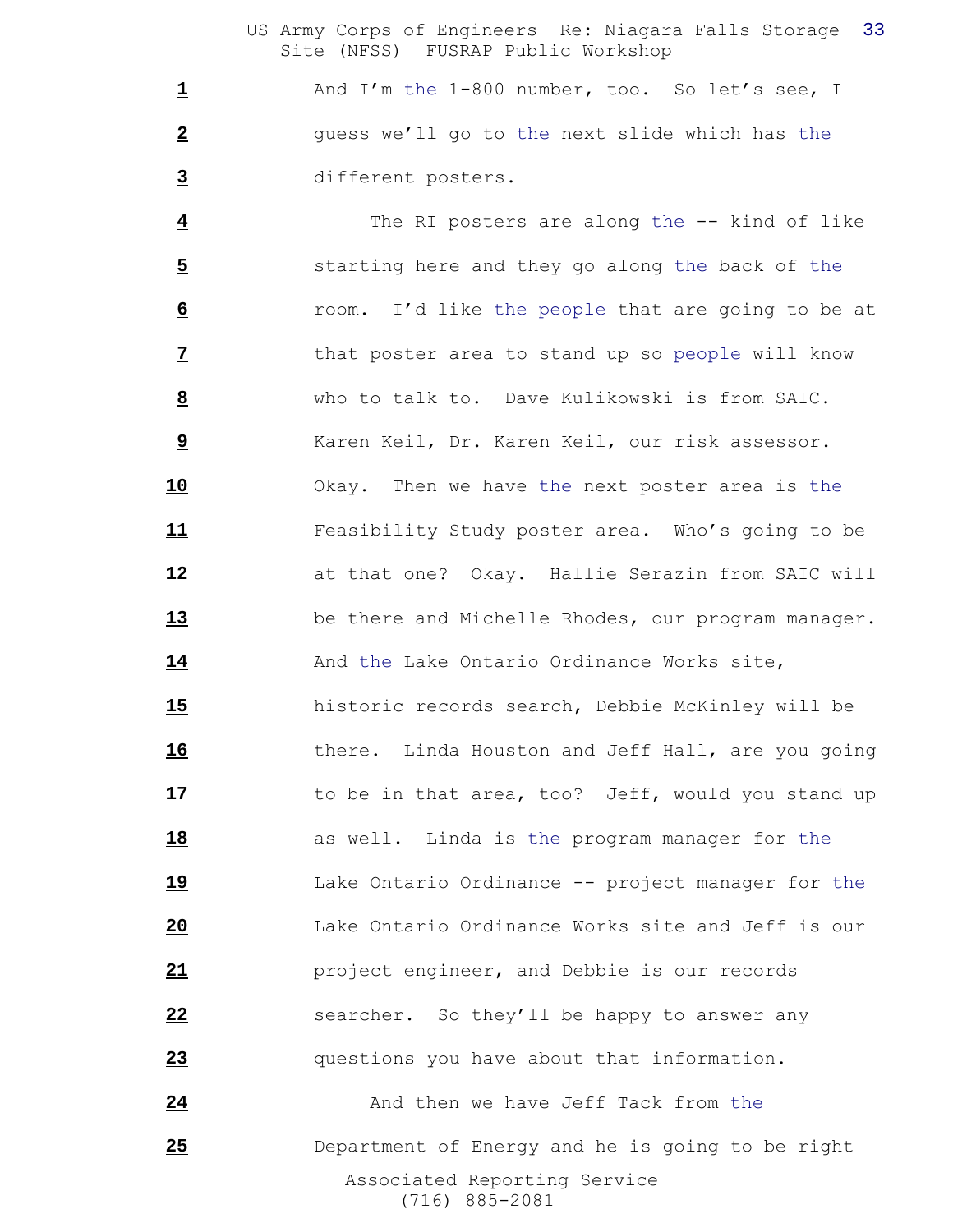1 And I'm the 1-800 number, too. So let's see, I

2 guess we'll go to the next slide which has the

3 different posters.

4 The RI posters are along the -- kind of like

5 starting here and they go along the back of the

6 room. I'd like the people that are going to be at

7 that poster area to stand up so people will know

8 who to talk to. Dave Kulikowski is from SAIC.

9 Karen Keil, Dr. Karen Keil, our risk assessor.

10 Okay. Then we have the next poster area is the

11 Feasibility Study poster area. Who's going to be

12 at that one? Okay. Hallie Serazin from SAIC will

13 be there and Michelle Rhodes, our program manager.

14 And the Lake Ontario Ordinance Works site,

15 historic records search, Debbie McKinley will be

16 there. Linda Houston and Jeff Hall, are you going

17 to be in that area, too? Jeff, would you stand up

18 as well. Linda is the program manager for the

19 Lake Ontario Ordinance -- project manager for the

20 Lake Ontario Ordinance Works site and Jeff is our

21 project engineer, and Debbie is our records

22 searcher. So they'll be happy to answer any

23 questions you have about that information.

24 And then we have Jeff Tack from the

25 Department of Energy and he is going to be right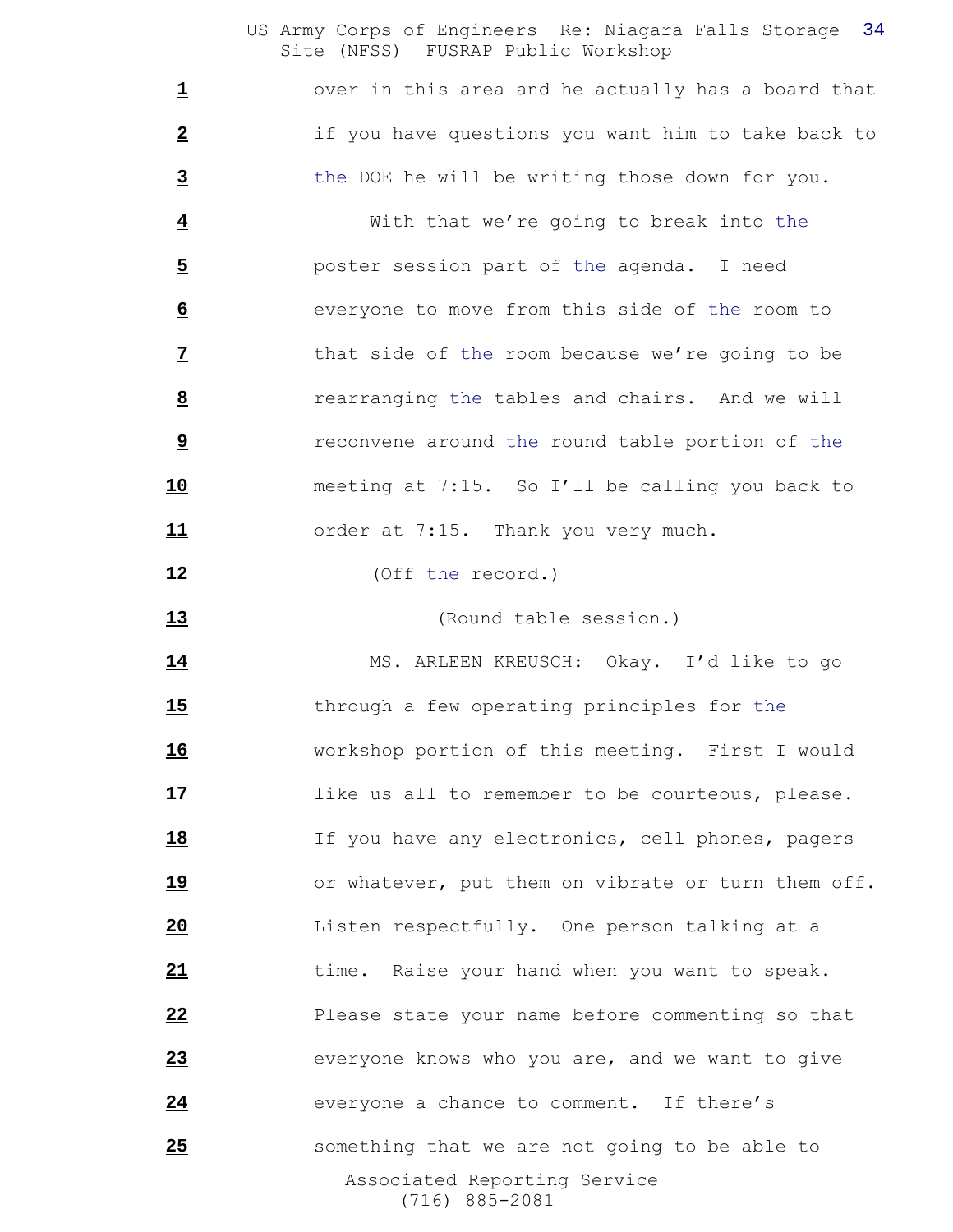1 over in this area and he actually has a board that

2 if you have questions you want him to take back to

3 the DOE he will be writing those down for you.

4 With that we're going to break into the

5 poster session part of the agenda. I need

6 everyone to move from this side of the room to

7 that side of the room because we're going to be

8 rearranging the tables and chairs. And we will

9 reconvene around the round table portion of the

10 meeting at 7:15. So I'll be calling you back to

11 order at 7:15. Thank you very much.

12 (Off the record.)

13 (Round table session.)

14 MS. ARLEEN KREUSCH: Okay. I'd like to go

15 through a few operating principles for the

16 workshop portion of this meeting. First I would

17 like us all to remember to be courteous, please.

18 If you have any electronics, cell phones, pagers

19 or whatever, put them on vibrate or turn them off.

20 Listen respectfully. One person talking at a

21 time. Raise your hand when you want to speak.

22 Please state your name before commenting so that

23 everyone knows who you are, and we want to give

24 everyone a chance to comment. If there's

25 something that we are not going to be able to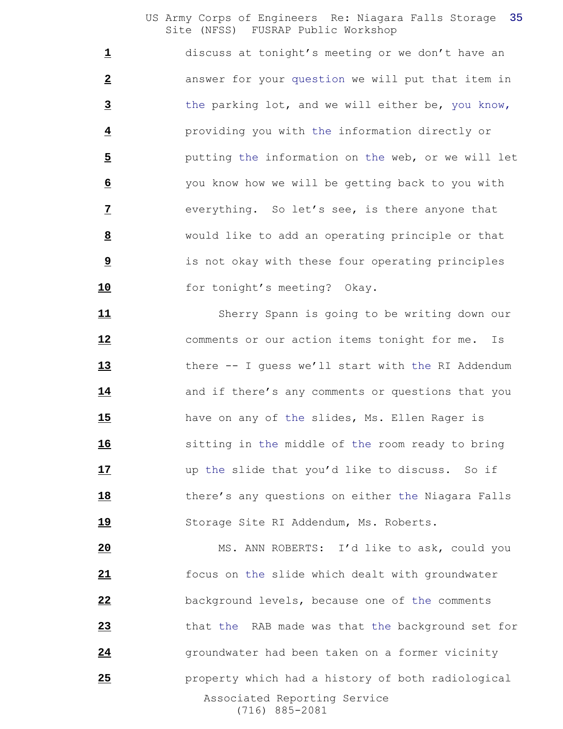discuss at tonight's meeting or we don't have an answer for your question we will put that item in the parking lot, and we will either be, you know, providing you with the information directly or putting the information on the web, or we will let you know how we will be getting back to you with everything. So let's see, is there anyone that would like to add an operating principle or that is not okay with these four operating principles for tonight's meeting? Okay.

Sherry Spann is going to be writing down our comments or our action items tonight for me. Is there -- I guess we'll start with the RI Addendum and if there's any comments or questions that you have on any of the slides, Ms. Ellen Rager is sitting in the middle of the room ready to bring up the slide that you'd like to discuss. So if there's any questions on either the Niagara Falls Storage Site RI Addendum, Ms. Roberts.

MS. ANN ROBERTS: I'd like to ask, could you focus on the slide which dealt with groundwater background levels, because one of the comments that the RAB made was that the background set for groundwater had been taken on a former vicinity property which had a history of both radiological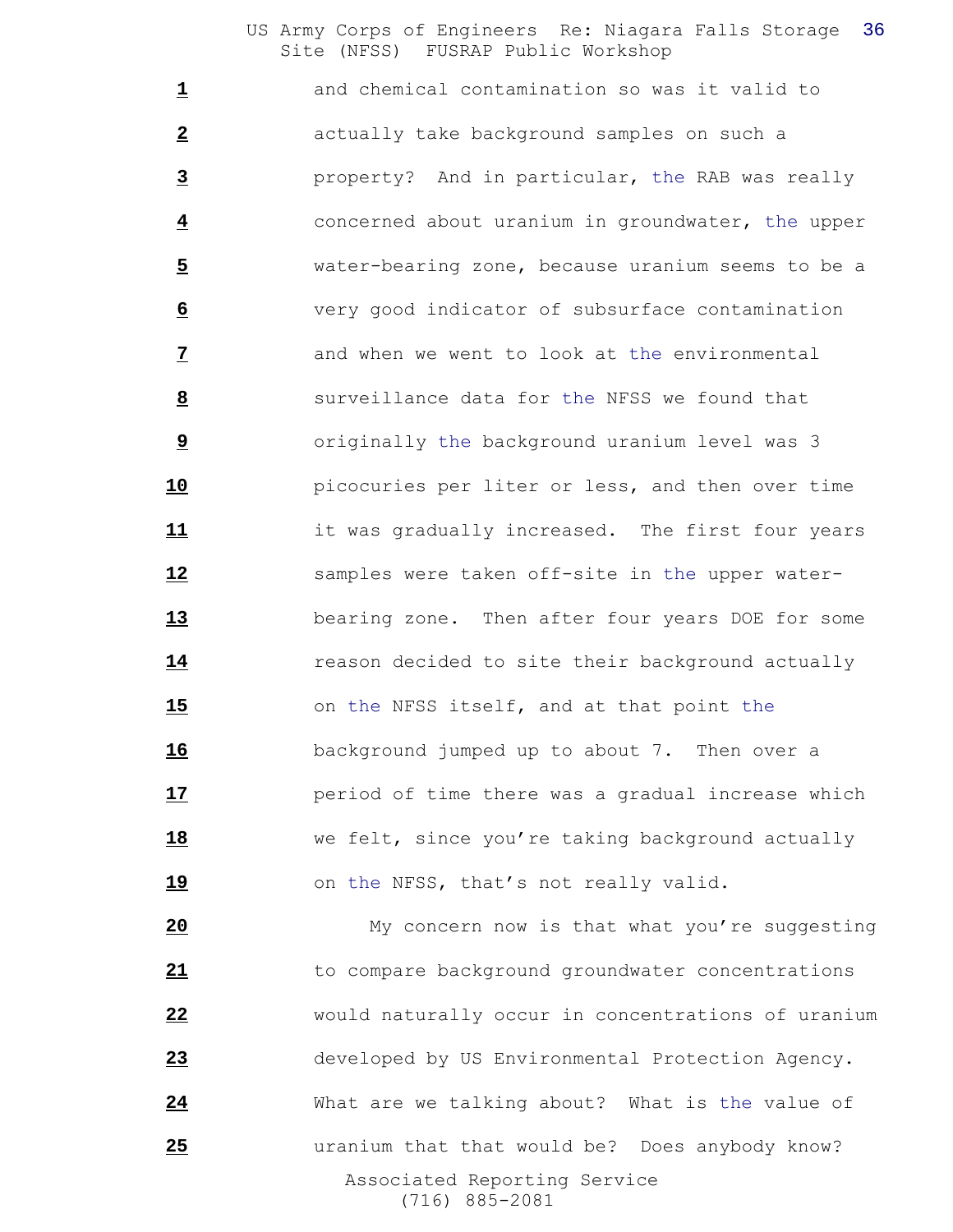and chemical contamination so was it valid to actually take background samples on such a property? And in particular, the RAB was really concerned about uranium in groundwater, the upper water-bearing zone, because uranium seems to be a very good indicator of subsurface contamination and when we went to look at the environmental surveillance data for the NFSS we found that originally the background uranium level was 3 picocuries per liter or less, and then over time it was gradually increased. The first four years samples were taken off-site in the upper water-bearing zone. Then after four years DOE for some reason decided to site their background actually on the NFSS itself, and at that point the background jumped up to about 7. Then over a period of time there was a gradual increase which we felt, since you're taking background actually on the NFSS, that's not really valid.

My concern now is that what you're suggesting to compare background groundwater concentrations would naturally occur in concentrations of uranium developed by US Environmental Protection Agency. What are we talking about? What is the value of uranium that that would be? Does anybody know?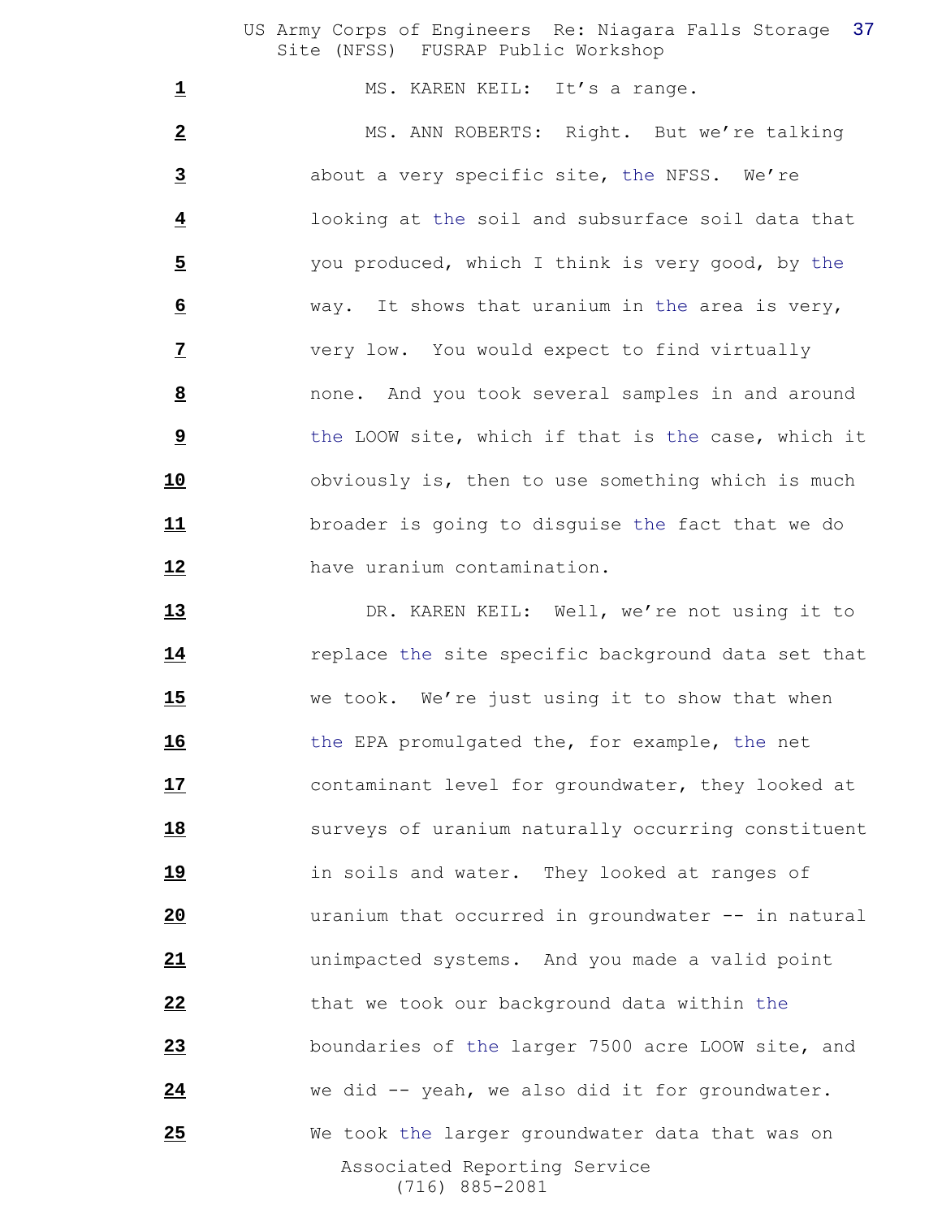MS. KAREN KEIL: It's a range.

MS. ANN ROBERTS: Right. But we're talking about a very specific site, the NFSS. We're looking at the soil and subsurface soil data that you produced, which I think is very good, by the way. It shows that uranium in the area is very, very low. You would expect to find virtually none. And you took several samples in and around the LOOW site, which if that is the case, which it obviously is, then to use something which is much broader is going to disguise the fact that we do have uranium contamination.

DR. KAREN KEIL: Well, we're not using it to replace the site specific background data set that we took. We're just using it to show that when the EPA promulgated the, for example, the net contaminant level for groundwater, they looked at surveys of uranium naturally occurring constituent in soils and water. They looked at ranges of uranium that occurred in groundwater -- in natural unimpacted systems. And you made a valid point that we took our background data within the boundaries of the larger 7500 acre LOOW site, and we did -- yeah, we also did it for groundwater. We took the larger groundwater data that was on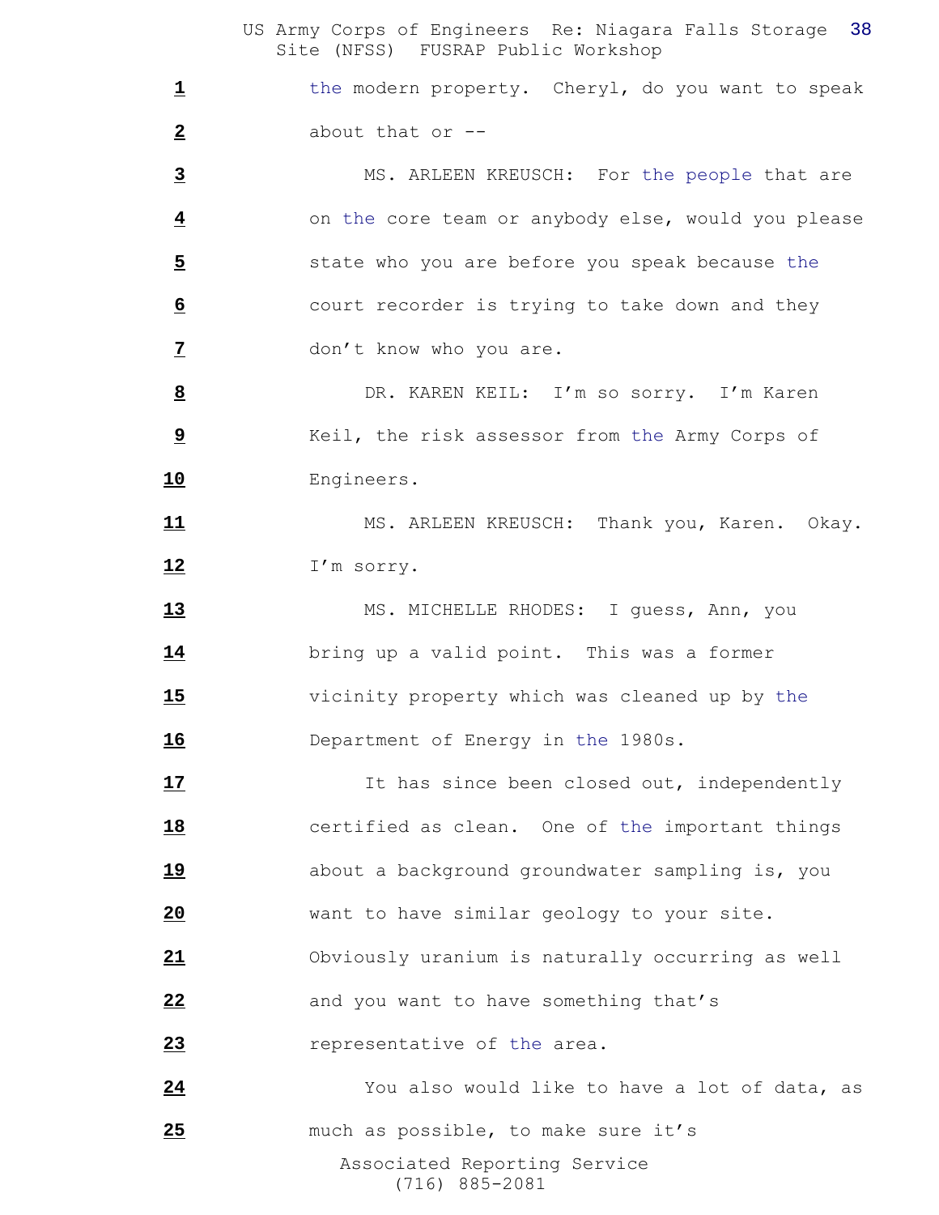1 the modern property. Cheryl, do you want to speak

2 about that or --

3 MS. ARLEEN KREUSCH: For the people that are

4 on the core team or anybody else, would you please

5 state who you are before you speak because the

6 court recorder is trying to take down and they

7 don't know who you are.

8 DR. KAREN KEIL: I'm so sorry. I'm Karen

9 Keil, the risk assessor from the Army Corps of

10 Engineers.

11 MS. ARLEEN KREUSCH: Thank you, Karen. Okay.

12 I'm sorry.

13 MS. MICHELLE RHODES: I guess, Ann, you

14 bring up a valid point. This was a former

15 vicinity property which was cleaned up by the

16 Department of Energy in the 1980s.

17 It has since been closed out, independently

18 certified as clean. One of the important things

19 about a background groundwater sampling is, you

20 want to have similar geology to your site.

21 Obviously uranium is naturally occurring as well

22 and you want to have something that's

23 representative of the area.

24 You also would like to have a lot of data, as

25 much as possible, to make sure it's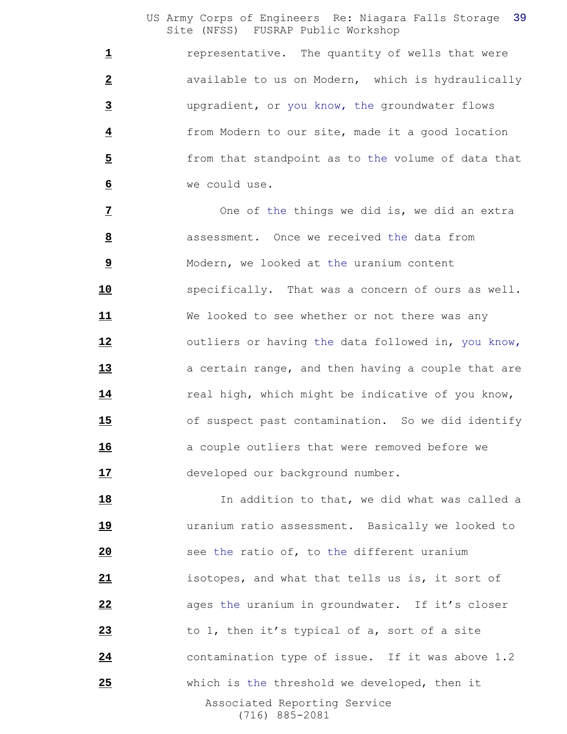representative. The quantity of wells that were available to us on Modern, which is hydraulically upgradient, or you know, the groundwater flows from Modern to our site, made it a good location from that standpoint as to the volume of data that we could use.

One of the things we did is, we did an extra assessment. Once we received the data from Modern, we looked at the uranium content specifically. That was a concern of ours as well. We looked to see whether or not there was any outliers or having the data followed in, you know, a certain range, and then having a couple that are real high, which might be indicative of you know, of suspect past contamination. So we did identify a couple outliers that were removed before we developed our background number.

In addition to that, we did what was called a uranium ratio assessment. Basically we looked to see the ratio of, to the different uranium isotopes, and what that tells us is, it sort of ages the uranium in groundwater. If it's closer to 1, then it's typical of a, sort of a site contamination type of issue. If it was above 1.2 which is the threshold we developed, then it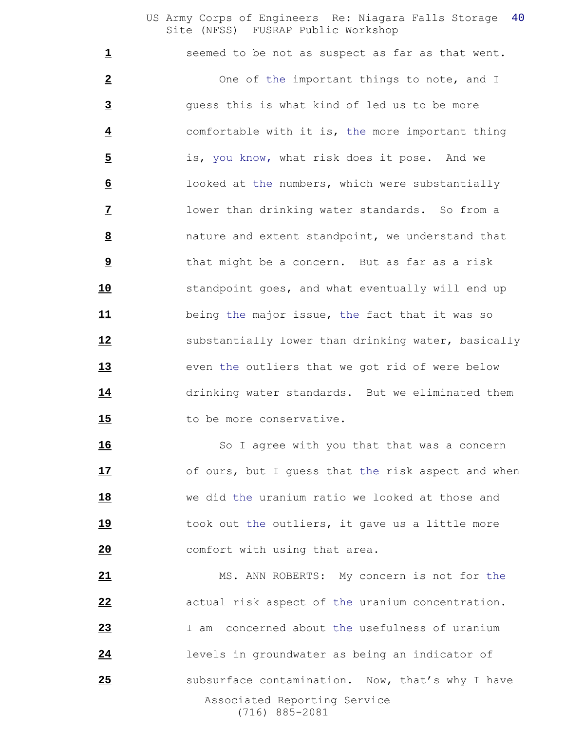1 seemed to be not as suspect as far as that went.

2 One of the important things to note, and I

3 guess this is what kind of led us to be more

4 comfortable with it is, the more important thing

5 is, you know, what risk does it pose. And we

6 looked at the numbers, which were substantially

7 lower than drinking water standards. So from a

8 nature and extent standpoint, we understand that

9 that might be a concern. But as far as a risk

10 standpoint goes, and what eventually will end up

11 being the major issue, the fact that it was so

12 substantially lower than drinking water, basically

13 even the outliers that we got rid of were below

14 drinking water standards. But we eliminated them

15 to be more conservative.

16 So I agree with you that that was a concern

17 of ours, but I guess that the risk aspect and when

18 we did the uranium ratio we looked at those and

19 took out the outliers, it gave us a little more

20 comfort with using that area.

21 MS. ANN ROBERTS: My concern is not for the

22 actual risk aspect of the uranium concentration.

23 I am concerned about the usefulness of uranium

24 levels in groundwater as being an indicator of

25 subsurface contamination. Now, that's why I have

Associated Reporting Service
(716) 885-2081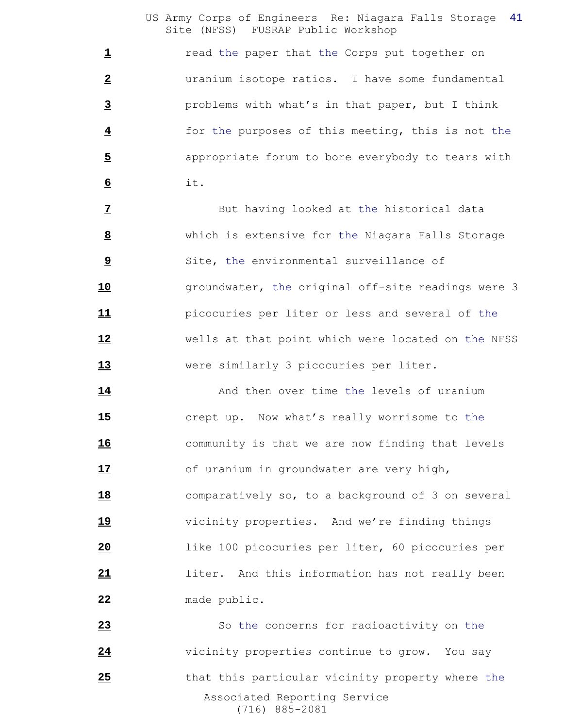read the paper that the Corps put together on uranium isotope ratios. I have some fundamental problems with what's in that paper, but I think for the purposes of this meeting, this is not the appropriate forum to bore everybody to tears with it.

But having looked at the historical data which is extensive for the Niagara Falls Storage Site, the environmental surveillance of groundwater, the original off-site readings were 3 picocuries per liter or less and several of the wells at that point which were located on the NFSS were similarly 3 picocuries per liter.

And then over time the levels of uranium crept up. Now what's really worrisome to the community is that we are now finding that levels of uranium in groundwater are very high, comparatively so, to a background of 3 on several vicinity properties. And we're finding things like 100 picocuries per liter, 60 picocuries per liter. And this information has not really been made public.

So the concerns for radioactivity on the vicinity properties continue to grow. You say that this particular vicinity property where the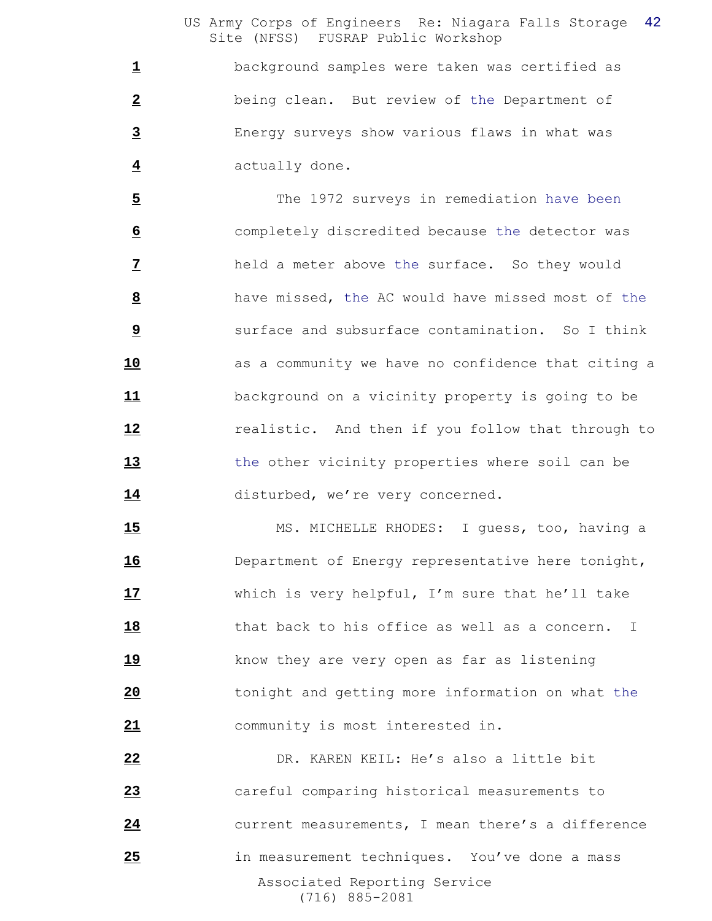background samples were taken was certified as being clean. But review of the Department of Energy surveys show various flaws in what was actually done.

The 1972 surveys in remediation have been completely discredited because the detector was held a meter above the surface. So they would have missed, the AC would have missed most of the surface and subsurface contamination. So I think as a community we have no confidence that citing a background on a vicinity property is going to be realistic. And then if you follow that through to the other vicinity properties where soil can be disturbed, we're very concerned.

MS. MICHELLE RHODES: I guess, too, having a Department of Energy representative here tonight, which is very helpful, I'm sure that he'll take that back to his office as well as a concern. I know they are very open as far as listening tonight and getting more information on what the community is most interested in.

DR. KAREN KEIL: He's also a little bit careful comparing historical measurements to current measurements, I mean there's a difference in measurement techniques. You've done a mass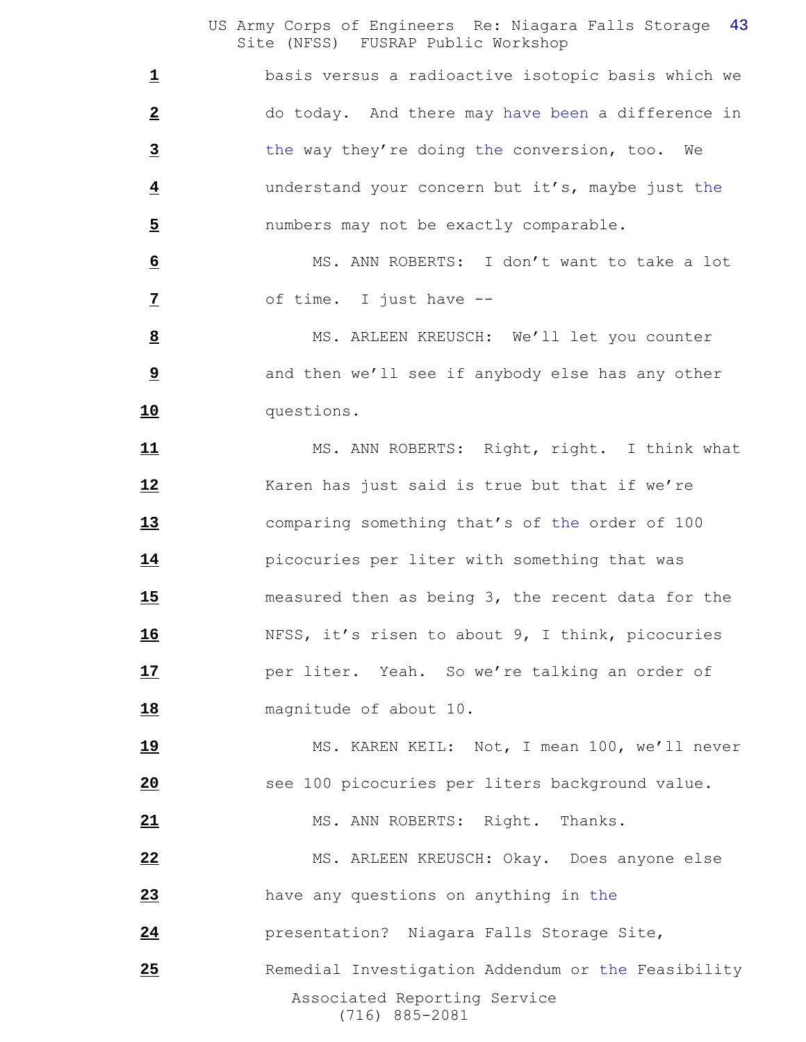1 basis versus a radioactive isotopic basis which we
2 do today. And there may have been a difference in
3 the way they're doing the conversion, too. We
4 understand your concern but it's, maybe just the
5 numbers may not be exactly comparable.

6 MS. ANN ROBERTS: I don't want to take a lot
7 of time. I just have --

8 MS. ARLEEN KREUSCH: We'll let you counter
9 and then we'll see if anybody else has any other
10 questions.

11 MS. ANN ROBERTS: Right, right. I think what
12 Karen has just said is true but that if we're
13 comparing something that's of the order of 100
14 picocuries per liter with something that was
15 measured then as being 3, the recent data for the
16 NFSS, it's risen to about 9, I think, picocuries
17 per liter. Yeah. So we're talking an order of
18 magnitude of about 10.

19 MS. KAREN KEIL: Not, I mean 100, we'll never
20 see 100 picocuries per liters background value.

21 MS. ANN ROBERTS: Right. Thanks.

22 MS. ARLEEN KREUSCH: Okay. Does anyone else
23 have any questions on anything in the
24 presentation? Niagara Falls Storage Site,
25 Remedial Investigation Addendum or the Feasibility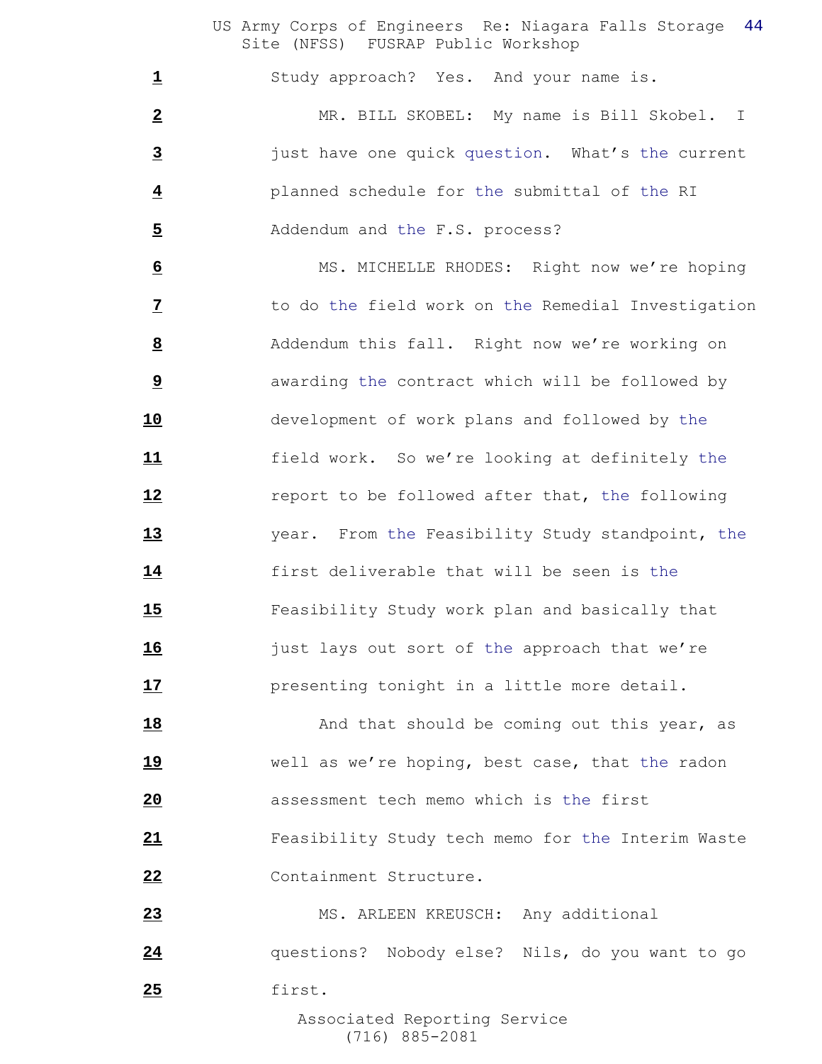Study approach? Yes. And your name is.

MR. BILL SKOBEL: My name is Bill Skobel. I just have one quick question. What's the current planned schedule for the submittal of the RI Addendum and the F.S. process?

MS. MICHELLE RHODES: Right now we're hoping to do the field work on the Remedial Investigation Addendum this fall. Right now we're working on awarding the contract which will be followed by development of work plans and followed by the field work. So we're looking at definitely the report to be followed after that, the following year. From the Feasibility Study standpoint, the first deliverable that will be seen is the Feasibility Study work plan and basically that just lays out sort of the approach that we're presenting tonight in a little more detail.

And that should be coming out this year, as well as we're hoping, best case, that the radon assessment tech memo which is the first Feasibility Study tech memo for the Interim Waste Containment Structure.

MS. ARLEEN KREUSCH: Any additional questions? Nobody else? Nils, do you want to go first.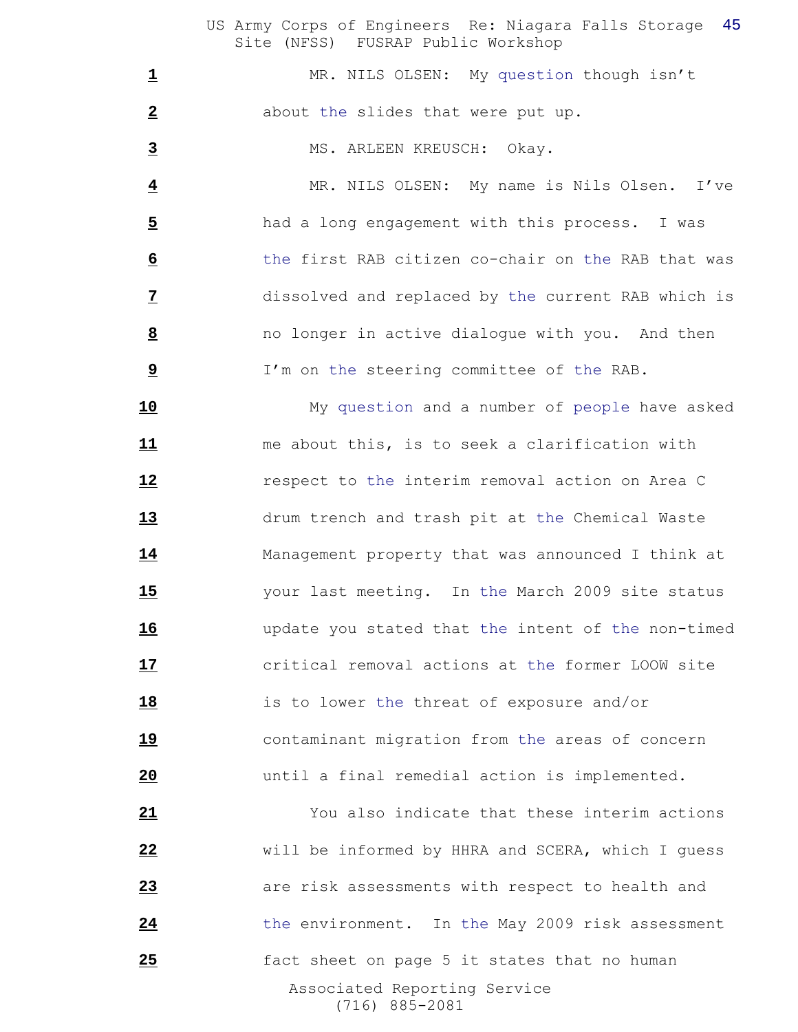MR. NILS OLSEN: My question though isn't about the slides that were put up.

MS. ARLEEN KREUSCH: Okay.

MR. NILS OLSEN: My name is Nils Olsen. I've had a long engagement with this process. I was the first RAB citizen co-chair on the RAB that was dissolved and replaced by the current RAB which is no longer in active dialogue with you. And then I'm on the steering committee of the RAB.

My question and a number of people have asked me about this, is to seek a clarification with respect to the interim removal action on Area C drum trench and trash pit at the Chemical Waste Management property that was announced I think at your last meeting. In the March 2009 site status update you stated that the intent of the non-timed critical removal actions at the former LOOW site is to lower the threat of exposure and/or contaminant migration from the areas of concern until a final remedial action is implemented.

You also indicate that these interim actions will be informed by HHRA and SCERA, which I guess are risk assessments with respect to health and the environment. In the May 2009 risk assessment fact sheet on page 5 it states that no human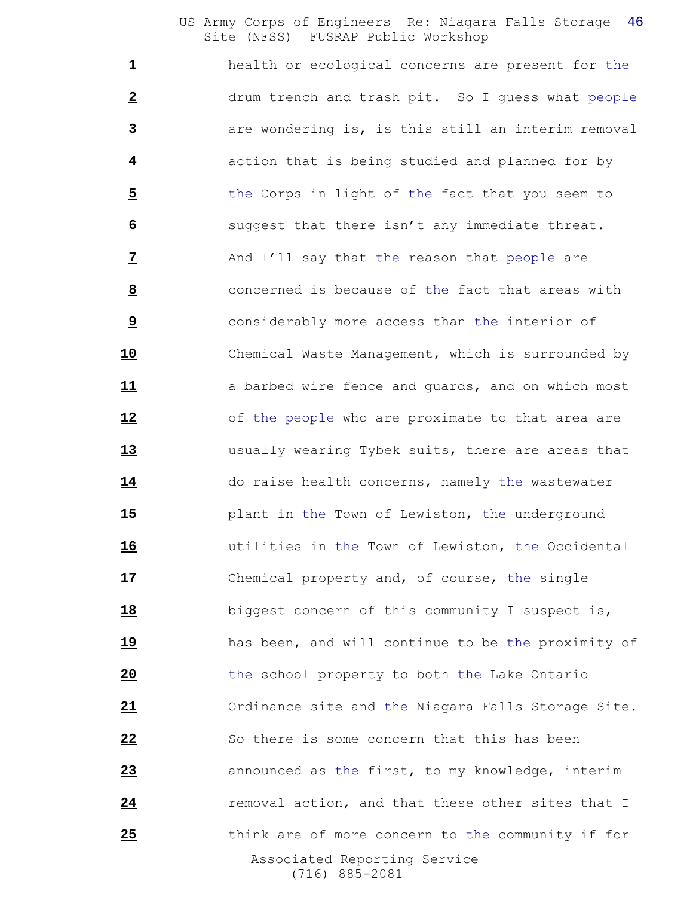1 health or ecological concerns are present for the
2 drum trench and trash pit. So I guess what people
3 are wondering is, is this still an interim removal
4 action that is being studied and planned for by
5 the Corps in light of the fact that you seem to
6 suggest that there isn't any immediate threat.
7 And I'll say that the reason that people are
8 concerned is because of the fact that areas with
9 considerably more access than the interior of
10 Chemical Waste Management, which is surrounded by
11 a barbed wire fence and guards, and on which most
12 of the people who are proximate to that area are
13 usually wearing Tybek suits, there are areas that
14 do raise health concerns, namely the wastewater
15 plant in the Town of Lewiston, the underground
16 utilities in the Town of Lewiston, the Occidental
17 Chemical property and, of course, the single
18 biggest concern of this community I suspect is,
19 has been, and will continue to be the proximity of
20 the school property to both the Lake Ontario
21 Ordinance site and the Niagara Falls Storage Site.
22 So there is some concern that this has been
23 announced as the first, to my knowledge, interim
24 removal action, and that these other sites that I
25 think are of more concern to the community if for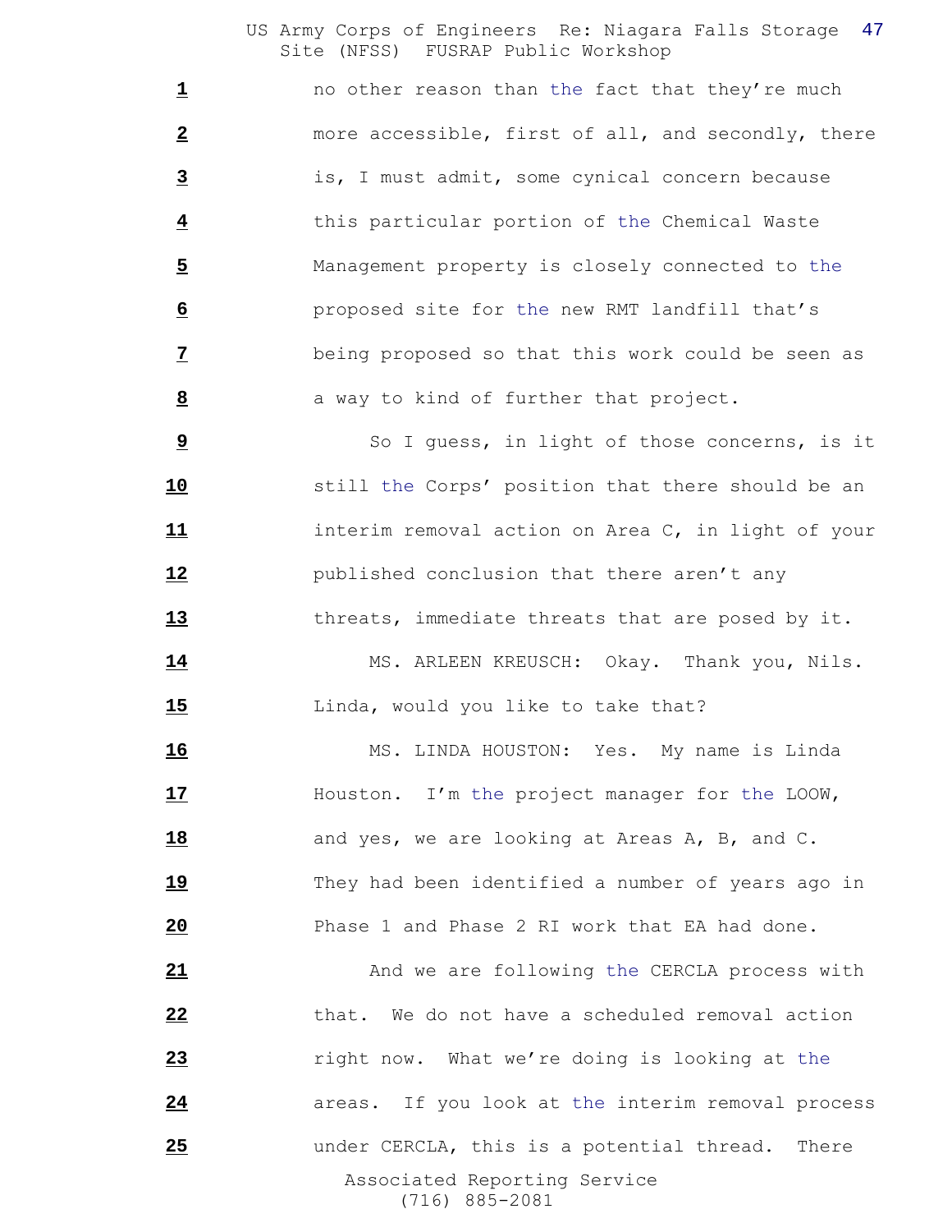no other reason than the fact that they're much more accessible, first of all, and secondly, there is, I must admit, some cynical concern because this particular portion of the Chemical Waste Management property is closely connected to the proposed site for the new RMT landfill that's being proposed so that this work could be seen as a way to kind of further that project.

So I guess, in light of those concerns, is it still the Corps' position that there should be an interim removal action on Area C, in light of your published conclusion that there aren't any threats, immediate threats that are posed by it.

MS. ARLEEN KREUSCH: Okay. Thank you, Nils. Linda, would you like to take that?

MS. LINDA HOUSTON: Yes. My name is Linda Houston. I'm the project manager for the LOOW, and yes, we are looking at Areas A, B, and C. They had been identified a number of years ago in Phase 1 and Phase 2 RI work that EA had done.

And we are following the CERCLA process with that. We do not have a scheduled removal action right now. What we're doing is looking at the areas. If you look at the interim removal process under CERCLA, this is a potential thread. There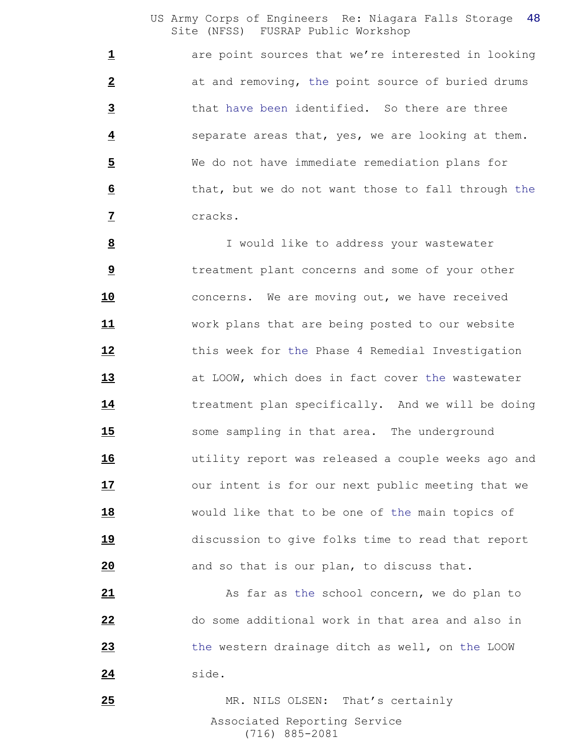are point sources that we're interested in looking at and removing, the point source of buried drums that have been identified. So there are three separate areas that, yes, we are looking at them. We do not have immediate remediation plans for that, but we do not want those to fall through the cracks.

I would like to address your wastewater treatment plant concerns and some of your other concerns. We are moving out, we have received work plans that are being posted to our website this week for the Phase 4 Remedial Investigation at LOOW, which does in fact cover the wastewater treatment plan specifically. And we will be doing some sampling in that area. The underground utility report was released a couple weeks ago and our intent is for our next public meeting that we would like that to be one of the main topics of discussion to give folks time to read that report and so that is our plan, to discuss that.

As far as the school concern, we do plan to do some additional work in that area and also in the western drainage ditch as well, on the LOOW side.

MR. NILS OLSEN: That's certainly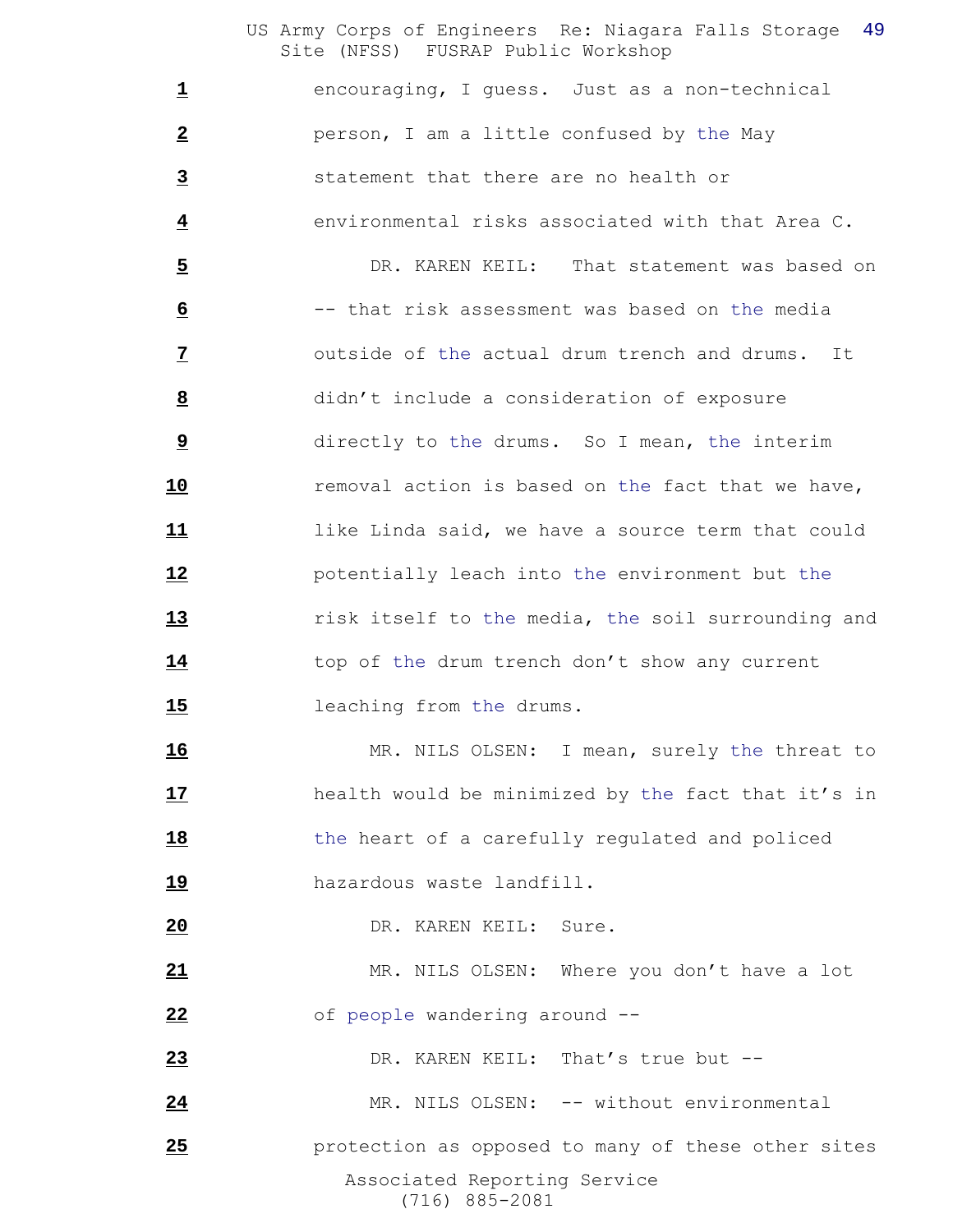encouraging, I guess. Just as a non-technical person, I am a little confused by the May statement that there are no health or environmental risks associated with that Area C.

DR. KAREN KEIL: That statement was based on -- that risk assessment was based on the media outside of the actual drum trench and drums. It didn't include a consideration of exposure directly to the drums. So I mean, the interim removal action is based on the fact that we have, like Linda said, we have a source term that could potentially leach into the environment but the risk itself to the media, the soil surrounding and top of the drum trench don't show any current leaching from the drums.

MR. NILS OLSEN: I mean, surely the threat to health would be minimized by the fact that it's in the heart of a carefully regulated and policed hazardous waste landfill.

DR. KAREN KEIL: Sure.

MR. NILS OLSEN: Where you don't have a lot of people wandering around --

DR. KAREN KEIL: That's true but --

MR. NILS OLSEN: -- without environmental protection as opposed to many of these other sites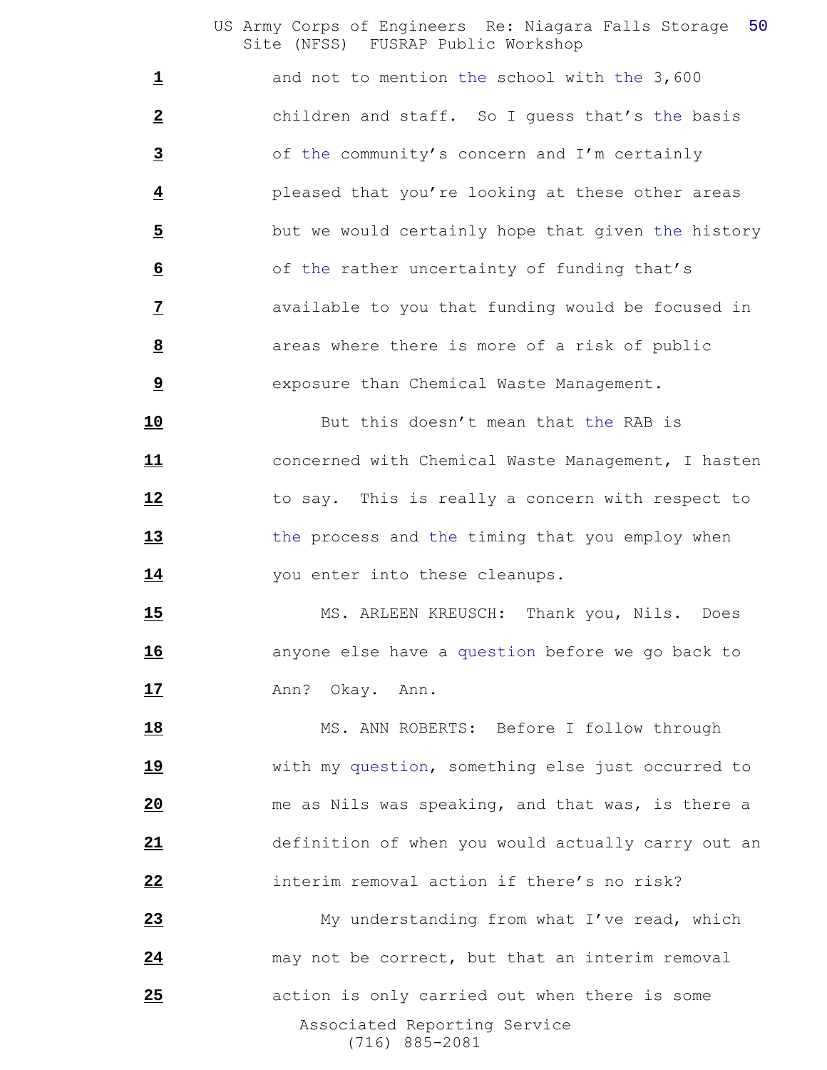and not to mention the school with the 3,600 children and staff. So I guess that's the basis of the community's concern and I'm certainly pleased that you're looking at these other areas but we would certainly hope that given the history of the rather uncertainty of funding that's available to you that funding would be focused in areas where there is more of a risk of public exposure than Chemical Waste Management.

But this doesn't mean that the RAB is concerned with Chemical Waste Management, I hasten to say. This is really a concern with respect to the process and the timing that you employ when you enter into these cleanups.

MS. ARLEEN KREUSCH: Thank you, Nils. Does anyone else have a question before we go back to Ann? Okay. Ann.

MS. ANN ROBERTS: Before I follow through with my question, something else just occurred to me as Nils was speaking, and that was, is there a definition of when you would actually carry out an interim removal action if there's no risk?

My understanding from what I've read, which may not be correct, but that an interim removal action is only carried out when there is some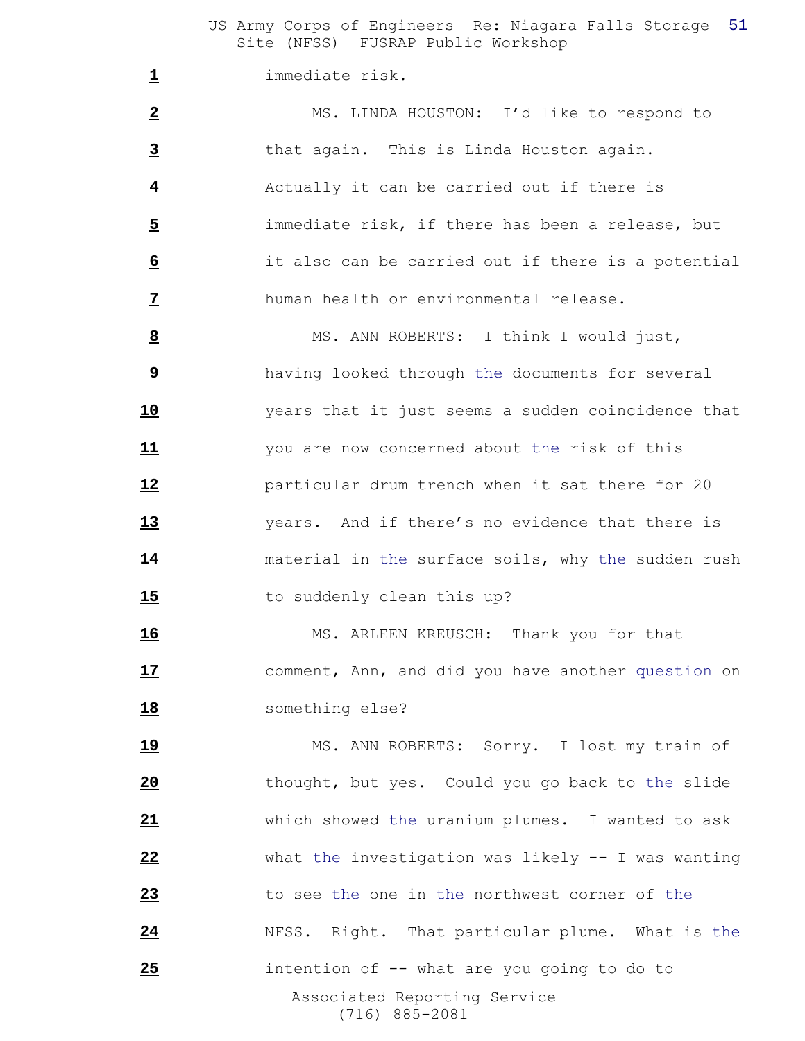immediate risk.

MS. LINDA HOUSTON: I'd like to respond to that again. This is Linda Houston again. Actually it can be carried out if there is immediate risk, if there has been a release, but it also can be carried out if there is a potential human health or environmental release.

MS. ANN ROBERTS: I think I would just, having looked through the documents for several years that it just seems a sudden coincidence that you are now concerned about the risk of this particular drum trench when it sat there for 20 years. And if there's no evidence that there is material in the surface soils, why the sudden rush to suddenly clean this up?

MS. ARLEEN KREUSCH: Thank you for that comment, Ann, and did you have another question on something else?

MS. ANN ROBERTS: Sorry. I lost my train of thought, but yes. Could you go back to the slide which showed the uranium plumes. I wanted to ask what the investigation was likely -- I was wanting to see the one in the northwest corner of the NFSS. Right. That particular plume. What is the intention of -- what are you going to do to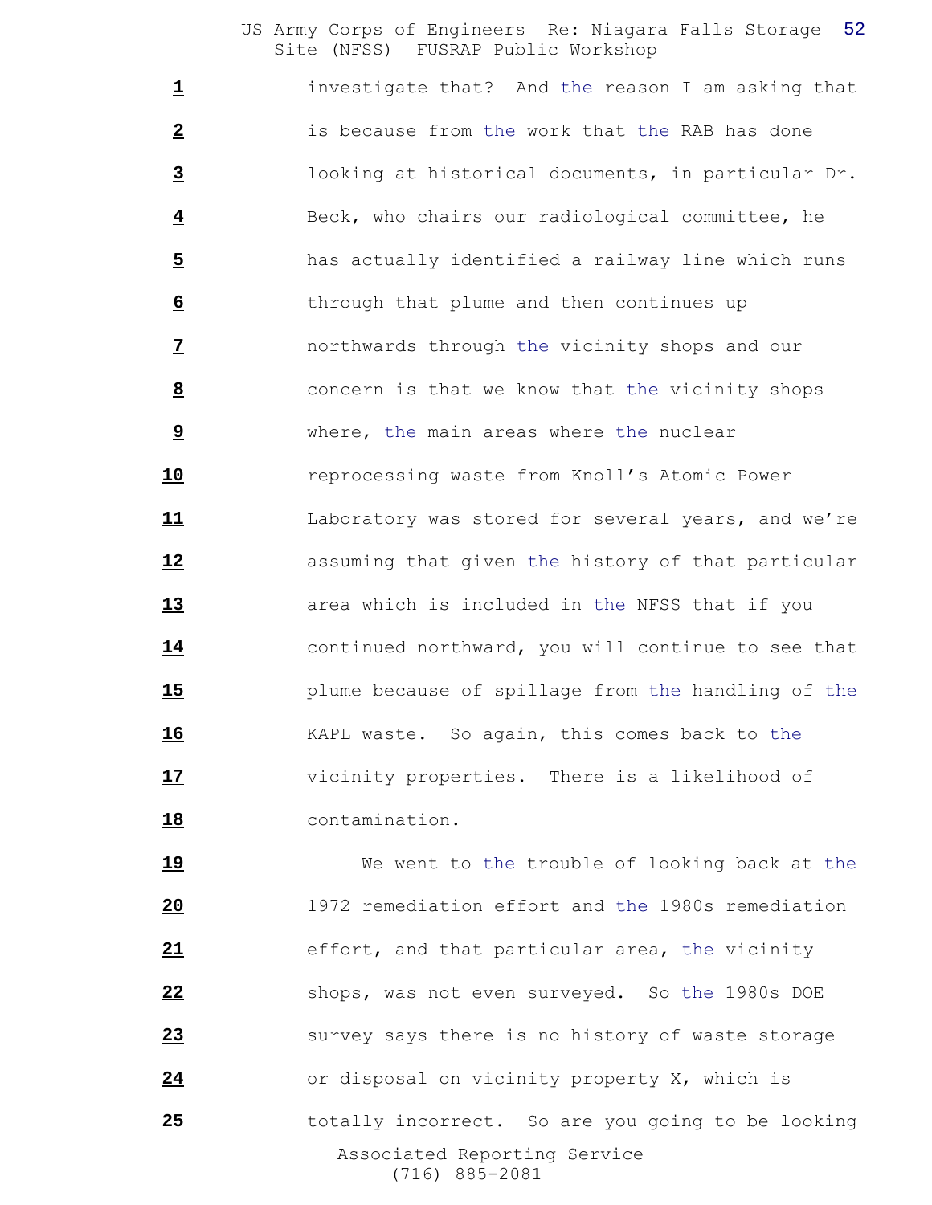investigate that? And the reason I am asking that is because from the work that the RAB has done looking at historical documents, in particular Dr. Beck, who chairs our radiological committee, he has actually identified a railway line which runs through that plume and then continues up northwards through the vicinity shops and our concern is that we know that the vicinity shops where, the main areas where the nuclear reprocessing waste from Knoll's Atomic Power Laboratory was stored for several years, and we're assuming that given the history of that particular area which is included in the NFSS that if you continued northward, you will continue to see that plume because of spillage from the handling of the KAPL waste. So again, this comes back to the vicinity properties. There is a likelihood of contamination.

We went to the trouble of looking back at the 1972 remediation effort and the 1980s remediation effort, and that particular area, the vicinity shops, was not even surveyed. So the 1980s DOE survey says there is no history of waste storage or disposal on vicinity property X, which is totally incorrect. So are you going to be looking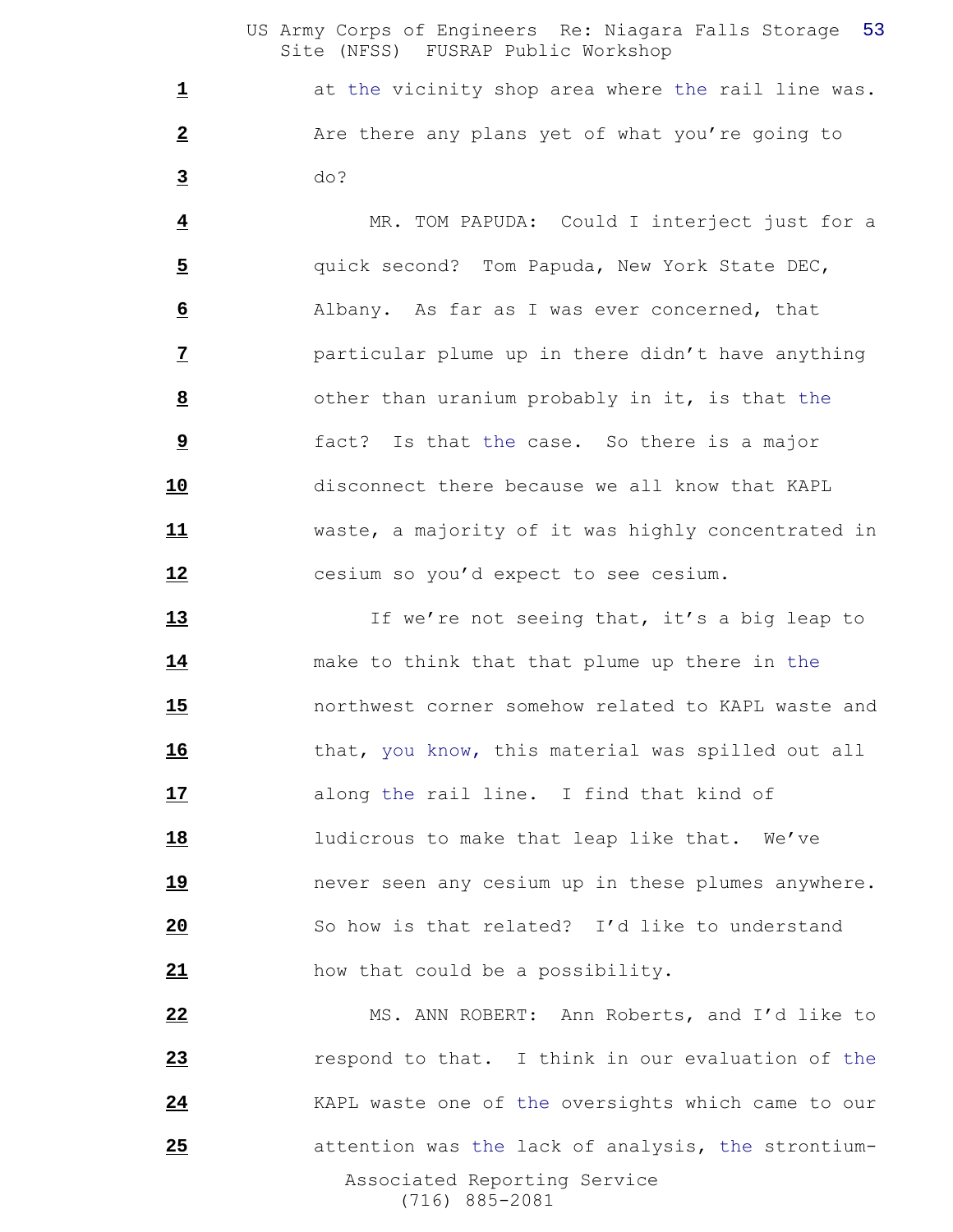at the vicinity shop area where the rail line was. Are there any plans yet of what you're going to do?

MR. TOM PAPUDA: Could I interject just for a quick second? Tom Papuda, New York State DEC, Albany. As far as I was ever concerned, that particular plume up in there didn't have anything other than uranium probably in it, is that the fact? Is that the case. So there is a major disconnect there because we all know that KAPL waste, a majority of it was highly concentrated in cesium so you'd expect to see cesium.

If we're not seeing that, it's a big leap to make to think that that plume up there in the northwest corner somehow related to KAPL waste and that, you know, this material was spilled out all along the rail line. I find that kind of ludicrous to make that leap like that. We've never seen any cesium up in these plumes anywhere. So how is that related? I'd like to understand how that could be a possibility.

MS. ANN ROBERT: Ann Roberts, and I'd like to respond to that. I think in our evaluation of the KAPL waste one of the oversights which came to our attention was the lack of analysis, the strontium-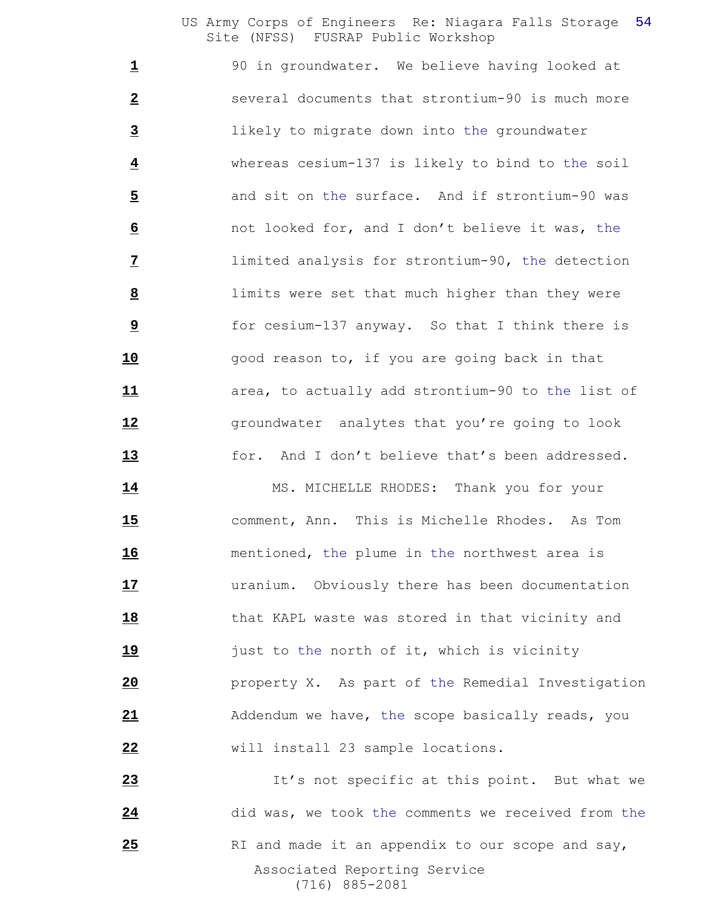1 90 in groundwater. We believe having looked at
2 several documents that strontium-90 is much more
3 likely to migrate down into the groundwater
4 whereas cesium-137 is likely to bind to the soil
5 and sit on the surface. And if strontium-90 was
6 not looked for, and I don't believe it was, the
7 limited analysis for strontium-90, the detection
8 limits were set that much higher than they were
9 for cesium-137 anyway. So that I think there is
10 good reason to, if you are going back in that
11 area, to actually add strontium-90 to the list of
12 groundwater analytes that you're going to look
13 for. And I don't believe that's been addressed.
14 MS. MICHELLE RHODES: Thank you for your
15 comment, Ann. This is Michelle Rhodes. As Tom
16 mentioned, the plume in the northwest area is
17 uranium. Obviously there has been documentation
18 that KAPL waste was stored in that vicinity and
19 just to the north of it, which is vicinity
20 property X. As part of the Remedial Investigation
21 Addendum we have, the scope basically reads, you
22 will install 23 sample locations.
23 It's not specific at this point. But what we
24 did was, we took the comments we received from the
25 RI and made it an appendix to our scope and say,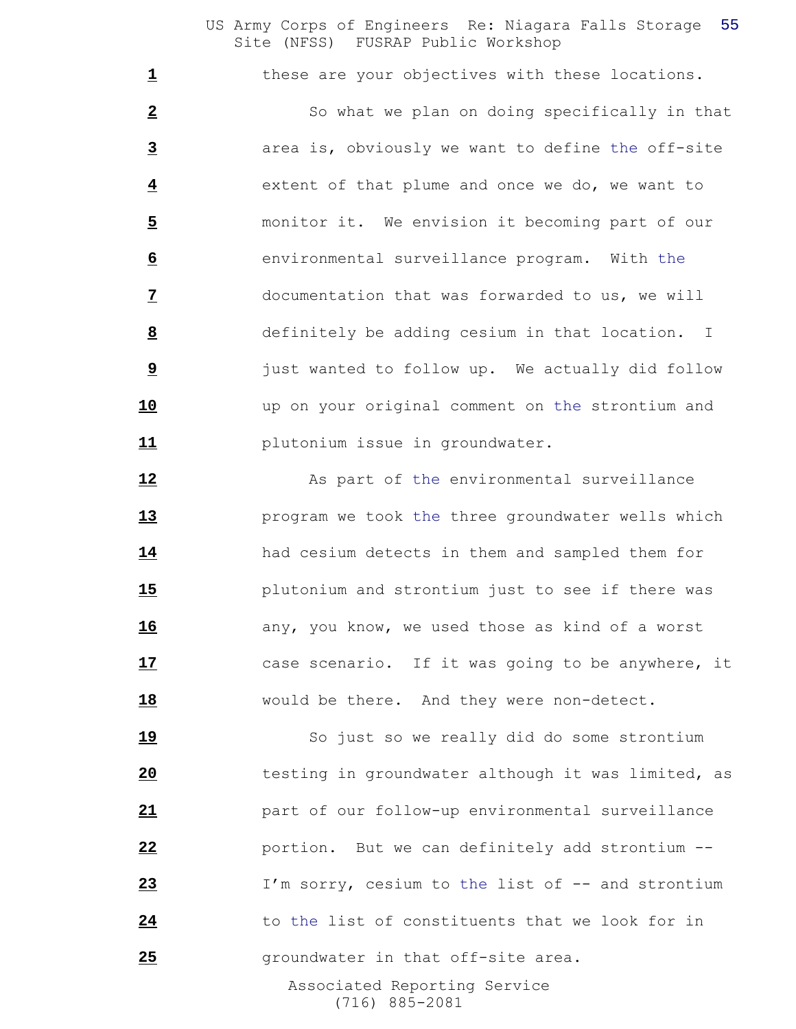these are your objectives with these locations.

So what we plan on doing specifically in that area is, obviously we want to define the off-site extent of that plume and once we do, we want to monitor it. We envision it becoming part of our environmental surveillance program. With the documentation that was forwarded to us, we will definitely be adding cesium in that location. I just wanted to follow up. We actually did follow up on your original comment on the strontium and plutonium issue in groundwater.

As part of the environmental surveillance program we took the three groundwater wells which had cesium detects in them and sampled them for plutonium and strontium just to see if there was any, you know, we used those as kind of a worst case scenario. If it was going to be anywhere, it would be there. And they were non-detect.

So just so we really did do some strontium testing in groundwater although it was limited, as part of our follow-up environmental surveillance portion. But we can definitely add strontium -- I'm sorry, cesium to the list of -- and strontium to the list of constituents that we look for in groundwater in that off-site area.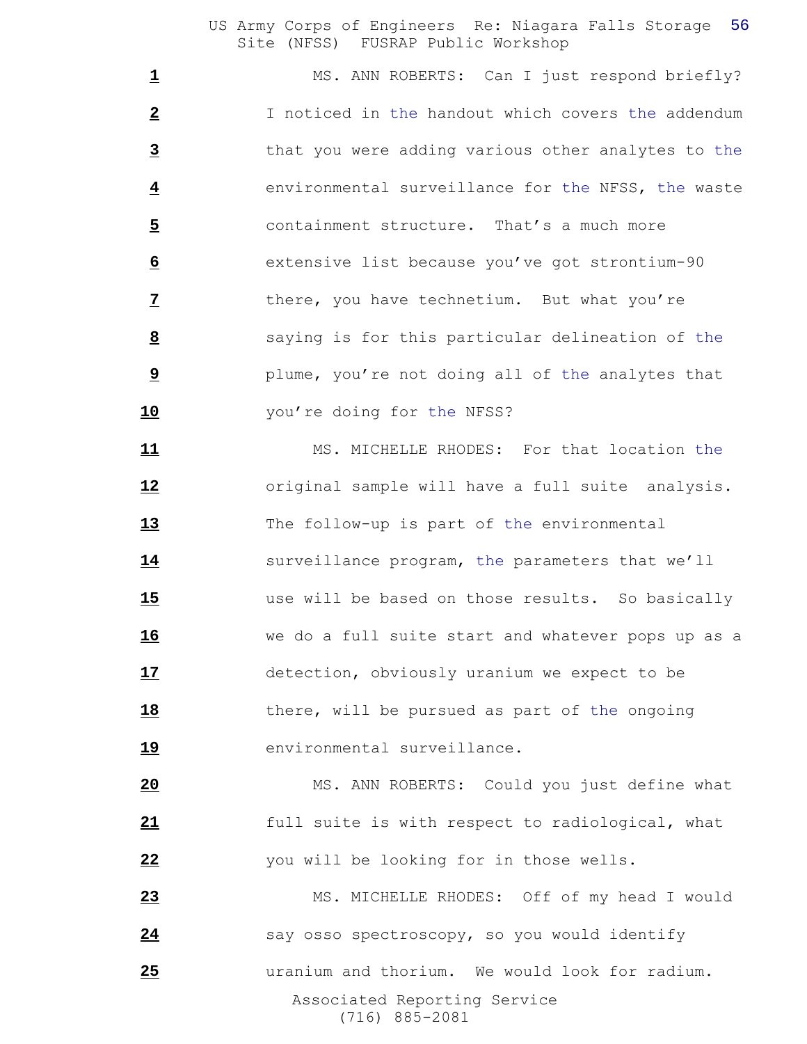MS. ANN ROBERTS: Can I just respond briefly? I noticed in the handout which covers the addendum that you were adding various other analytes to the environmental surveillance for the NFSS, the waste containment structure. That's a much more extensive list because you've got strontium-90 there, you have technetium. But what you're saying is for this particular delineation of the plume, you're not doing all of the analytes that you're doing for the NFSS?

MS. MICHELLE RHODES: For that location the original sample will have a full suite analysis. The follow-up is part of the environmental surveillance program, the parameters that we'll use will be based on those results. So basically we do a full suite start and whatever pops up as a detection, obviously uranium we expect to be there, will be pursued as part of the ongoing environmental surveillance.

MS. ANN ROBERTS: Could you just define what full suite is with respect to radiological, what you will be looking for in those wells.

MS. MICHELLE RHODES: Off of my head I would say osso spectroscopy, so you would identify uranium and thorium. We would look for radium.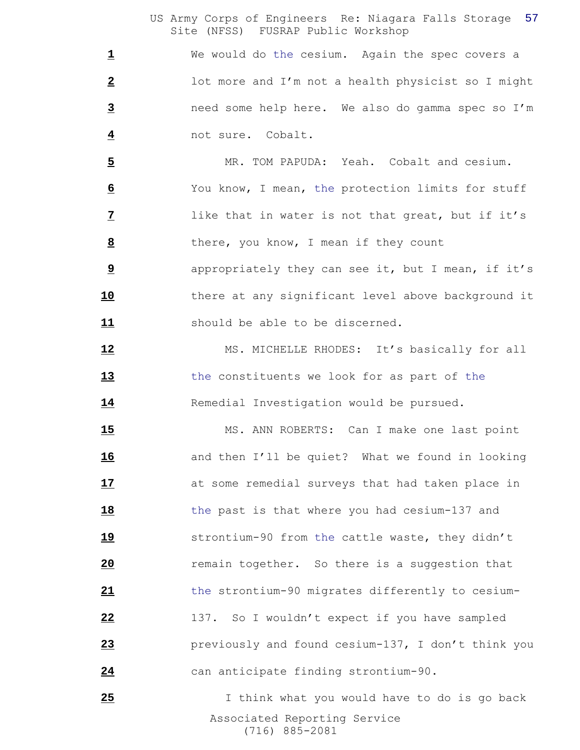1 We would do the cesium. Again the spec covers a

2 lot more and I'm not a health physicist so I might

3 need some help here. We also do gamma spec so I'm

4 not sure. Cobalt.

5 MR. TOM PAPUDA: Yeah. Cobalt and cesium.

6 You know, I mean, the protection limits for stuff

7 like that in water is not that great, but if it's

8 there, you know, I mean if they count

9 appropriately they can see it, but I mean, if it's

10 there at any significant level above background it

11 should be able to be discerned.

12 MS. MICHELLE RHODES: It's basically for all

13 the constituents we look for as part of the

14 Remedial Investigation would be pursued.

15 MS. ANN ROBERTS: Can I make one last point

16 and then I'll be quiet? What we found in looking

17 at some remedial surveys that had taken place in

18 the past is that where you had cesium-137 and

19 strontium-90 from the cattle waste, they didn't

20 remain together. So there is a suggestion that

21 the strontium-90 migrates differently to cesium-

22 137. So I wouldn't expect if you have sampled

23 previously and found cesium-137, I don't think you

24 can anticipate finding strontium-90.

25 I think what you would have to do is go back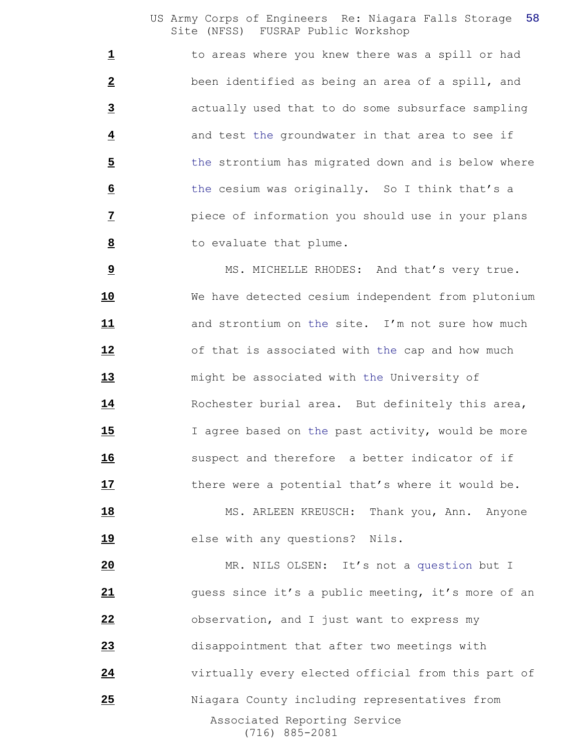to areas where you knew there was a spill or had been identified as being an area of a spill, and actually used that to do some subsurface sampling and test the groundwater in that area to see if the strontium has migrated down and is below where the cesium was originally. So I think that's a piece of information you should use in your plans to evaluate that plume.

MS. MICHELLE RHODES: And that's very true. We have detected cesium independent from plutonium and strontium on the site. I'm not sure how much of that is associated with the cap and how much might be associated with the University of Rochester burial area. But definitely this area, I agree based on the past activity, would be more suspect and therefore a better indicator of if there were a potential that's where it would be.

MS. ARLEEN KREUSCH: Thank you, Ann. Anyone else with any questions? Nils.

MR. NILS OLSEN: It's not a question but I guess since it's a public meeting, it's more of an observation, and I just want to express my disappointment that after two meetings with virtually every elected official from this part of Niagara County including representatives from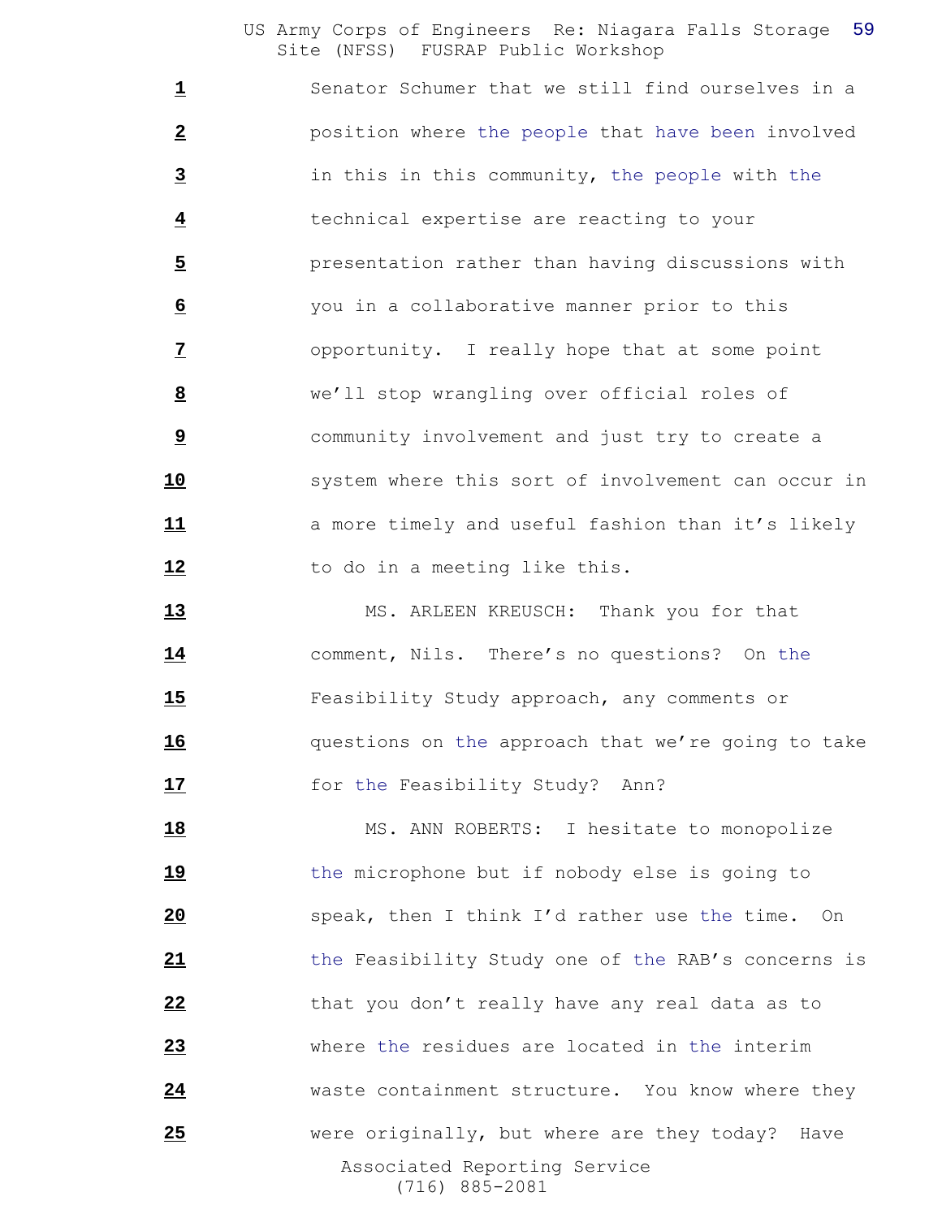Senator Schumer that we still find ourselves in a position where the people that have been involved in this in this community, the people with the technical expertise are reacting to your presentation rather than having discussions with you in a collaborative manner prior to this opportunity. I really hope that at some point we'll stop wrangling over official roles of community involvement and just try to create a system where this sort of involvement can occur in a more timely and useful fashion than it's likely to do in a meeting like this.

MS. ARLEEN KREUSCH: Thank you for that comment, Nils. There's no questions? On the Feasibility Study approach, any comments or questions on the approach that we're going to take for the Feasibility Study? Ann?

MS. ANN ROBERTS: I hesitate to monopolize the microphone but if nobody else is going to speak, then I think I'd rather use the time. On the Feasibility Study one of the RAB's concerns is that you don't really have any real data as to where the residues are located in the interim waste containment structure. You know where they were originally, but where are they today? Have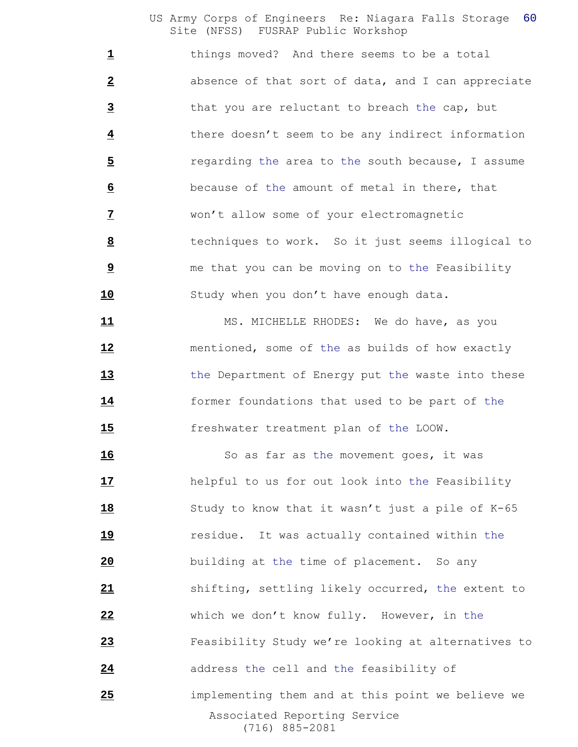things moved? And there seems to be a total absence of that sort of data, and I can appreciate that you are reluctant to breach the cap, but there doesn't seem to be any indirect information regarding the area to the south because, I assume because of the amount of metal in there, that won't allow some of your electromagnetic techniques to work. So it just seems illogical to me that you can be moving on to the Feasibility Study when you don't have enough data.

MS. MICHELLE RHODES: We do have, as you mentioned, some of the as builds of how exactly the Department of Energy put the waste into these former foundations that used to be part of the freshwater treatment plan of the LOOW.

So as far as the movement goes, it was helpful to us for out look into the Feasibility Study to know that it wasn't just a pile of K-65 residue. It was actually contained within the building at the time of placement. So any shifting, settling likely occurred, the extent to which we don't know fully. However, in the Feasibility Study we're looking at alternatives to address the cell and the feasibility of implementing them and at this point we believe we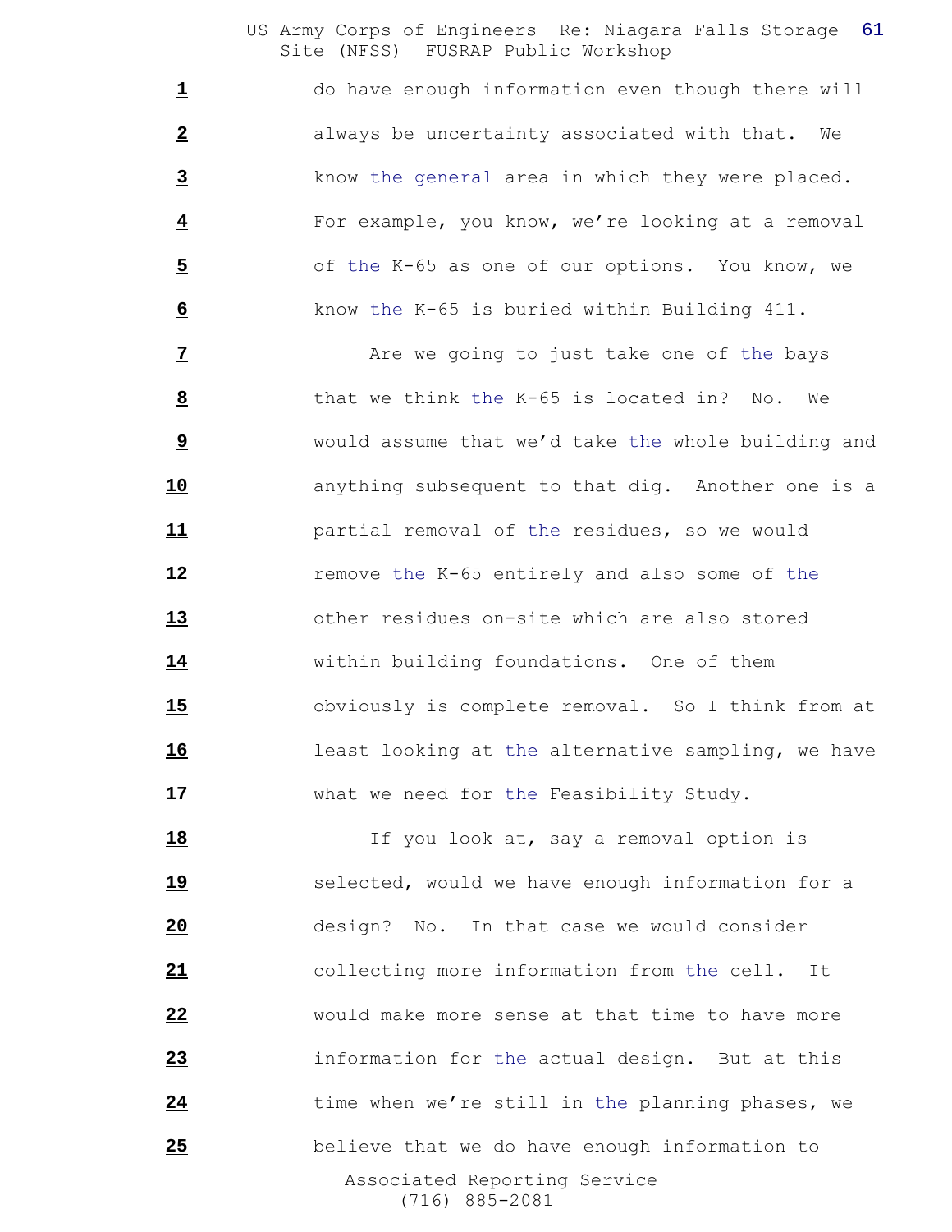do have enough information even though there will always be uncertainty associated with that. We know the general area in which they were placed. For example, you know, we're looking at a removal of the K-65 as one of our options. You know, we know the K-65 is buried within Building 411.

Are we going to just take one of the bays that we think the K-65 is located in? No. We would assume that we'd take the whole building and anything subsequent to that dig. Another one is a partial removal of the residues, so we would remove the K-65 entirely and also some of the other residues on-site which are also stored within building foundations. One of them obviously is complete removal. So I think from at least looking at the alternative sampling, we have what we need for the Feasibility Study.

If you look at, say a removal option is selected, would we have enough information for a design? No. In that case we would consider collecting more information from the cell. It would make more sense at that time to have more information for the actual design. But at this time when we're still in the planning phases, we believe that we do have enough information to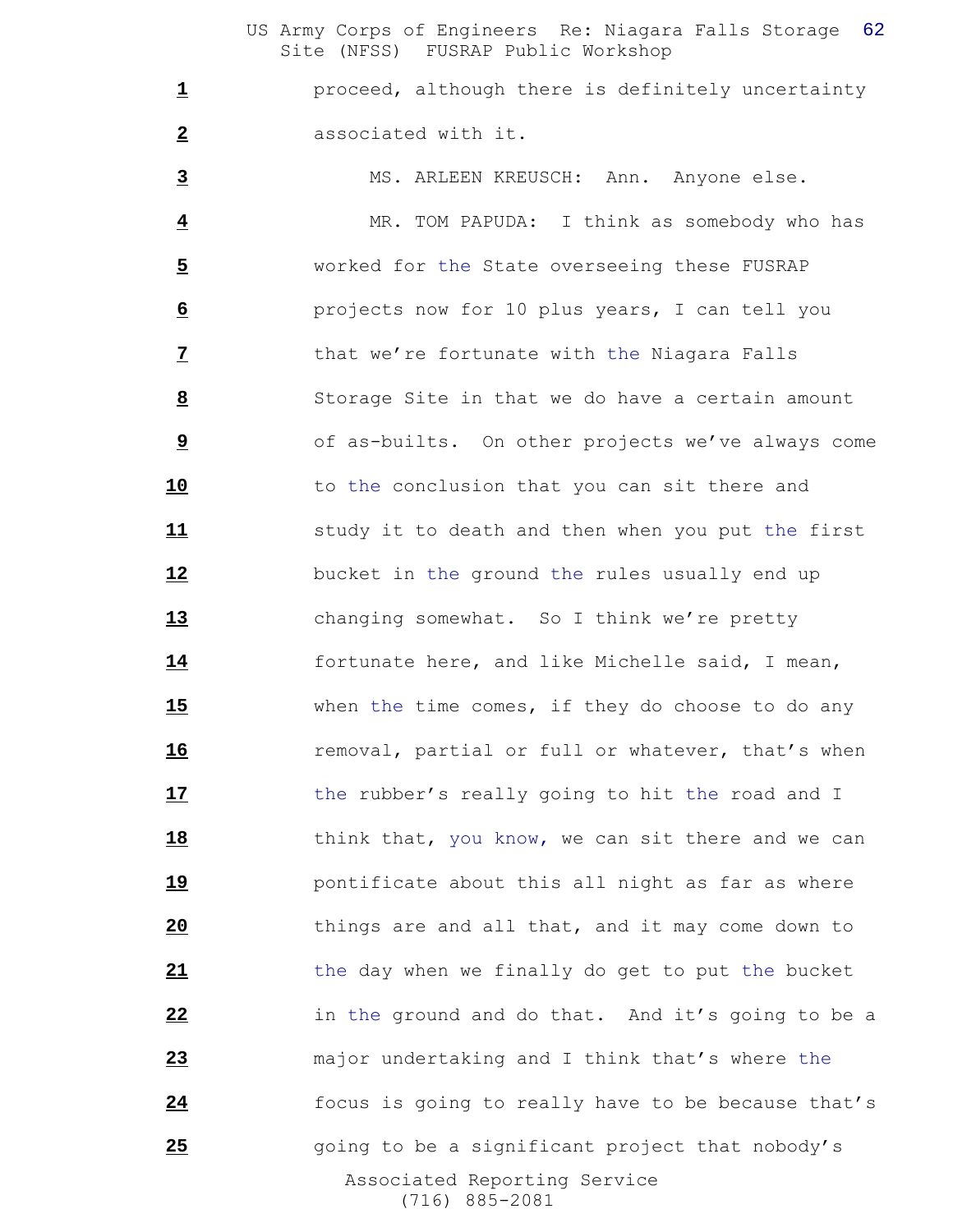proceed, although there is definitely uncertainty associated with it.

MS. ARLEEN KREUSCH: Ann. Anyone else.

MR. TOM PAPUDA: I think as somebody who has worked for the State overseeing these FUSRAP projects now for 10 plus years, I can tell you that we're fortunate with the Niagara Falls Storage Site in that we do have a certain amount of as-builts. On other projects we've always come to the conclusion that you can sit there and study it to death and then when you put the first bucket in the ground the rules usually end up changing somewhat. So I think we're pretty fortunate here, and like Michelle said, I mean, when the time comes, if they do choose to do any removal, partial or full or whatever, that's when the rubber's really going to hit the road and I think that, you know, we can sit there and we can pontificate about this all night as far as where things are and all that, and it may come down to the day when we finally do get to put the bucket in the ground and do that. And it's going to be a major undertaking and I think that's where the focus is going to really have to be because that's going to be a significant project that nobody's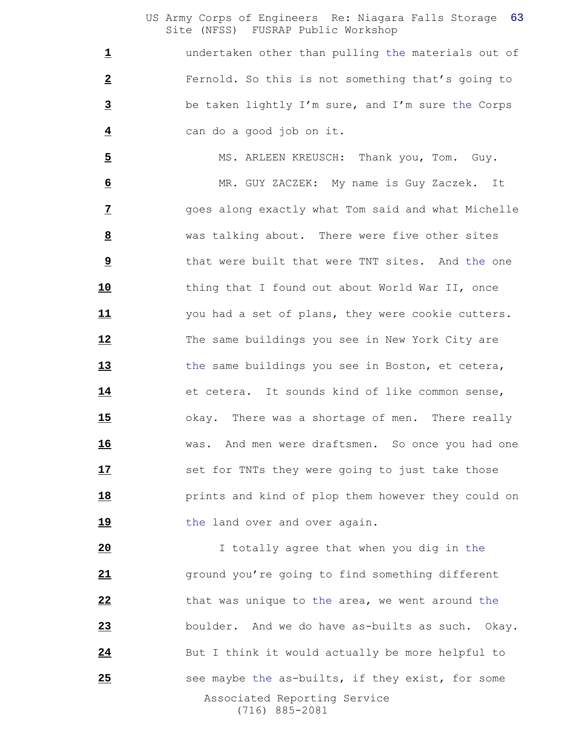undertaken other than pulling the materials out of Fernold. So this is not something that's going to be taken lightly I'm sure, and I'm sure the Corps can do a good job on it.

MS. ARLEEN KREUSCH: Thank you, Tom. Guy.

MR. GUY ZACZEK: My name is Guy Zaczek. It goes along exactly what Tom said and what Michelle was talking about. There were five other sites that were built that were TNT sites. And the one thing that I found out about World War II, once you had a set of plans, they were cookie cutters. The same buildings you see in New York City are the same buildings you see in Boston, et cetera, et cetera. It sounds kind of like common sense, okay. There was a shortage of men. There really was. And men were draftsmen. So once you had one set for TNTs they were going to just take those prints and kind of plop them however they could on the land over and over again.

I totally agree that when you dig in the ground you're going to find something different that was unique to the area, we went around the boulder. And we do have as-builts as such. Okay. But I think it would actually be more helpful to see maybe the as-builts, if they exist, for some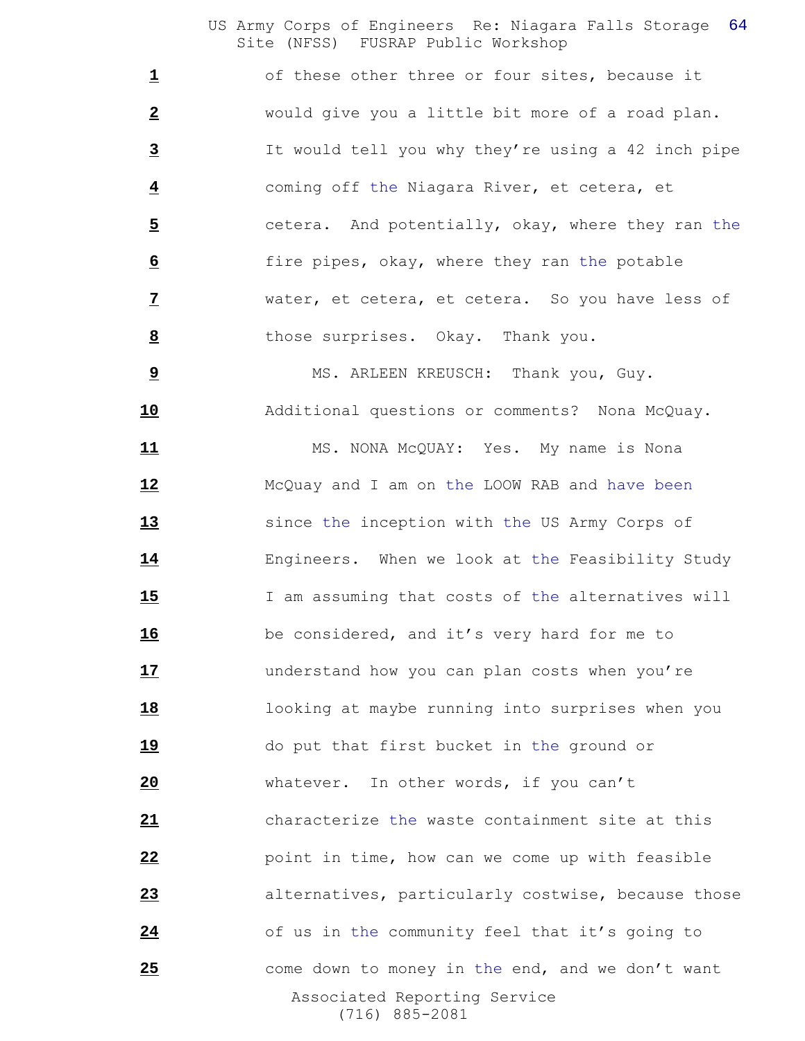of these other three or four sites, because it would give you a little bit more of a road plan. It would tell you why they're using a 42 inch pipe coming off the Niagara River, et cetera, et cetera. And potentially, okay, where they ran the fire pipes, okay, where they ran the potable water, et cetera, et cetera. So you have less of those surprises. Okay. Thank you.

MS. ARLEEN KREUSCH: Thank you, Guy. Additional questions or comments? Nona McQuay.

MS. NONA McQUAY: Yes. My name is Nona McQuay and I am on the LOOW RAB and have been since the inception with the US Army Corps of Engineers. When we look at the Feasibility Study I am assuming that costs of the alternatives will be considered, and it's very hard for me to understand how you can plan costs when you're looking at maybe running into surprises when you do put that first bucket in the ground or whatever. In other words, if you can't characterize the waste containment site at this point in time, how can we come up with feasible alternatives, particularly costwise, because those of us in the community feel that it's going to come down to money in the end, and we don't want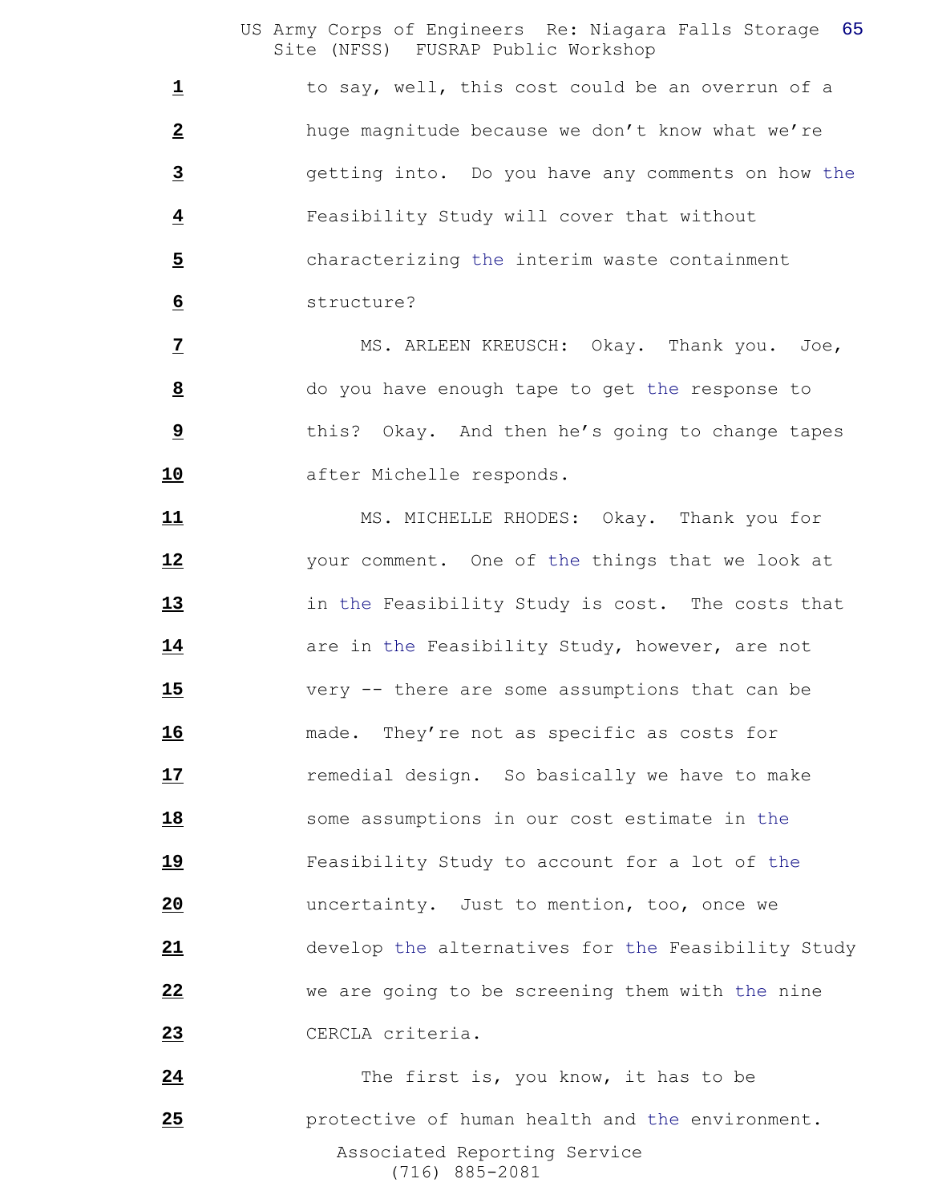1 to say, well, this cost could be an overrun of a
2 huge magnitude because we don't know what we're
3 getting into. Do you have any comments on how the
4 Feasibility Study will cover that without
5 characterizing the interim waste containment
6 structure?

7 MS. ARLEEN KREUSCH: Okay. Thank you. Joe,
8 do you have enough tape to get the response to
9 this? Okay. And then he's going to change tapes
10 after Michelle responds.

11 MS. MICHELLE RHODES: Okay. Thank you for
12 your comment. One of the things that we look at
13 in the Feasibility Study is cost. The costs that
14 are in the Feasibility Study, however, are not
15 very -- there are some assumptions that can be
16 made. They're not as specific as costs for
17 remedial design. So basically we have to make
18 some assumptions in our cost estimate in the
19 Feasibility Study to account for a lot of the
20 uncertainty. Just to mention, too, once we
21 develop the alternatives for the Feasibility Study
22 we are going to be screening them with the nine
23 CERCLA criteria.

24 The first is, you know, it has to be
25 protective of human health and the environment.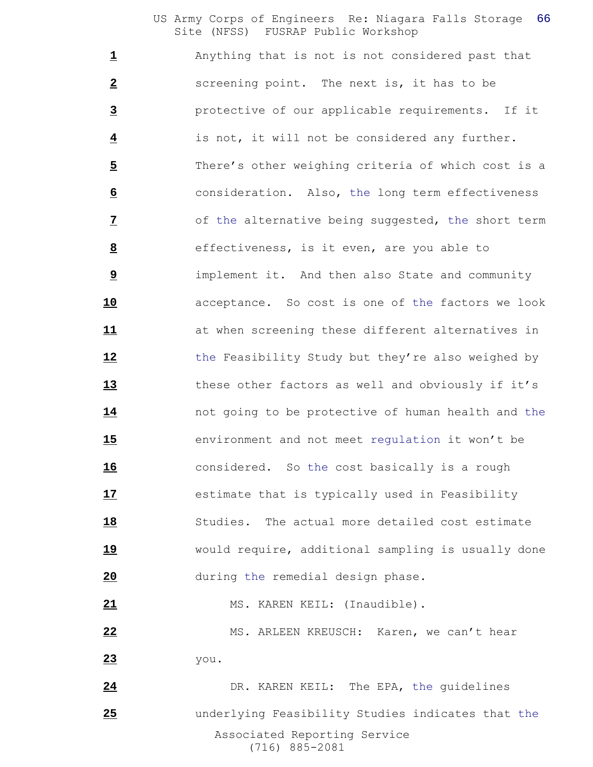Anything that is not is not considered past that screening point. The next is, it has to be protective of our applicable requirements. If it is not, it will not be considered any further. There's other weighing criteria of which cost is a consideration. Also, the long term effectiveness of the alternative being suggested, the short term effectiveness, is it even, are you able to implement it. And then also State and community acceptance. So cost is one of the factors we look at when screening these different alternatives in the Feasibility Study but they're also weighed by these other factors as well and obviously if it's not going to be protective of human health and the environment and not meet regulation it won't be considered. So the cost basically is a rough estimate that is typically used in Feasibility Studies. The actual more detailed cost estimate would require, additional sampling is usually done during the remedial design phase.

MS. KAREN KEIL: (Inaudible).

MS. ARLEEN KREUSCH: Karen, we can't hear you.

DR. KAREN KEIL: The EPA, the guidelines underlying Feasibility Studies indicates that the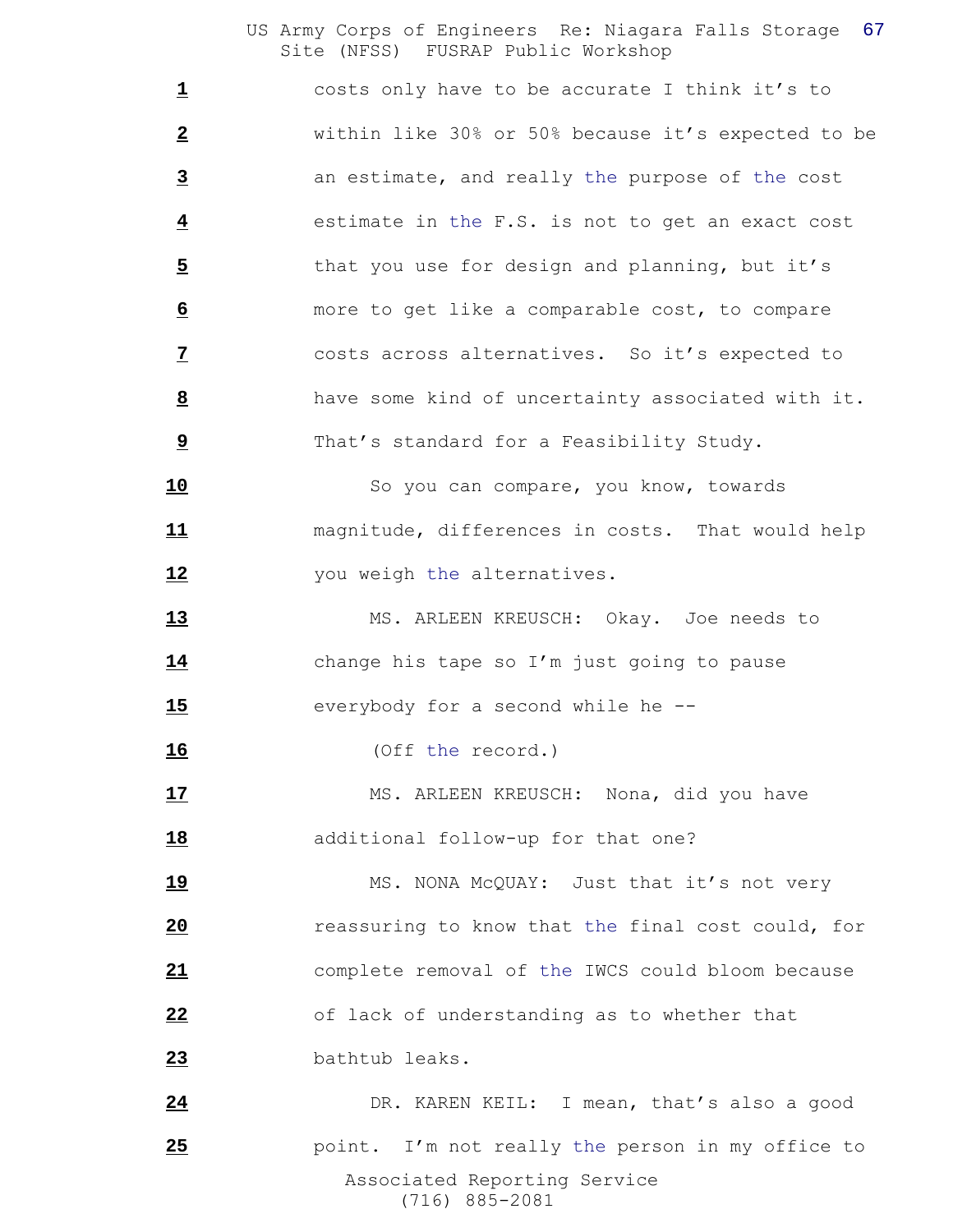1 costs only have to be accurate I think it's to

2 within like 30% or 50% because it's expected to be

3 an estimate, and really the purpose of the cost

4 estimate in the F.S. is not to get an exact cost

5 that you use for design and planning, but it's

6 more to get like a comparable cost, to compare

7 costs across alternatives. So it's expected to

8 have some kind of uncertainty associated with it.

9 That's standard for a Feasibility Study.

10 So you can compare, you know, towards

11 magnitude, differences in costs. That would help

12 you weigh the alternatives.

13 MS. ARLEEN KREUSCH: Okay. Joe needs to

14 change his tape so I'm just going to pause

15 everybody for a second while he --

16 (Off the record.)

17 MS. ARLEEN KREUSCH: Nona, did you have

18 additional follow-up for that one?

19 MS. NONA McQUAY: Just that it's not very

20 reassuring to know that the final cost could, for

21 complete removal of the IWCS could bloom because

22 of lack of understanding as to whether that

23 bathtub leaks.

24 DR. KAREN KEIL: I mean, that's also a good

25 point. I'm not really the person in my office to

Associated Reporting Service
(716) 885-2081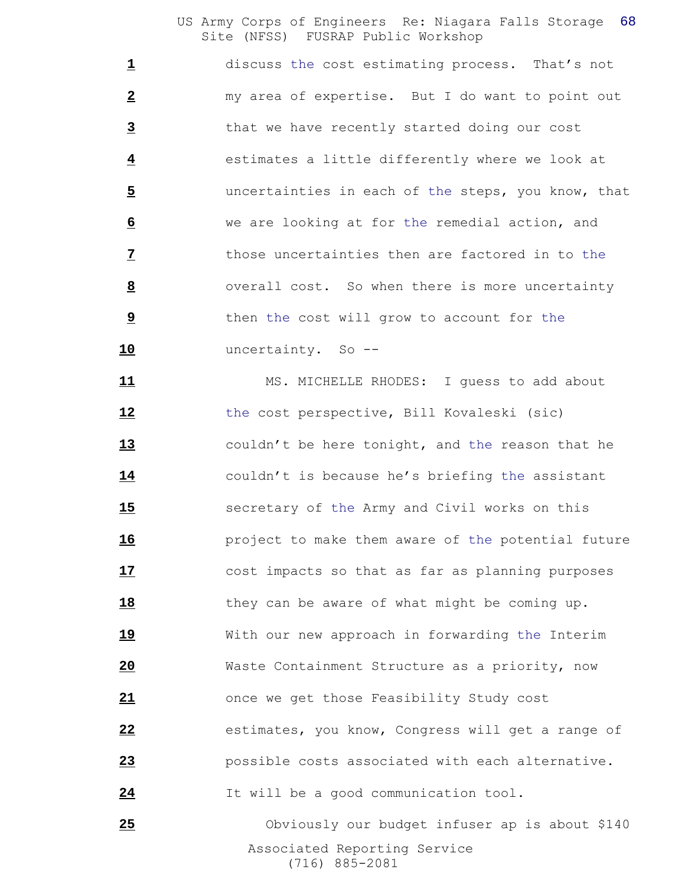discuss the cost estimating process. That's not my area of expertise. But I do want to point out that we have recently started doing our cost estimates a little differently where we look at uncertainties in each of the steps, you know, that we are looking at for the remedial action, and those uncertainties then are factored in to the overall cost. So when there is more uncertainty then the cost will grow to account for the uncertainty. So --

MS. MICHELLE RHODES: I guess to add about the cost perspective, Bill Kovaleski (sic) couldn't be here tonight, and the reason that he couldn't is because he's briefing the assistant secretary of the Army and Civil works on this project to make them aware of the potential future cost impacts so that as far as planning purposes they can be aware of what might be coming up. With our new approach in forwarding the Interim Waste Containment Structure as a priority, now once we get those Feasibility Study cost estimates, you know, Congress will get a range of possible costs associated with each alternative. It will be a good communication tool.

Obviously our budget infuser ap is about $140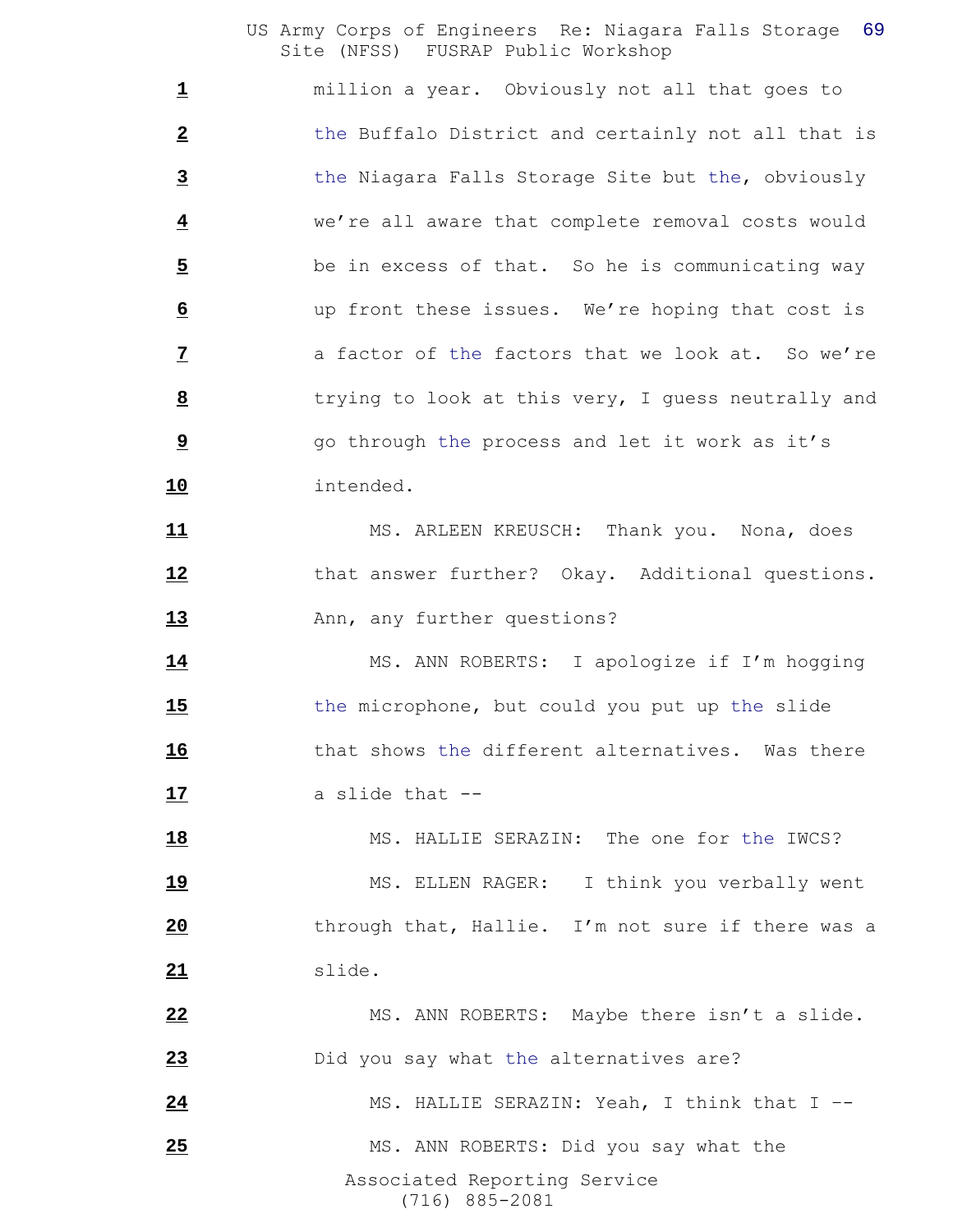1 million a year. Obviously not all that goes to

2 the Buffalo District and certainly not all that is

3 the Niagara Falls Storage Site but the, obviously

4 we're all aware that complete removal costs would

5 be in excess of that. So he is communicating way

6 up front these issues. We're hoping that cost is

7 a factor of the factors that we look at. So we're

8 trying to look at this very, I guess neutrally and

9 go through the process and let it work as it's

10 intended.

11 MS. ARLEEN KREUSCH: Thank you. Nona, does

12 that answer further? Okay. Additional questions.

13 Ann, any further questions?

14 MS. ANN ROBERTS: I apologize if I'm hogging

15 the microphone, but could you put up the slide

16 that shows the different alternatives. Was there

17 a slide that --

18 MS. HALLIE SERAZIN: The one for the IWCS?

19 MS. ELLEN RAGER: I think you verbally went

20 through that, Hallie. I'm not sure if there was a

21 slide.

22 MS. ANN ROBERTS: Maybe there isn't a slide.

23 Did you say what the alternatives are?

24 MS. HALLIE SERAZIN: Yeah, I think that I --

25 MS. ANN ROBERTS: Did you say what the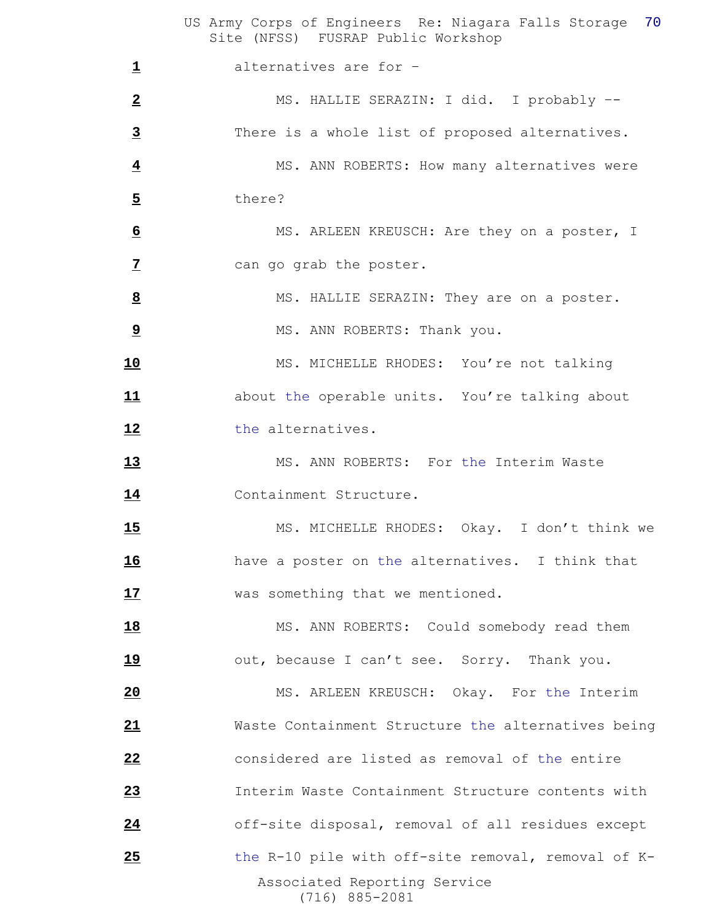alternatives are for –

MS. HALLIE SERAZIN: I did. I probably -- There is a whole list of proposed alternatives.

MS. ANN ROBERTS: How many alternatives were there?

MS. ARLEEN KREUSCH: Are they on a poster, I can go grab the poster.

MS. HALLIE SERAZIN: They are on a poster.

MS. ANN ROBERTS: Thank you.

MS. MICHELLE RHODES: You're not talking about the operable units. You're talking about the alternatives.

MS. ANN ROBERTS: For the Interim Waste Containment Structure.

MS. MICHELLE RHODES: Okay. I don't think we have a poster on the alternatives. I think that was something that we mentioned.

MS. ANN ROBERTS: Could somebody read them out, because I can't see. Sorry. Thank you.

MS. ARLEEN KREUSCH: Okay. For the Interim Waste Containment Structure the alternatives being considered are listed as removal of the entire Interim Waste Containment Structure contents with off-site disposal, removal of all residues except the R-10 pile with off-site removal, removal of K-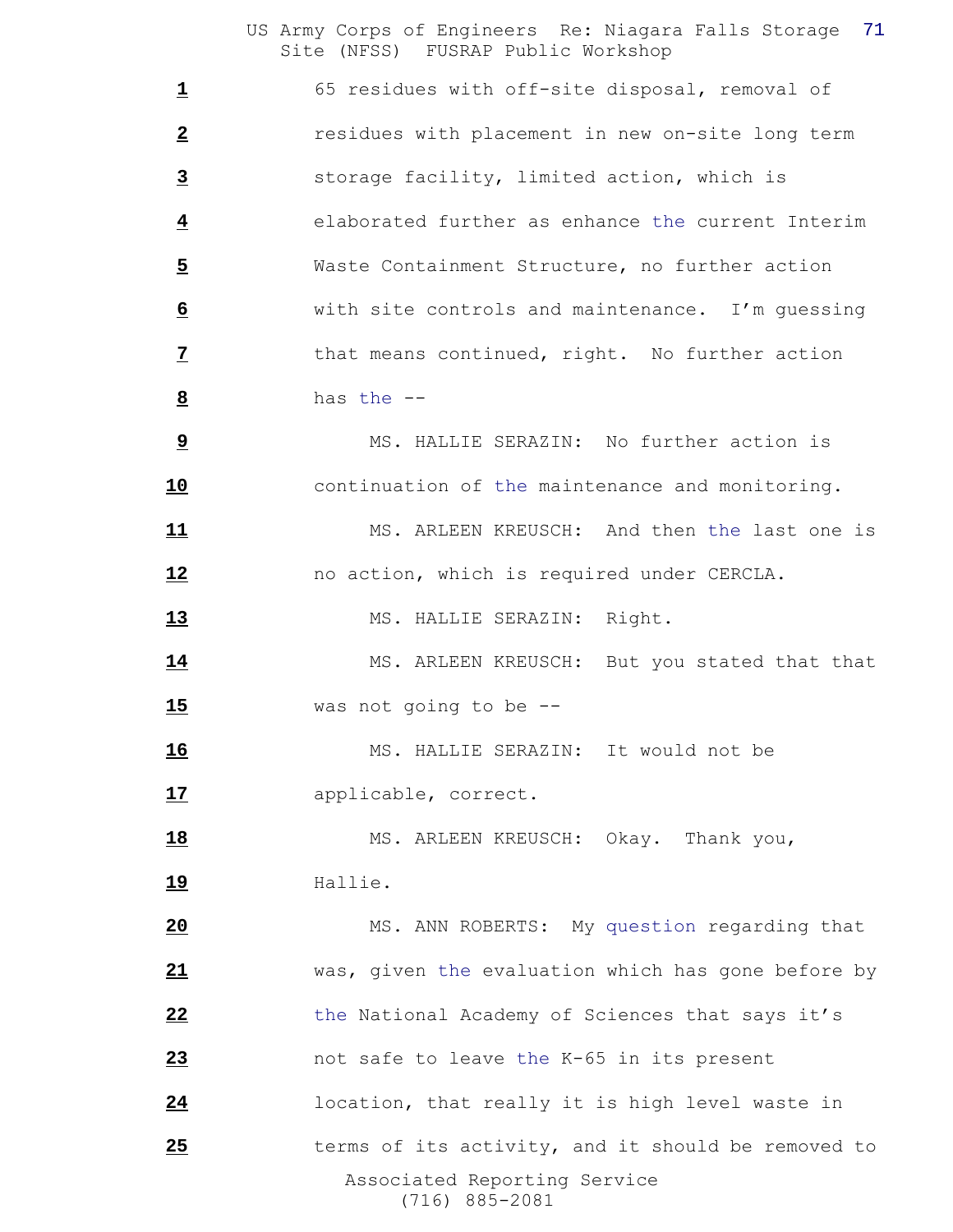65 residues with off-site disposal, removal of residues with placement in new on-site long term storage facility, limited action, which is elaborated further as enhance the current Interim Waste Containment Structure, no further action with site controls and maintenance. I'm guessing that means continued, right. No further action has the --

MS. HALLIE SERAZIN: No further action is continuation of the maintenance and monitoring.

MS. ARLEEN KREUSCH: And then the last one is no action, which is required under CERCLA.

MS. HALLIE SERAZIN: Right.

MS. ARLEEN KREUSCH: But you stated that that was not going to be --

MS. HALLIE SERAZIN: It would not be applicable, correct.

MS. ARLEEN KREUSCH: Okay. Thank you, Hallie.

MS. ANN ROBERTS: My question regarding that was, given the evaluation which has gone before by the National Academy of Sciences that says it's not safe to leave the K-65 in its present location, that really it is high level waste in terms of its activity, and it should be removed to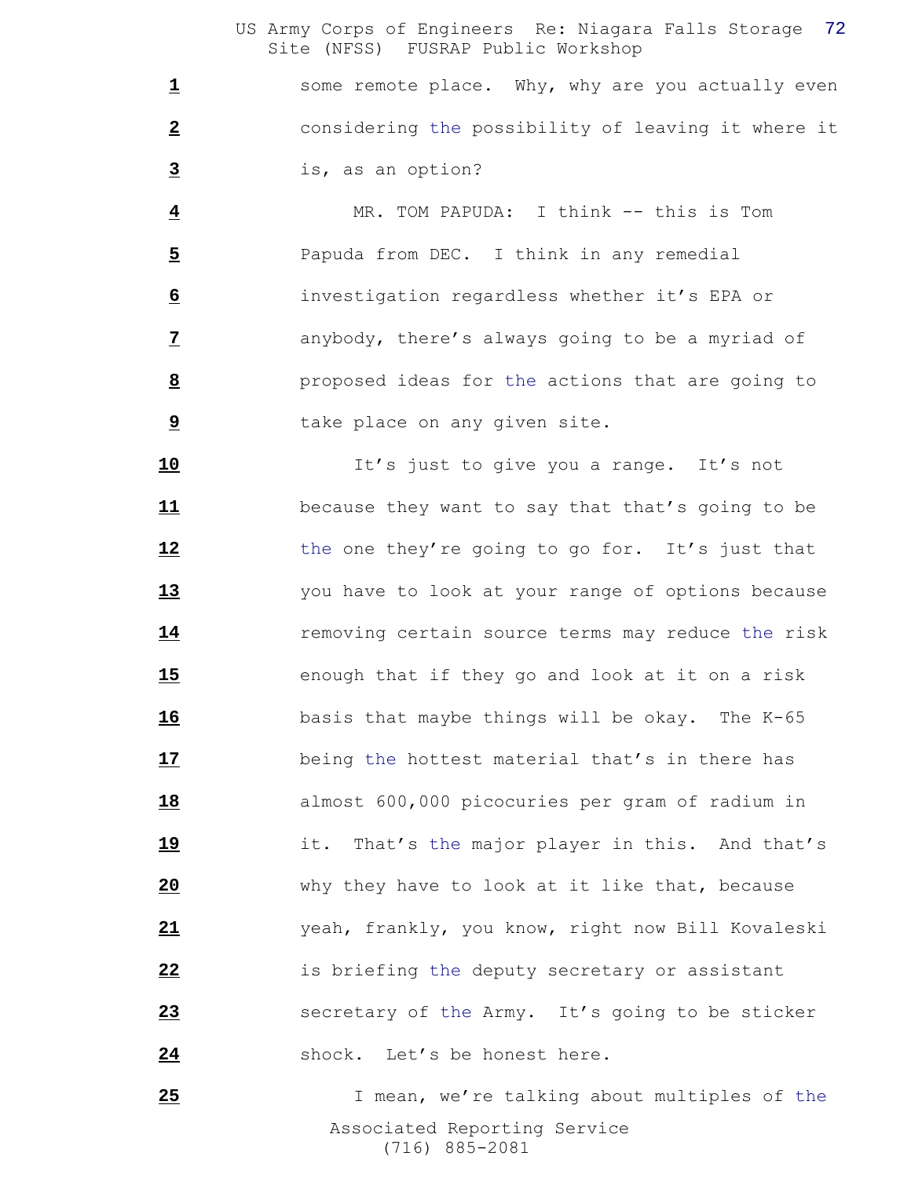some remote place. Why, why are you actually even considering the possibility of leaving it where it is, as an option?

MR. TOM PAPUDA: I think -- this is Tom Papuda from DEC. I think in any remedial investigation regardless whether it's EPA or anybody, there's always going to be a myriad of proposed ideas for the actions that are going to take place on any given site.

It's just to give you a range. It's not because they want to say that that's going to be the one they're going to go for. It's just that you have to look at your range of options because removing certain source terms may reduce the risk enough that if they go and look at it on a risk basis that maybe things will be okay. The K-65 being the hottest material that's in there has almost 600,000 picocuries per gram of radium in it. That's the major player in this. And that's why they have to look at it like that, because yeah, frankly, you know, right now Bill Kovaleski is briefing the deputy secretary or assistant secretary of the Army. It's going to be sticker shock. Let's be honest here.

I mean, we're talking about multiples of the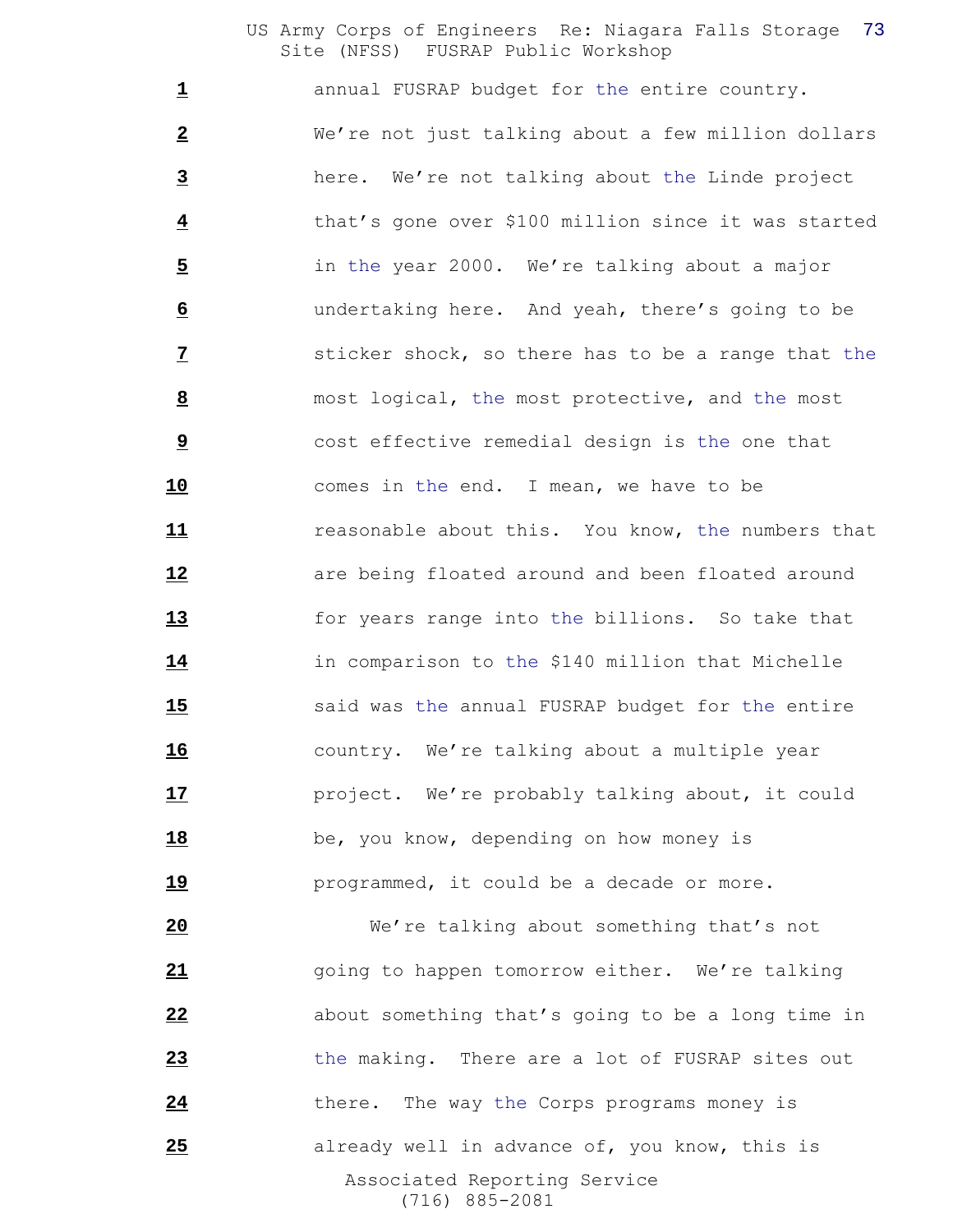annual FUSRAP budget for the entire country. We're not just talking about a few million dollars here. We're not talking about the Linde project that's gone over $100 million since it was started in the year 2000. We're talking about a major undertaking here. And yeah, there's going to be sticker shock, so there has to be a range that the most logical, the most protective, and the most cost effective remedial design is the one that comes in the end. I mean, we have to be reasonable about this. You know, the numbers that are being floated around and been floated around for years range into the billions. So take that in comparison to the $140 million that Michelle said was the annual FUSRAP budget for the entire country. We're talking about a multiple year project. We're probably talking about, it could be, you know, depending on how money is programmed, it could be a decade or more.

We're talking about something that's not going to happen tomorrow either. We're talking about something that's going to be a long time in the making. There are a lot of FUSRAP sites out there. The way the Corps programs money is already well in advance of, you know, this is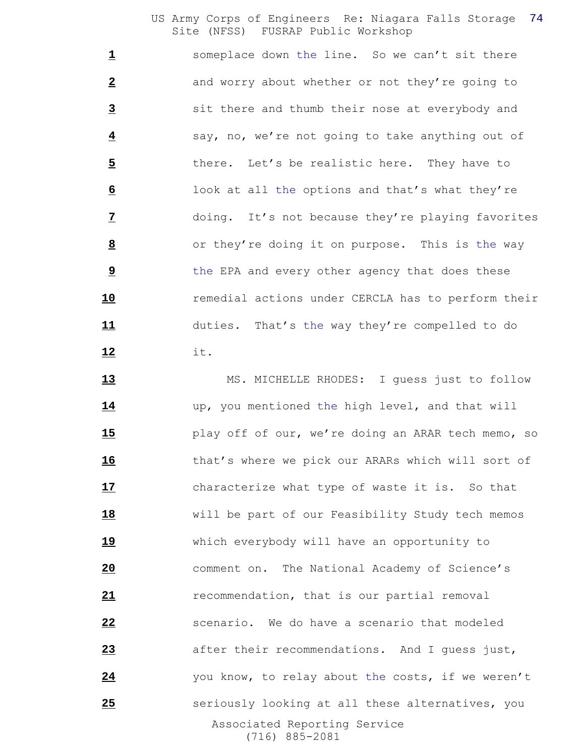someplace down the line. So we can't sit there and worry about whether or not they're going to sit there and thumb their nose at everybody and say, no, we're not going to take anything out of there. Let's be realistic here. They have to look at all the options and that's what they're doing. It's not because they're playing favorites or they're doing it on purpose. This is the way the EPA and every other agency that does these remedial actions under CERCLA has to perform their duties. That's the way they're compelled to do it.

MS. MICHELLE RHODES: I guess just to follow up, you mentioned the high level, and that will play off of our, we're doing an ARAR tech memo, so that's where we pick our ARARs which will sort of characterize what type of waste it is. So that will be part of our Feasibility Study tech memos which everybody will have an opportunity to comment on. The National Academy of Science's recommendation, that is our partial removal scenario. We do have a scenario that modeled after their recommendations. And I guess just, you know, to relay about the costs, if we weren't seriously looking at all these alternatives, you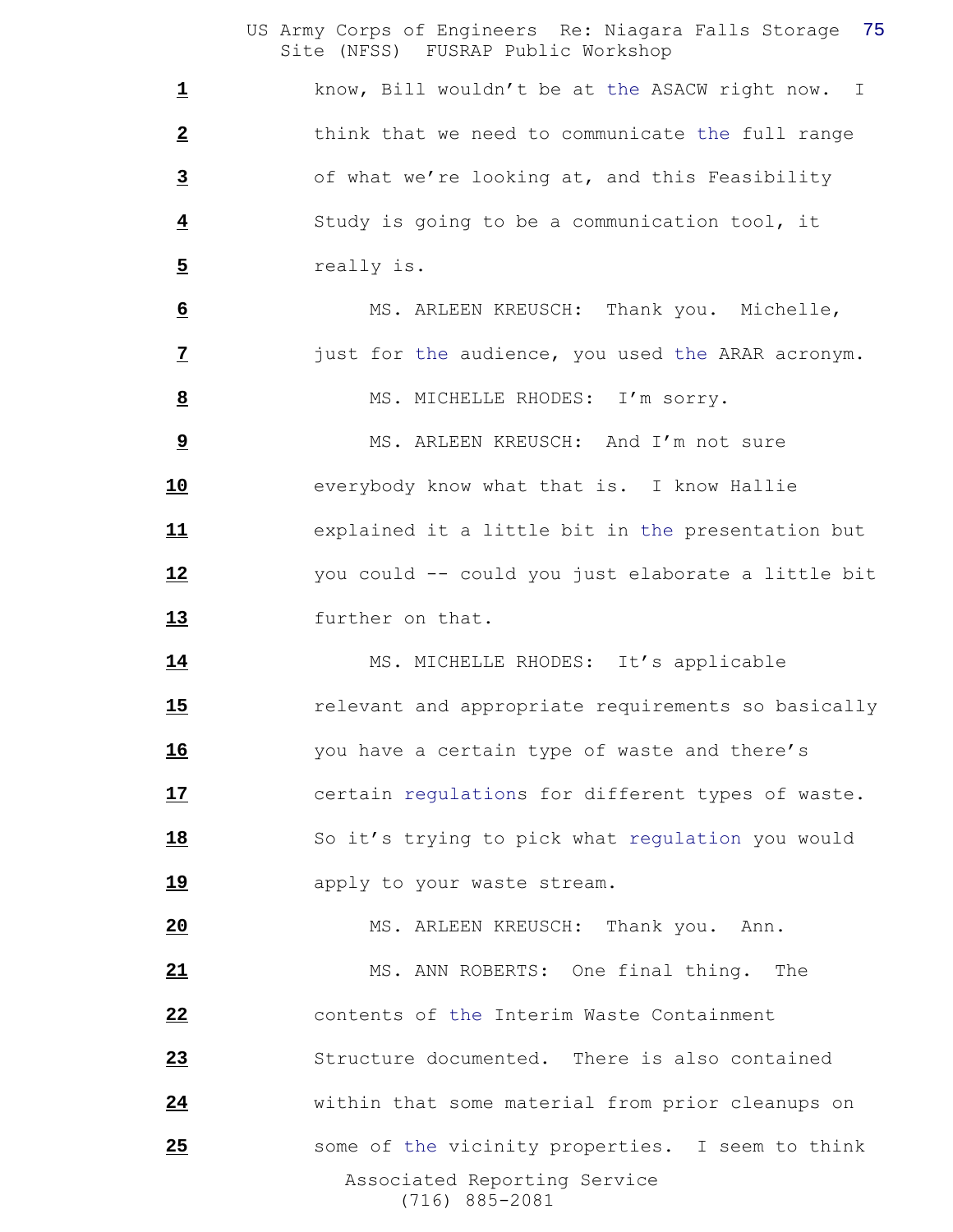know, Bill wouldn't be at the ASACW right now. I think that we need to communicate the full range of what we're looking at, and this Feasibility Study is going to be a communication tool, it really is.

MS. ARLEEN KREUSCH: Thank you. Michelle, just for the audience, you used the ARAR acronym.

MS. MICHELLE RHODES: I'm sorry.

MS. ARLEEN KREUSCH: And I'm not sure everybody know what that is. I know Hallie explained it a little bit in the presentation but you could -- could you just elaborate a little bit further on that.

MS. MICHELLE RHODES: It's applicable relevant and appropriate requirements so basically you have a certain type of waste and there's certain regulations for different types of waste. So it's trying to pick what regulation you would apply to your waste stream.

MS. ARLEEN KREUSCH: Thank you. Ann.

MS. ANN ROBERTS: One final thing. The contents of the Interim Waste Containment Structure documented. There is also contained within that some material from prior cleanups on some of the vicinity properties. I seem to think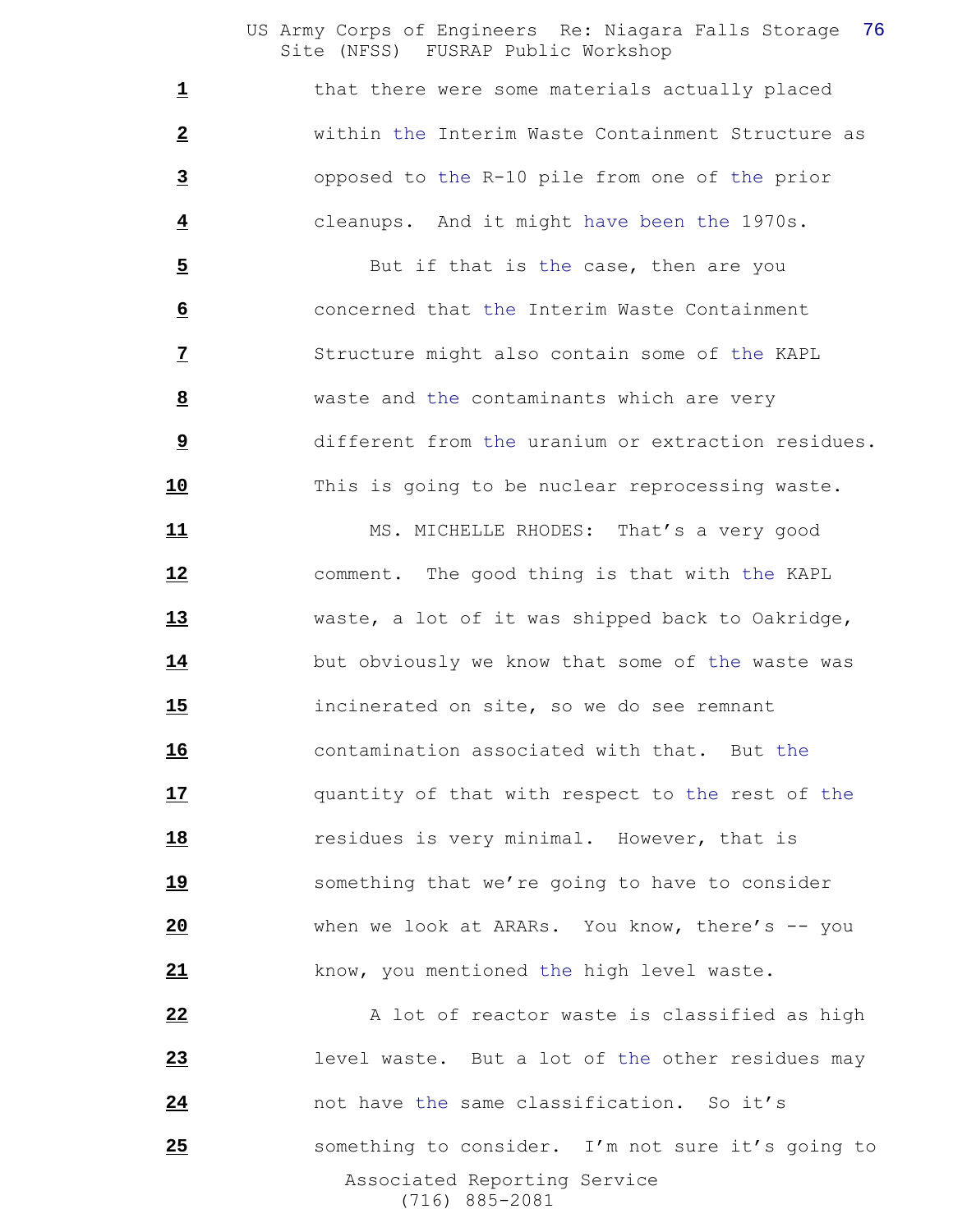that there were some materials actually placed within the Interim Waste Containment Structure as opposed to the R-10 pile from one of the prior cleanups. And it might have been the 1970s.

But if that is the case, then are you concerned that the Interim Waste Containment Structure might also contain some of the KAPL waste and the contaminants which are very different from the uranium or extraction residues. This is going to be nuclear reprocessing waste.

MS. MICHELLE RHODES: That's a very good comment. The good thing is that with the KAPL waste, a lot of it was shipped back to Oakridge, but obviously we know that some of the waste was incinerated on site, so we do see remnant contamination associated with that. But the quantity of that with respect to the rest of the residues is very minimal. However, that is something that we're going to have to consider when we look at ARARs. You know, there's -- you know, you mentioned the high level waste.

A lot of reactor waste is classified as high level waste. But a lot of the other residues may not have the same classification. So it's something to consider. I'm not sure it's going to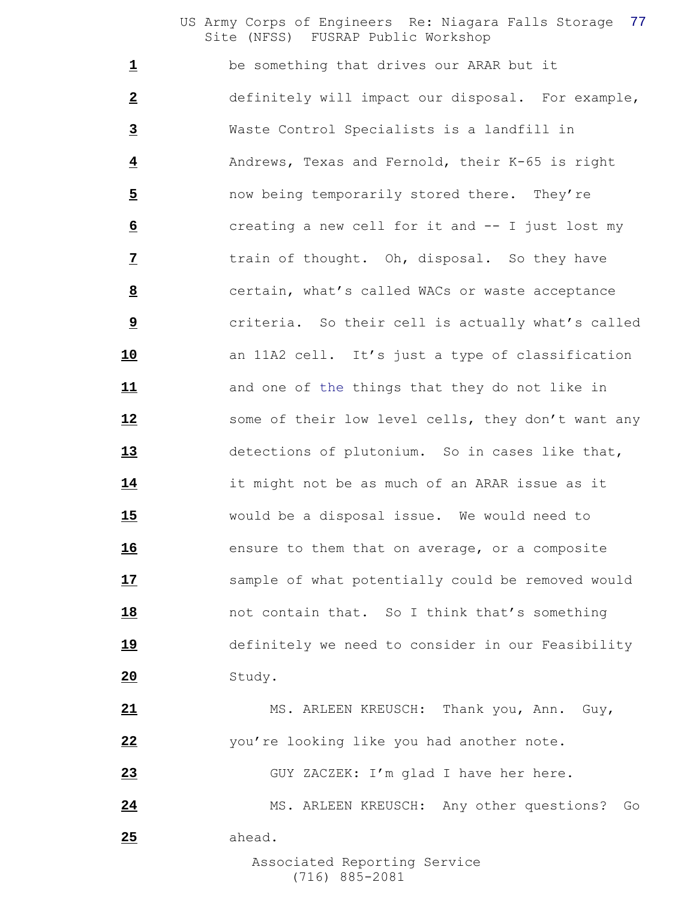be something that drives our ARAR but it definitely will impact our disposal. For example, Waste Control Specialists is a landfill in Andrews, Texas and Fernold, their K-65 is right now being temporarily stored there. They're creating a new cell for it and -- I just lost my train of thought. Oh, disposal. So they have certain, what's called WACs or waste acceptance criteria. So their cell is actually what's called an 11A2 cell. It's just a type of classification and one of the things that they do not like in some of their low level cells, they don't want any detections of plutonium. So in cases like that, it might not be as much of an ARAR issue as it would be a disposal issue. We would need to ensure to them that on average, or a composite sample of what potentially could be removed would not contain that. So I think that's something definitely we need to consider in our Feasibility Study.

MS. ARLEEN KREUSCH: Thank you, Ann. Guy, you're looking like you had another note.

GUY ZACZEK: I'm glad I have her here.

MS. ARLEEN KREUSCH: Any other questions? Go ahead.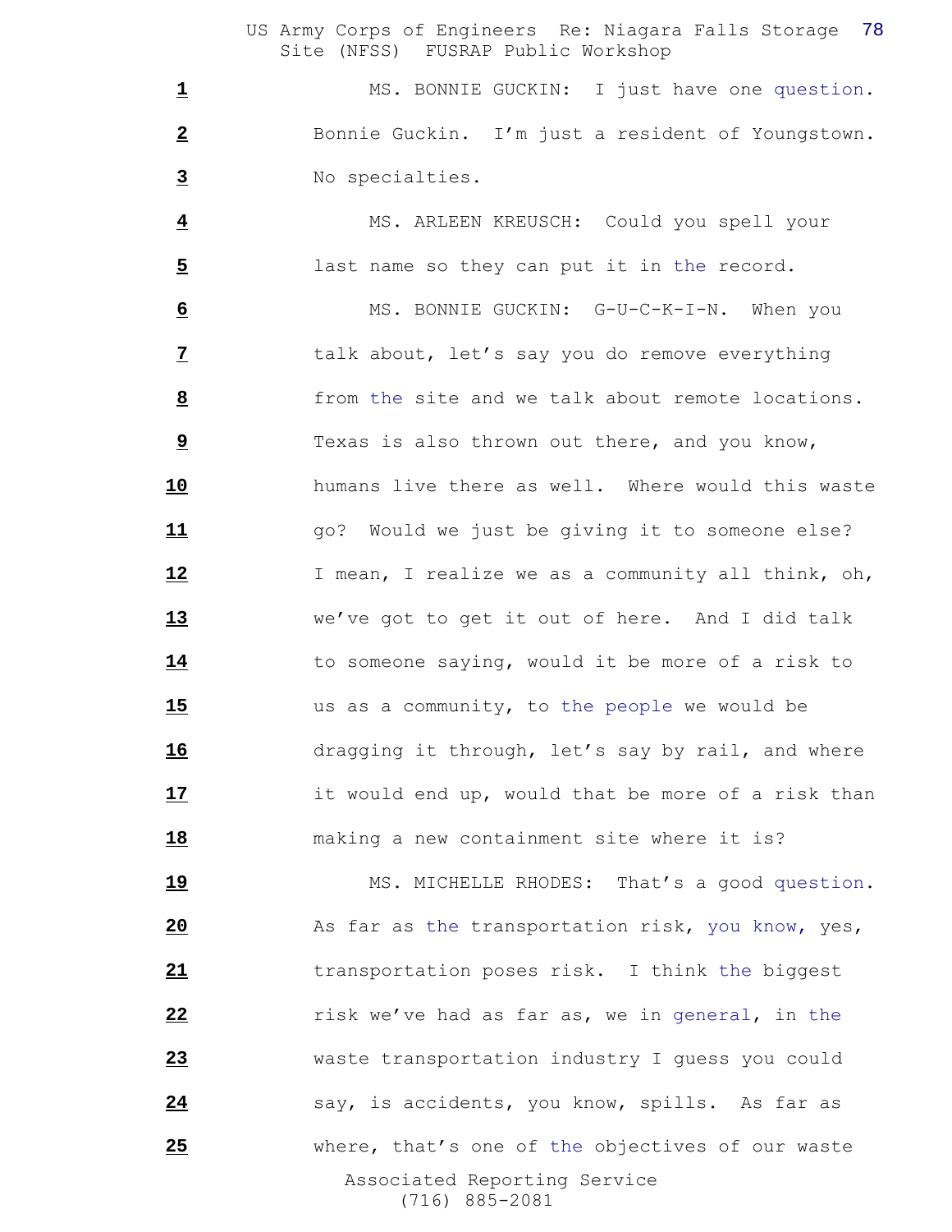MS. BONNIE GUCKIN: I just have one question. Bonnie Guckin. I'm just a resident of Youngstown. No specialties.

MS. ARLEEN KREUSCH: Could you spell your last name so they can put it in the record.

MS. BONNIE GUCKIN: G-U-C-K-I-N. When you talk about, let's say you do remove everything from the site and we talk about remote locations. Texas is also thrown out there, and you know, humans live there as well. Where would this waste go? Would we just be giving it to someone else? I mean, I realize we as a community all think, oh, we've got to get it out of here. And I did talk to someone saying, would it be more of a risk to us as a community, to the people we would be dragging it through, let's say by rail, and where it would end up, would that be more of a risk than making a new containment site where it is?

MS. MICHELLE RHODES: That's a good question. As far as the transportation risk, you know, yes, transportation poses risk. I think the biggest risk we've had as far as, we in general, in the waste transportation industry I guess you could say, is accidents, you know, spills. As far as where, that's one of the objectives of our waste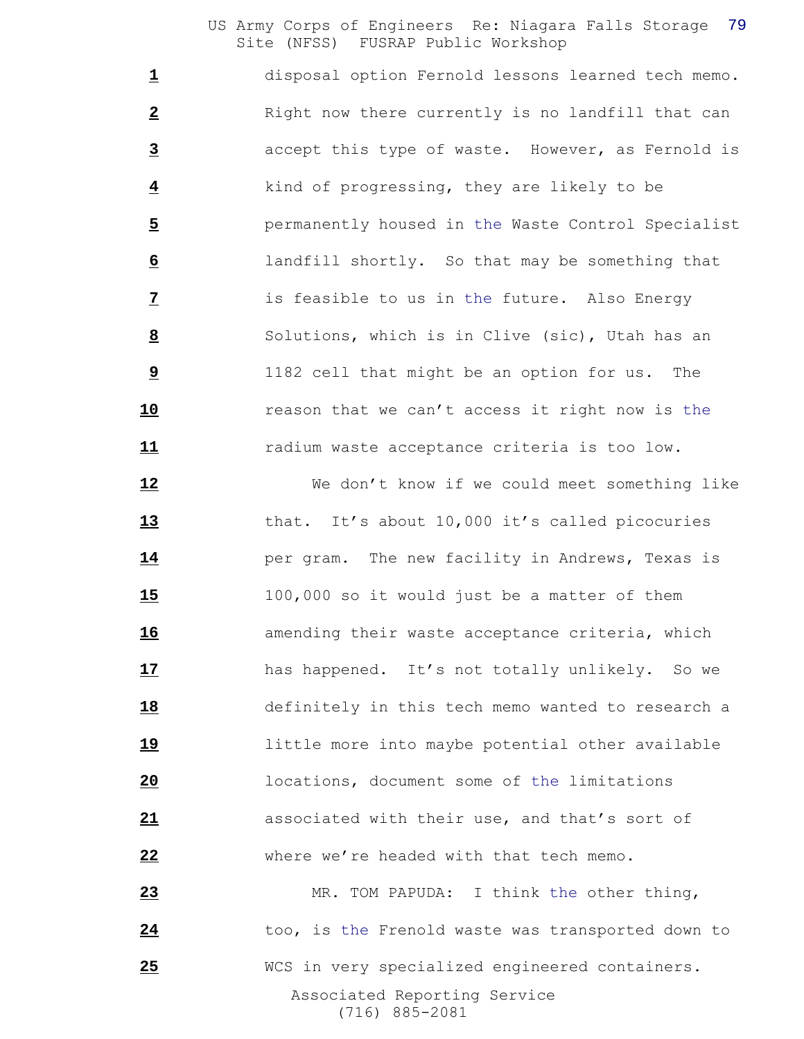disposal option Fernold lessons learned tech memo. Right now there currently is no landfill that can accept this type of waste. However, as Fernold is kind of progressing, they are likely to be permanently housed in the Waste Control Specialist landfill shortly. So that may be something that is feasible to us in the future. Also Energy Solutions, which is in Clive (sic), Utah has an 1182 cell that might be an option for us. The reason that we can't access it right now is the radium waste acceptance criteria is too low.

We don't know if we could meet something like that. It's about 10,000 it's called picocuries per gram. The new facility in Andrews, Texas is 100,000 so it would just be a matter of them amending their waste acceptance criteria, which has happened. It's not totally unlikely. So we definitely in this tech memo wanted to research a little more into maybe potential other available locations, document some of the limitations associated with their use, and that's sort of where we're headed with that tech memo.

MR. TOM PAPUDA: I think the other thing, too, is the Frenold waste was transported down to WCS in very specialized engineered containers.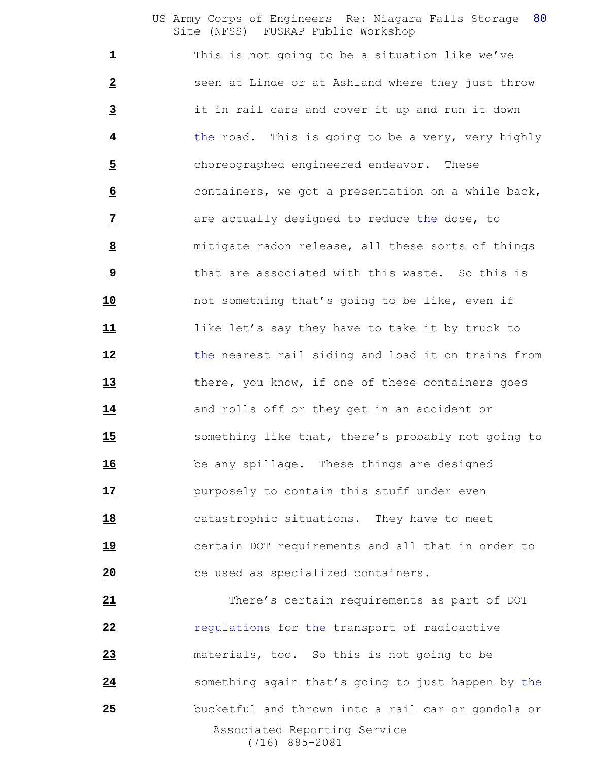This is not going to be a situation like we've seen at Linde or at Ashland where they just throw it in rail cars and cover it up and run it down the road. This is going to be a very, very highly choreographed engineered endeavor. These containers, we got a presentation on a while back, are actually designed to reduce the dose, to mitigate radon release, all these sorts of things that are associated with this waste. So this is not something that's going to be like, even if like let's say they have to take it by truck to the nearest rail siding and load it on trains from there, you know, if one of these containers goes and rolls off or they get in an accident or something like that, there's probably not going to be any spillage. These things are designed purposely to contain this stuff under even catastrophic situations. They have to meet certain DOT requirements and all that in order to be used as specialized containers.

There's certain requirements as part of DOT regulations for the transport of radioactive materials, too. So this is not going to be something again that's going to just happen by the bucketful and thrown into a rail car or gondola or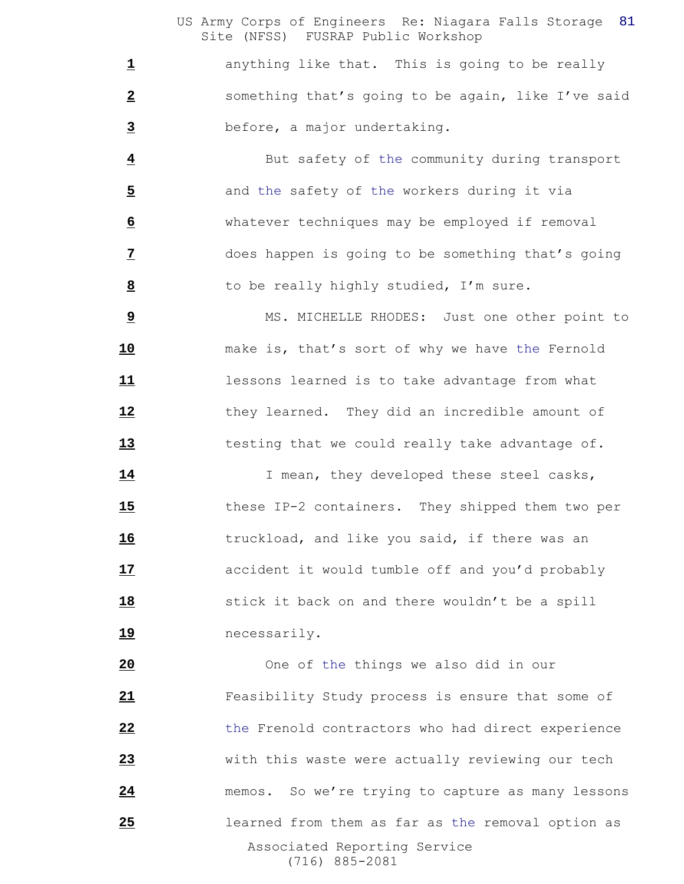anything like that. This is going to be really something that's going to be again, like I've said before, a major undertaking.

But safety of the community during transport and the safety of the workers during it via whatever techniques may be employed if removal does happen is going to be something that's going to be really highly studied, I'm sure.

MS. MICHELLE RHODES: Just one other point to make is, that's sort of why we have the Fernold lessons learned is to take advantage from what they learned. They did an incredible amount of testing that we could really take advantage of.

I mean, they developed these steel casks, these IP-2 containers. They shipped them two per truckload, and like you said, if there was an accident it would tumble off and you'd probably stick it back on and there wouldn't be a spill necessarily.

One of the things we also did in our Feasibility Study process is ensure that some of the Frenold contractors who had direct experience with this waste were actually reviewing our tech memos. So we're trying to capture as many lessons learned from them as far as the removal option as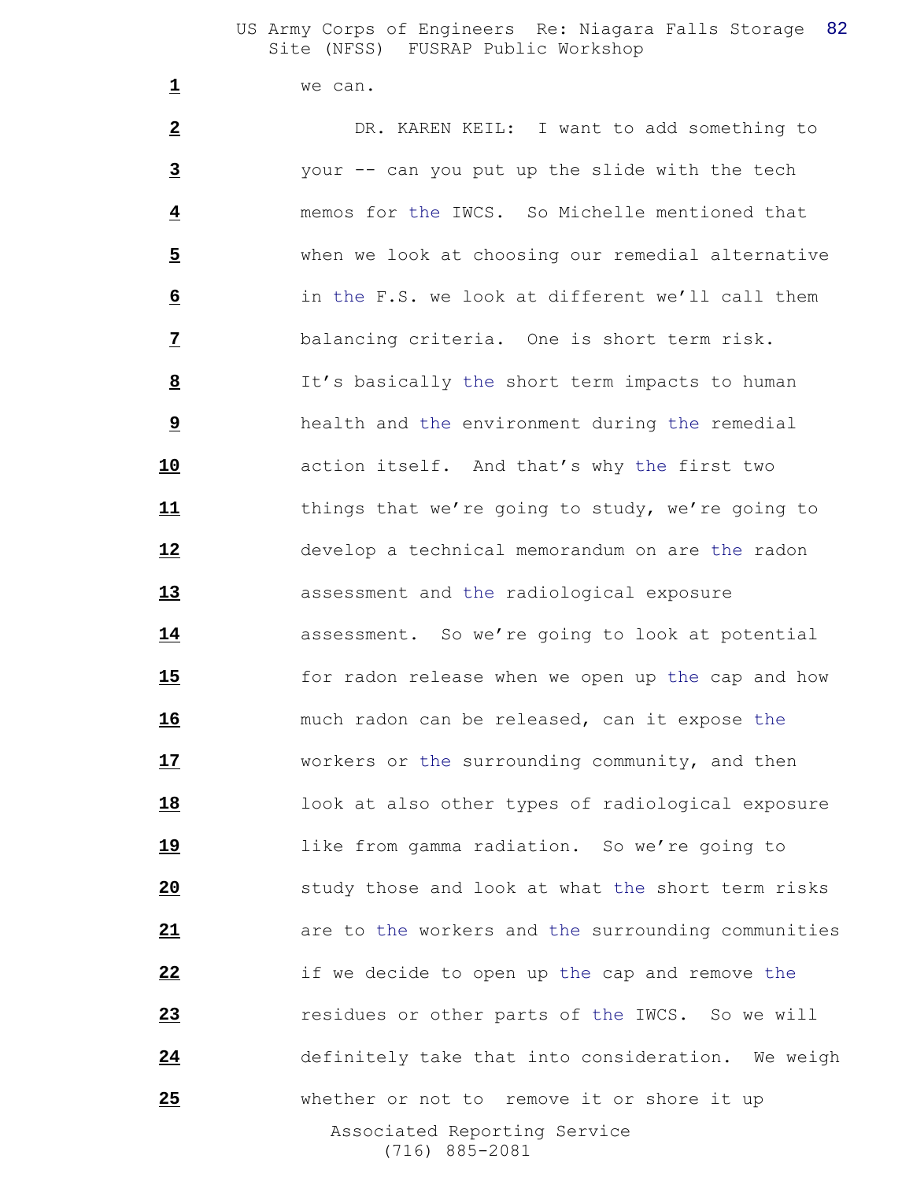we can.

DR. KAREN KEIL: I want to add something to your -- can you put up the slide with the tech memos for the IWCS. So Michelle mentioned that when we look at choosing our remedial alternative in the F.S. we look at different we'll call them balancing criteria. One is short term risk. It's basically the short term impacts to human health and the environment during the remedial action itself. And that's why the first two things that we're going to study, we're going to develop a technical memorandum on are the radon assessment and the radiological exposure assessment. So we're going to look at potential for radon release when we open up the cap and how much radon can be released, can it expose the workers or the surrounding community, and then look at also other types of radiological exposure like from gamma radiation. So we're going to study those and look at what the short term risks are to the workers and the surrounding communities if we decide to open up the cap and remove the residues or other parts of the IWCS. So we will definitely take that into consideration. We weigh whether or not to remove it or shore it up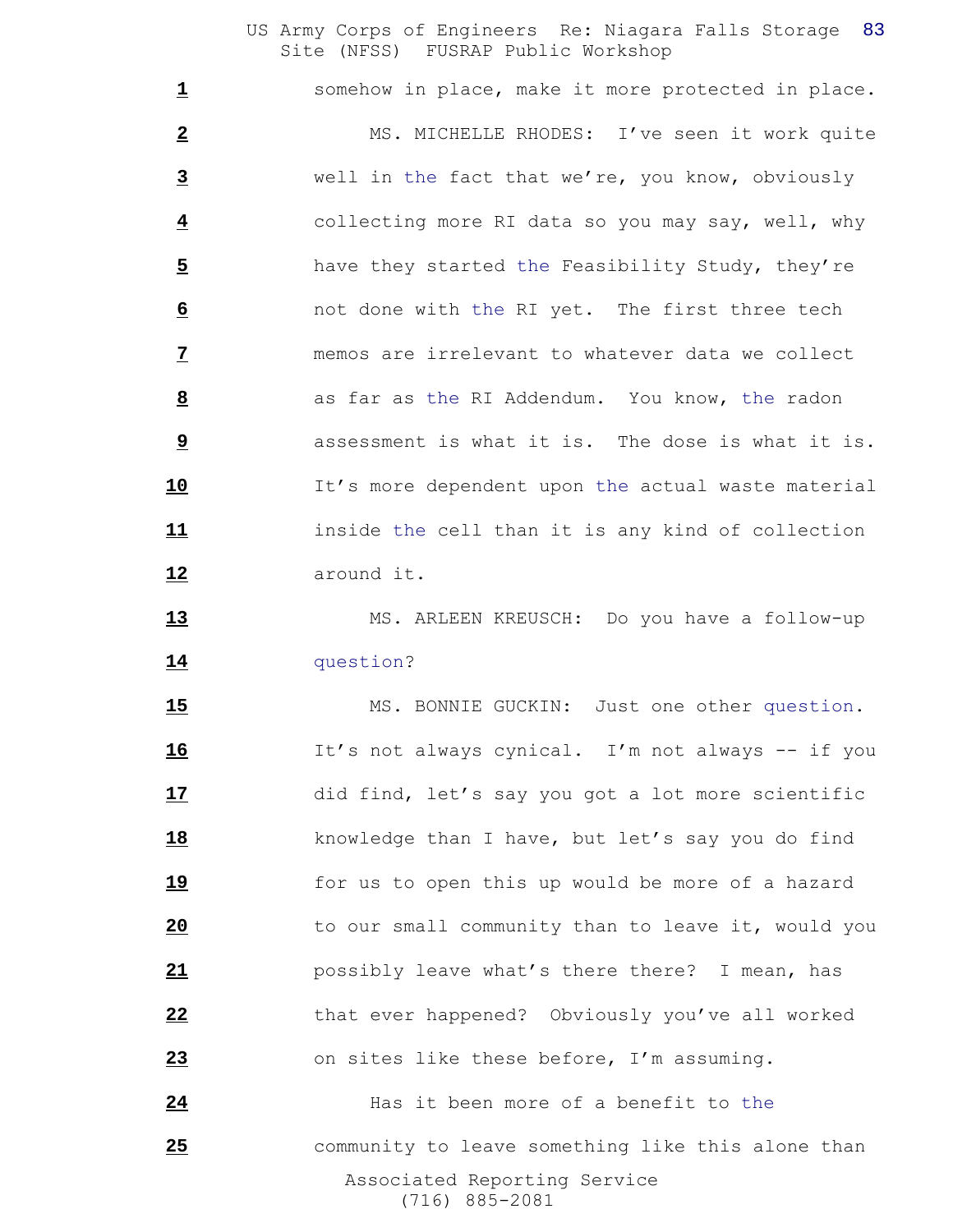somehow in place, make it more protected in place.

MS. MICHELLE RHODES: I've seen it work quite well in the fact that we're, you know, obviously collecting more RI data so you may say, well, why have they started the Feasibility Study, they're not done with the RI yet. The first three tech memos are irrelevant to whatever data we collect as far as the RI Addendum. You know, the radon assessment is what it is. The dose is what it is. It's more dependent upon the actual waste material inside the cell than it is any kind of collection around it.

MS. ARLEEN KREUSCH: Do you have a follow-up question?

MS. BONNIE GUCKIN: Just one other question. It's not always cynical. I'm not always -- if you did find, let's say you got a lot more scientific knowledge than I have, but let's say you do find for us to open this up would be more of a hazard to our small community than to leave it, would you possibly leave what's there there? I mean, has that ever happened? Obviously you've all worked on sites like these before, I'm assuming.

Has it been more of a benefit to the community to leave something like this alone than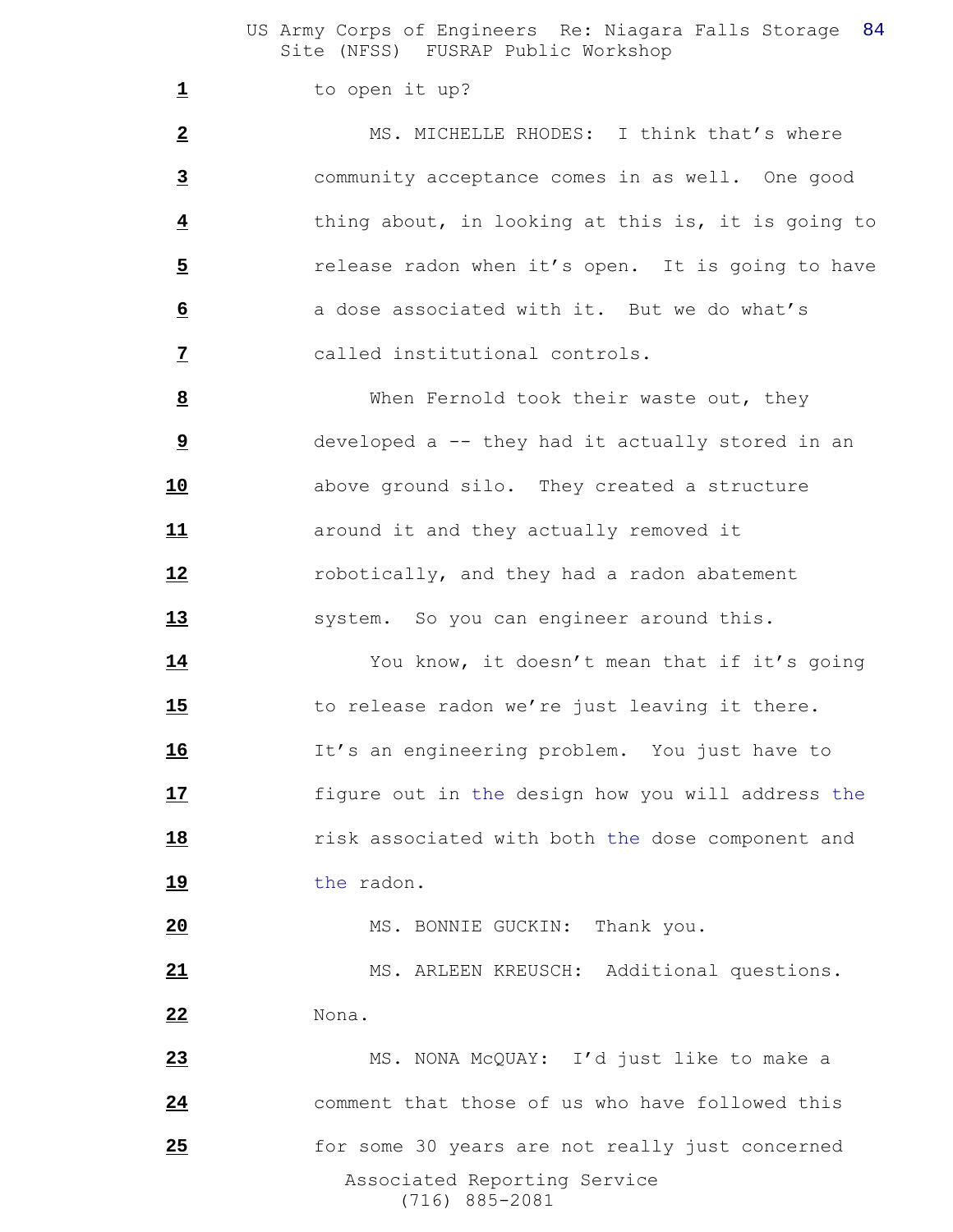to open it up?

MS. MICHELLE RHODES: I think that's where community acceptance comes in as well. One good thing about, in looking at this is, it is going to release radon when it's open. It is going to have a dose associated with it. But we do what's called institutional controls.

When Fernold took their waste out, they developed a -- they had it actually stored in an above ground silo. They created a structure around it and they actually removed it robotically, and they had a radon abatement system. So you can engineer around this.

You know, it doesn't mean that if it's going to release radon we're just leaving it there. It's an engineering problem. You just have to figure out in the design how you will address the risk associated with both the dose component and the radon.

MS. BONNIE GUCKIN: Thank you.

MS. ARLEEN KREUSCH: Additional questions. Nona.

MS. NONA McQUAY: I'd just like to make a comment that those of us who have followed this for some 30 years are not really just concerned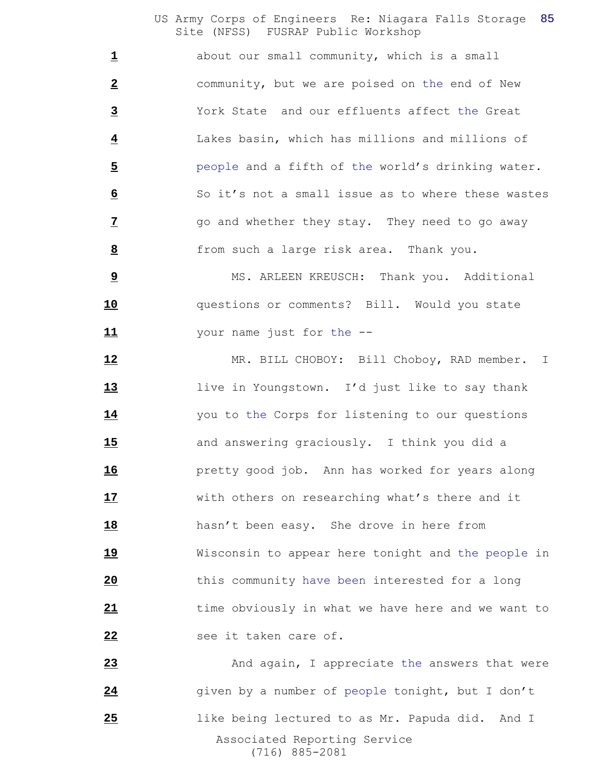about our small community, which is a small community, but we are poised on the end of New York State and our effluents affect the Great Lakes basin, which has millions and millions of people and a fifth of the world's drinking water. So it's not a small issue as to where these wastes go and whether they stay. They need to go away from such a large risk area. Thank you.

MS. ARLEEN KREUSCH: Thank you. Additional questions or comments? Bill. Would you state your name just for the --

MR. BILL CHOBOY: Bill Choboy, RAD member. I live in Youngstown. I'd just like to say thank you to the Corps for listening to our questions and answering graciously. I think you did a pretty good job. Ann has worked for years along with others on researching what's there and it hasn't been easy. She drove in here from Wisconsin to appear here tonight and the people in this community have been interested for a long time obviously in what we have here and we want to see it taken care of.

And again, I appreciate the answers that were given by a number of people tonight, but I don't like being lectured to as Mr. Papuda did. And I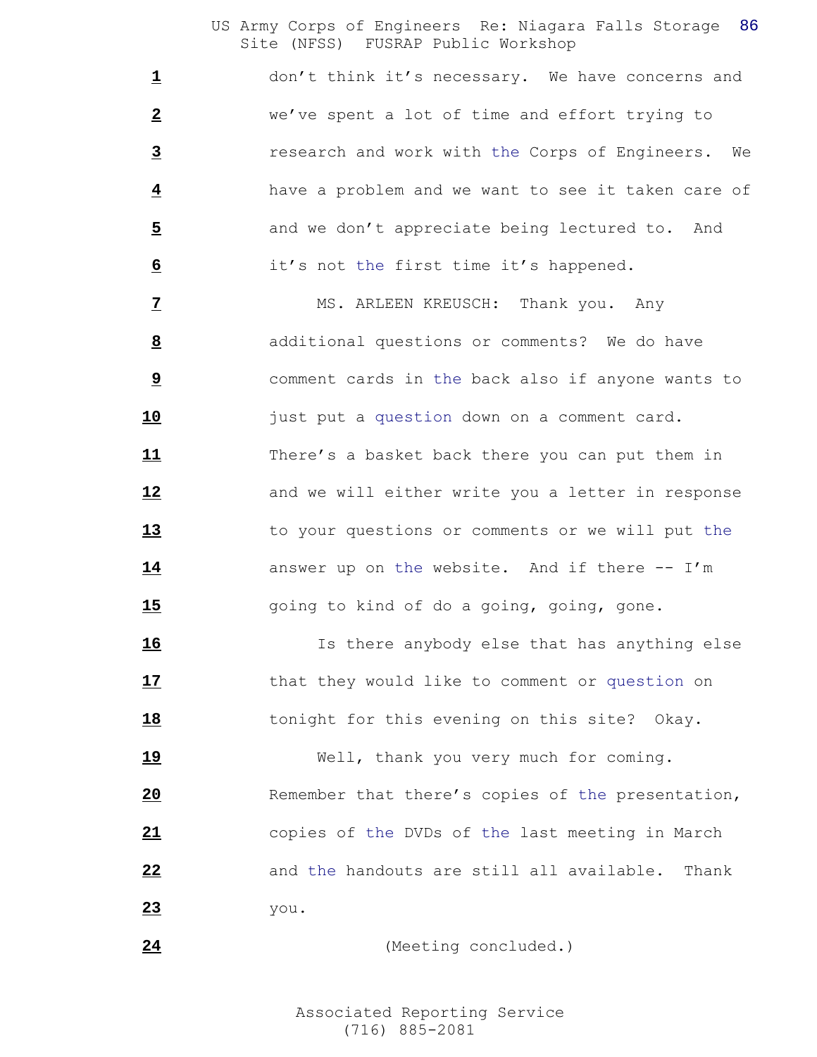1 don't think it's necessary. We have concerns and

2 we've spent a lot of time and effort trying to

3 research and work with the Corps of Engineers. We

4 have a problem and we want to see it taken care of

5 and we don't appreciate being lectured to. And

6 it's not the first time it's happened.

7 MS. ARLEEN KREUSCH: Thank you. Any

8 additional questions or comments? We do have

9 comment cards in the back also if anyone wants to

10 just put a question down on a comment card.

11 There's a basket back there you can put them in

12 and we will either write you a letter in response

13 to your questions or comments or we will put the

14 answer up on the website. And if there -- I'm

15 going to kind of do a going, going, gone.

16 Is there anybody else that has anything else

17 that they would like to comment or question on

18 tonight for this evening on this site? Okay.

19 Well, thank you very much for coming.

20 Remember that there's copies of the presentation,

21 copies of the DVDs of the last meeting in March

22 and the handouts are still all available. Thank

23 you.

24 (Meeting concluded.)

Associated Reporting Service
(716) 885-2081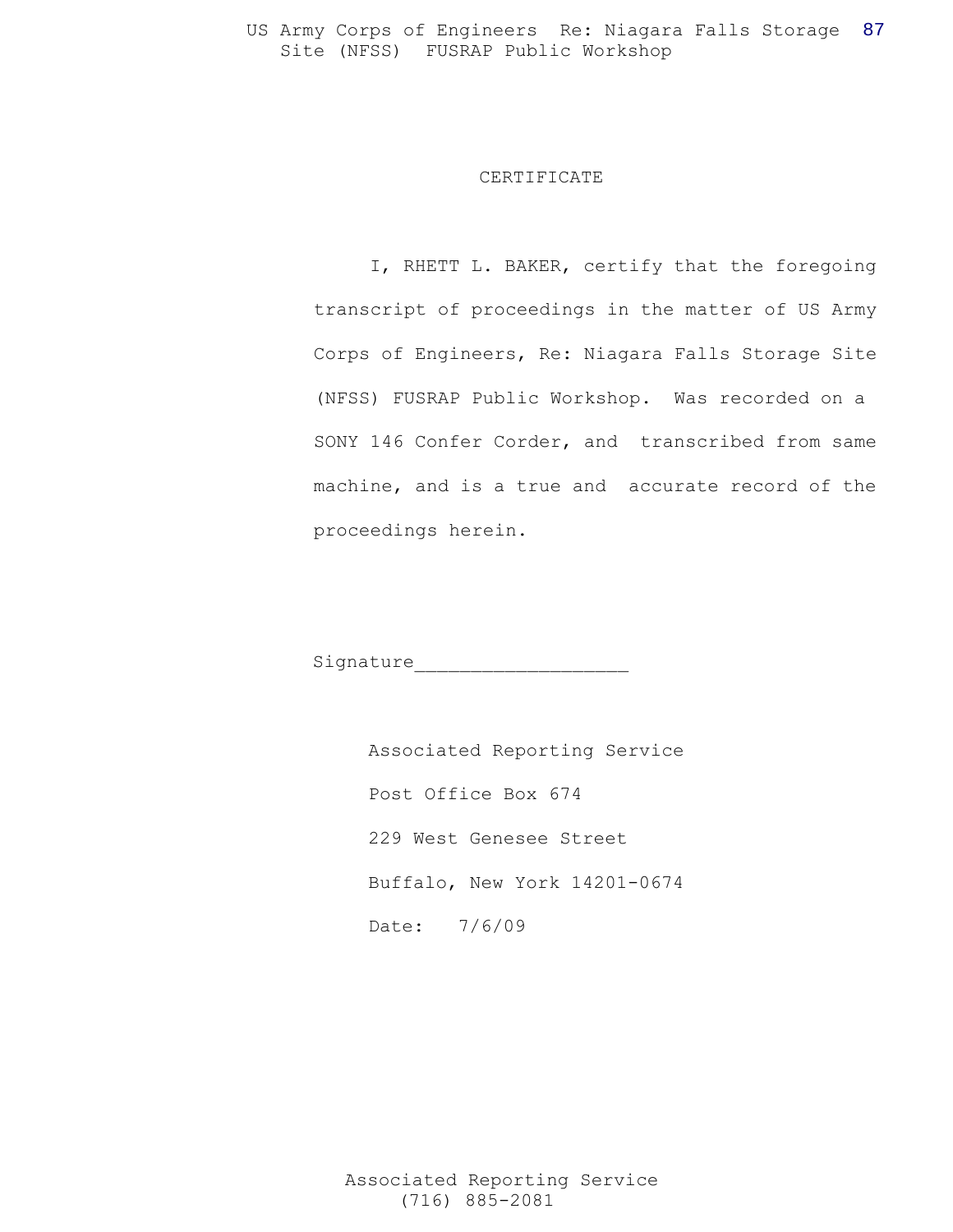# CERTIFICATE

I, RHETT L. BAKER, certify that the foregoing transcript of proceedings in the matter of US Army Corps of Engineers, Re: Niagara Falls Storage Site (NFSS) FUSRAP Public Workshop. Was recorded on a SONY 146 Confer Corder, and transcribed from same machine, and is a true and accurate record of the proceedings herein.

Signature___________________

Associated Reporting Service

Post Office Box 674

229 West Genesee Street

Buffalo, New York 14201-0674

Date: 7/6/09